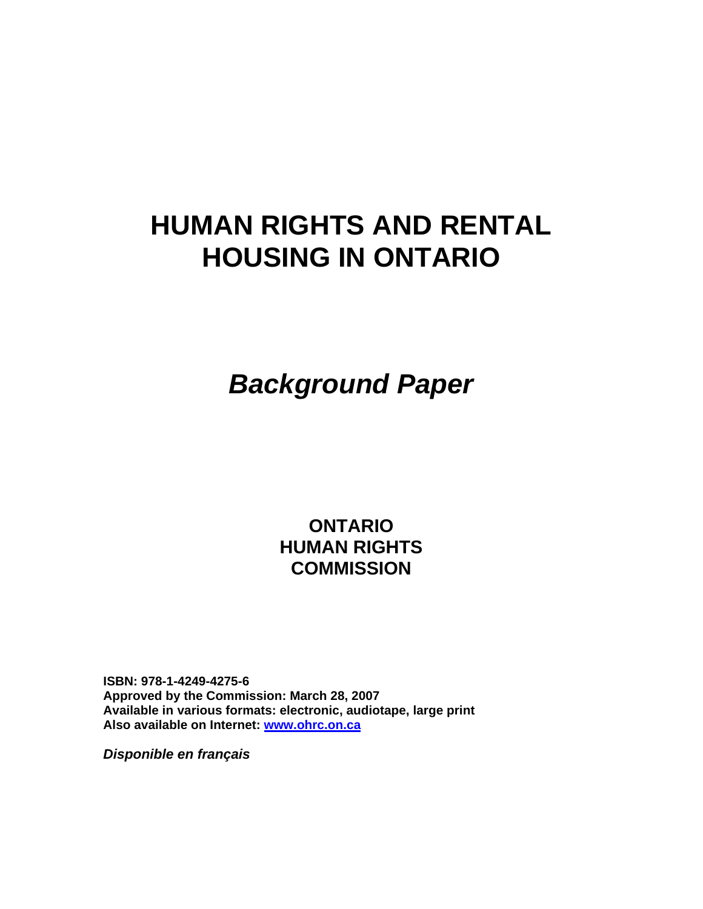# HUMAN RIGHTS AND RENTAL HOUSING IN ONTARIO

## *Background Paper*

**ONTARIO
HUMAN RIGHTS
COMMISSION**

**ISBN: 978-1-4249-4275-6**
**Approved by the Commission: March 28, 2007**
**Available in various formats: electronic, audiotape, large print**
**Also available on Internet: www.ohrc.on.ca**

***Disponible en français***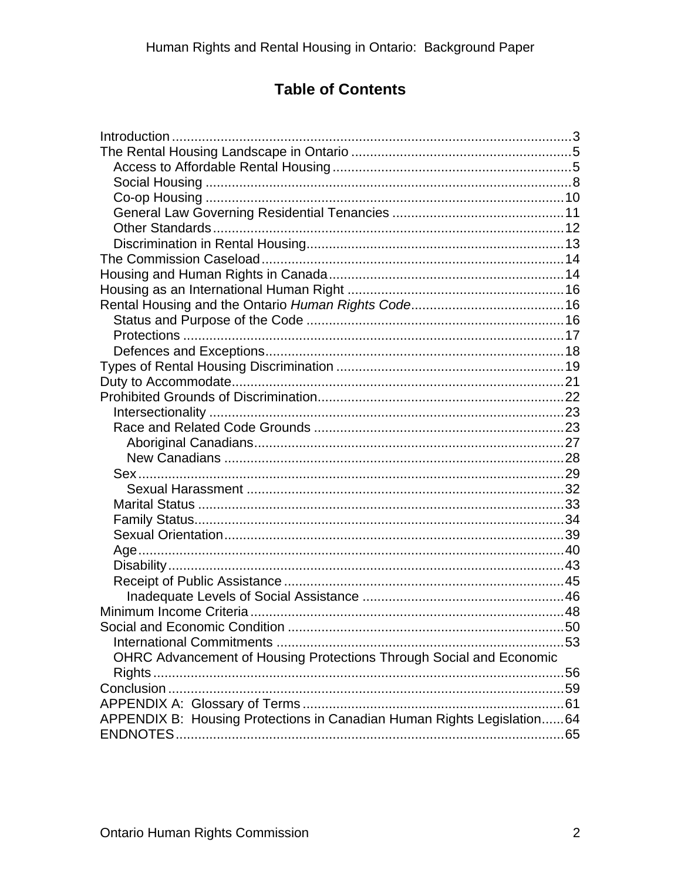# Table of Contents

Introduction .......... 3
The Rental Housing Landscape in Ontario .......... 5
  Access to Affordable Rental Housing .......... 5
  Social Housing .......... 8
  Co-op Housing .......... 10
  General Law Governing Residential Tenancies .......... 11
  Other Standards .......... 12
  Discrimination in Rental Housing .......... 13
The Commission Caseload .......... 14
Housing and Human Rights in Canada .......... 14
Housing as an International Human Right .......... 16
Rental Housing and the Ontario *Human Rights Code* .......... 16
  Status and Purpose of the Code .......... 16
  Protections .......... 17
  Defences and Exceptions .......... 18
Types of Rental Housing Discrimination .......... 19
Duty to Accommodate .......... 21
Prohibited Grounds of Discrimination .......... 22
  Intersectionality .......... 23
  Race and Related Code Grounds .......... 23
    Aboriginal Canadians .......... 27
    New Canadians .......... 28
  Sex .......... 29
    Sexual Harassment .......... 32
  Marital Status .......... 33
  Family Status .......... 34
  Sexual Orientation .......... 39
  Age .......... 40
  Disability .......... 43
  Receipt of Public Assistance .......... 45
    Inadequate Levels of Social Assistance .......... 46
Minimum Income Criteria .......... 48
Social and Economic Condition .......... 50
  International Commitments .......... 53
  OHRC Advancement of Housing Protections Through Social and Economic Rights .......... 56
Conclusion .......... 59
APPENDIX A: Glossary of Terms .......... 61
APPENDIX B: Housing Protections in Canadian Human Rights Legislation .......... 64
ENDNOTES .......... 65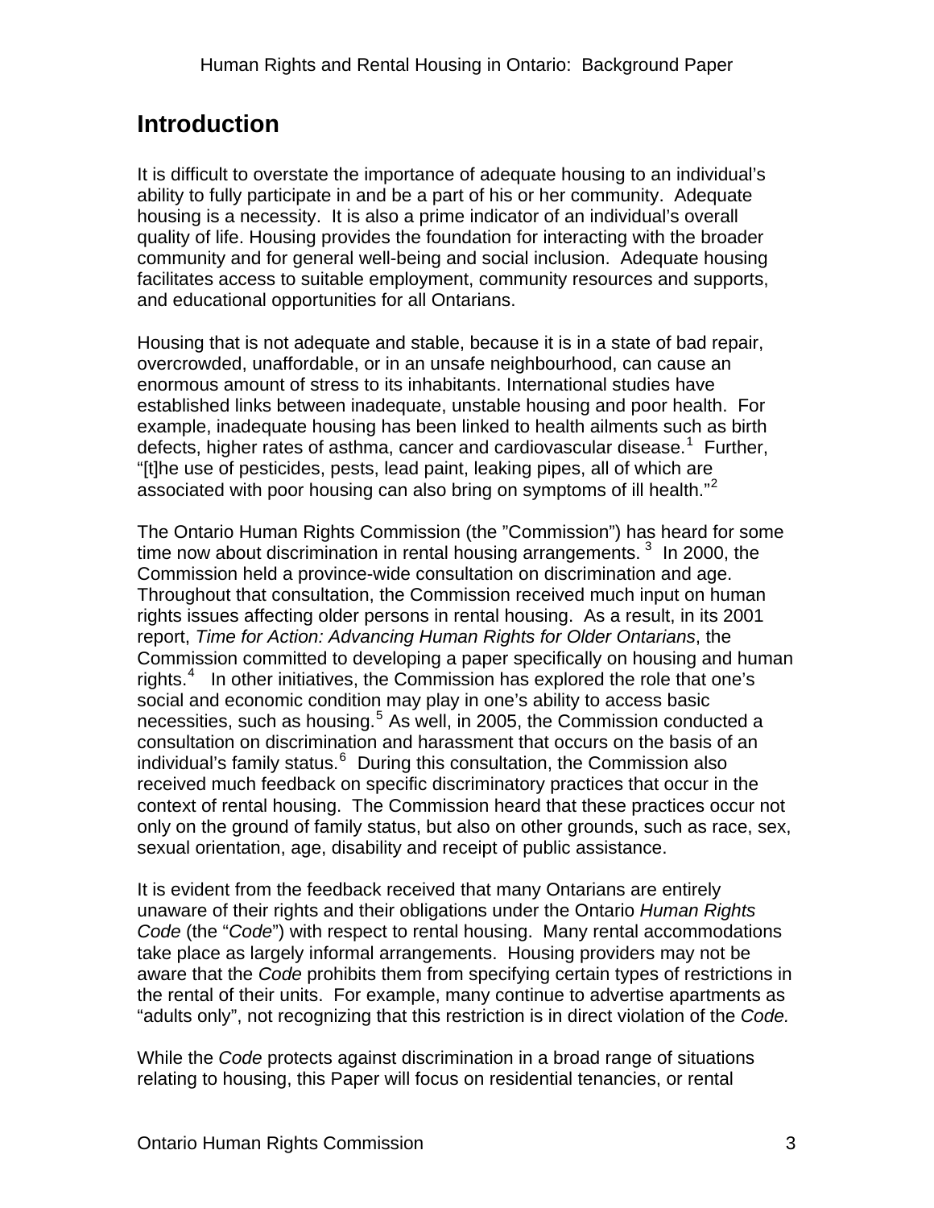# Introduction

It is difficult to overstate the importance of adequate housing to an individual's ability to fully participate in and be a part of his or her community. Adequate housing is a necessity. It is also a prime indicator of an individual's overall quality of life. Housing provides the foundation for interacting with the broader community and for general well-being and social inclusion. Adequate housing facilitates access to suitable employment, community resources and supports, and educational opportunities for all Ontarians.

Housing that is not adequate and stable, because it is in a state of bad repair, overcrowded, unaffordable, or in an unsafe neighbourhood, can cause an enormous amount of stress to its inhabitants. International studies have established links between inadequate, unstable housing and poor health. For example, inadequate housing has been linked to health ailments such as birth defects, higher rates of asthma, cancer and cardiovascular disease.[1] Further, "[t]he use of pesticides, pests, lead paint, leaking pipes, all of which are associated with poor housing can also bring on symptoms of ill health."[2]

The Ontario Human Rights Commission (the "Commission") has heard for some time now about discrimination in rental housing arrangements.[3] In 2000, the Commission held a province-wide consultation on discrimination and age. Throughout that consultation, the Commission received much input on human rights issues affecting older persons in rental housing. As a result, in its 2001 report, *Time for Action: Advancing Human Rights for Older Ontarians*, the Commission committed to developing a paper specifically on housing and human rights.[4] In other initiatives, the Commission has explored the role that one's social and economic condition may play in one's ability to access basic necessities, such as housing.[5] As well, in 2005, the Commission conducted a consultation on discrimination and harassment that occurs on the basis of an individual's family status.[6] During this consultation, the Commission also received much feedback on specific discriminatory practices that occur in the context of rental housing. The Commission heard that these practices occur not only on the ground of family status, but also on other grounds, such as race, sex, sexual orientation, age, disability and receipt of public assistance.

It is evident from the feedback received that many Ontarians are entirely unaware of their rights and their obligations under the Ontario *Human Rights Code* (the "*Code*") with respect to rental housing. Many rental accommodations take place as largely informal arrangements. Housing providers may not be aware that the *Code* prohibits them from specifying certain types of restrictions in the rental of their units. For example, many continue to advertise apartments as "adults only", not recognizing that this restriction is in direct violation of the *Code.*

While the *Code* protects against discrimination in a broad range of situations relating to housing, this Paper will focus on residential tenancies, or rental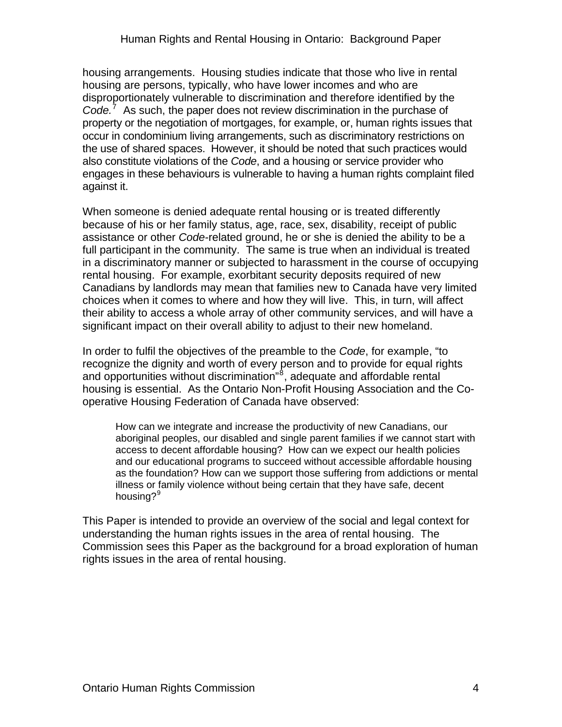housing arrangements. Housing studies indicate that those who live in rental housing are persons, typically, who have lower incomes and who are disproportionately vulnerable to discrimination and therefore identified by the *Code.*[7] As such, the paper does not review discrimination in the purchase of property or the negotiation of mortgages, for example, or, human rights issues that occur in condominium living arrangements, such as discriminatory restrictions on the use of shared spaces. However, it should be noted that such practices would also constitute violations of the *Code*, and a housing or service provider who engages in these behaviours is vulnerable to having a human rights complaint filed against it.

When someone is denied adequate rental housing or is treated differently because of his or her family status, age, race, sex, disability, receipt of public assistance or other *Code*-related ground, he or she is denied the ability to be a full participant in the community. The same is true when an individual is treated in a discriminatory manner or subjected to harassment in the course of occupying rental housing. For example, exorbitant security deposits required of new Canadians by landlords may mean that families new to Canada have very limited choices when it comes to where and how they will live. This, in turn, will affect their ability to access a whole array of other community services, and will have a significant impact on their overall ability to adjust to their new homeland.

In order to fulfil the objectives of the preamble to the *Code*, for example, "to recognize the dignity and worth of every person and to provide for equal rights and opportunities without discrimination"[8], adequate and affordable rental housing is essential. As the Ontario Non-Profit Housing Association and the Co-operative Housing Federation of Canada have observed:

> How can we integrate and increase the productivity of new Canadians, our aboriginal peoples, our disabled and single parent families if we cannot start with access to decent affordable housing? How can we expect our health policies and our educational programs to succeed without accessible affordable housing as the foundation? How can we support those suffering from addictions or mental illness or family violence without being certain that they have safe, decent housing?[9]

This Paper is intended to provide an overview of the social and legal context for understanding the human rights issues in the area of rental housing. The Commission sees this Paper as the background for a broad exploration of human rights issues in the area of rental housing.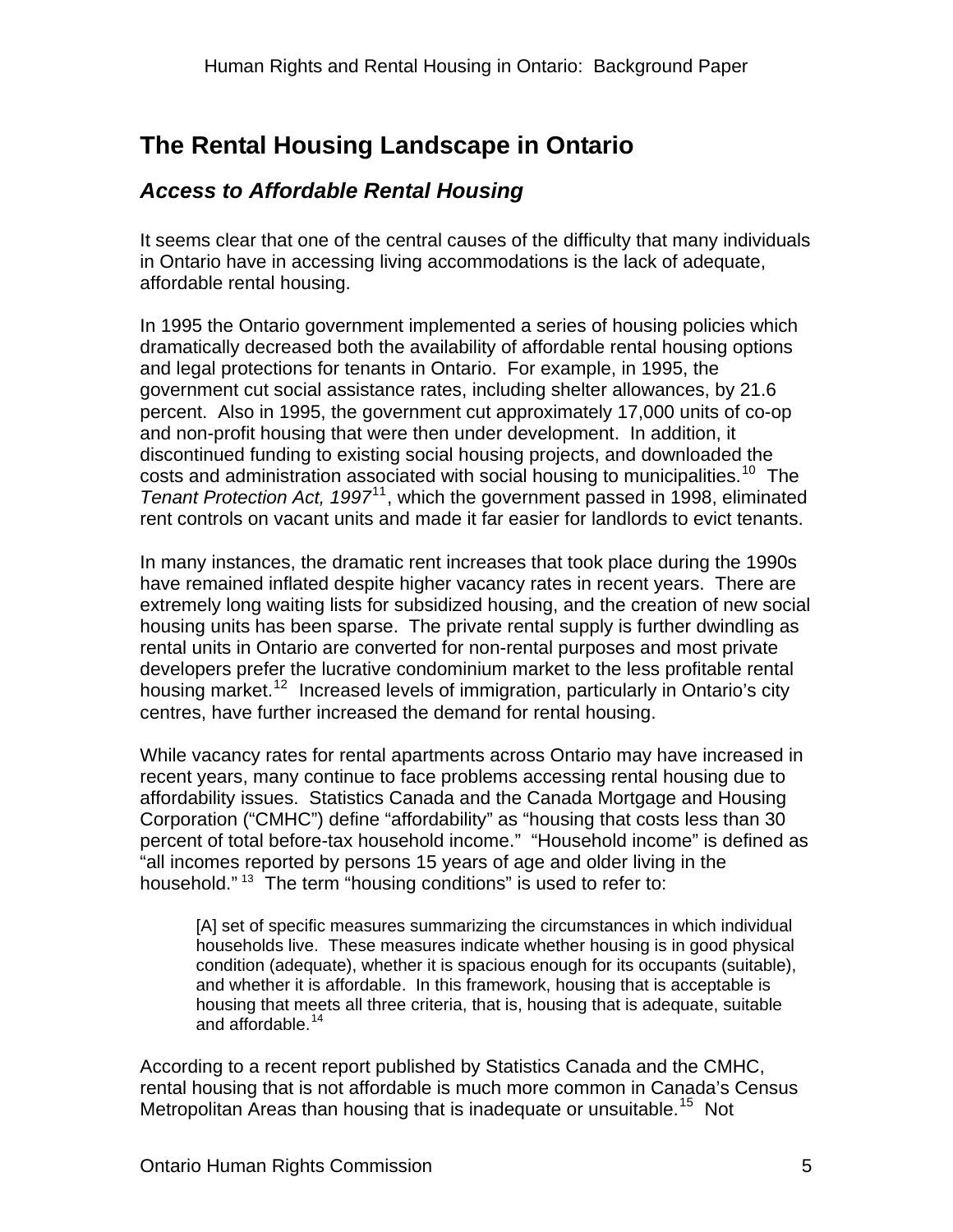# The Rental Housing Landscape in Ontario

## *Access to Affordable Rental Housing*

It seems clear that one of the central causes of the difficulty that many individuals in Ontario have in accessing living accommodations is the lack of adequate, affordable rental housing.

In 1995 the Ontario government implemented a series of housing policies which dramatically decreased both the availability of affordable rental housing options and legal protections for tenants in Ontario. For example, in 1995, the government cut social assistance rates, including shelter allowances, by 21.6 percent. Also in 1995, the government cut approximately 17,000 units of co-op and non-profit housing that were then under development. In addition, it discontinued funding to existing social housing projects, and downloaded the costs and administration associated with social housing to municipalities.[10] The *Tenant Protection Act, 1997*[11], which the government passed in 1998, eliminated rent controls on vacant units and made it far easier for landlords to evict tenants.

In many instances, the dramatic rent increases that took place during the 1990s have remained inflated despite higher vacancy rates in recent years. There are extremely long waiting lists for subsidized housing, and the creation of new social housing units has been sparse. The private rental supply is further dwindling as rental units in Ontario are converted for non-rental purposes and most private developers prefer the lucrative condominium market to the less profitable rental housing market.[12] Increased levels of immigration, particularly in Ontario's city centres, have further increased the demand for rental housing.

While vacancy rates for rental apartments across Ontario may have increased in recent years, many continue to face problems accessing rental housing due to affordability issues. Statistics Canada and the Canada Mortgage and Housing Corporation ("CMHC") define "affordability" as "housing that costs less than 30 percent of total before-tax household income." "Household income" is defined as "all incomes reported by persons 15 years of age and older living in the household." [13] The term "housing conditions" is used to refer to:

> [A] set of specific measures summarizing the circumstances in which individual households live. These measures indicate whether housing is in good physical condition (adequate), whether it is spacious enough for its occupants (suitable), and whether it is affordable. In this framework, housing that is acceptable is housing that meets all three criteria, that is, housing that is adequate, suitable and affordable.[14]

According to a recent report published by Statistics Canada and the CMHC, rental housing that is not affordable is much more common in Canada's Census Metropolitan Areas than housing that is inadequate or unsuitable.[15] Not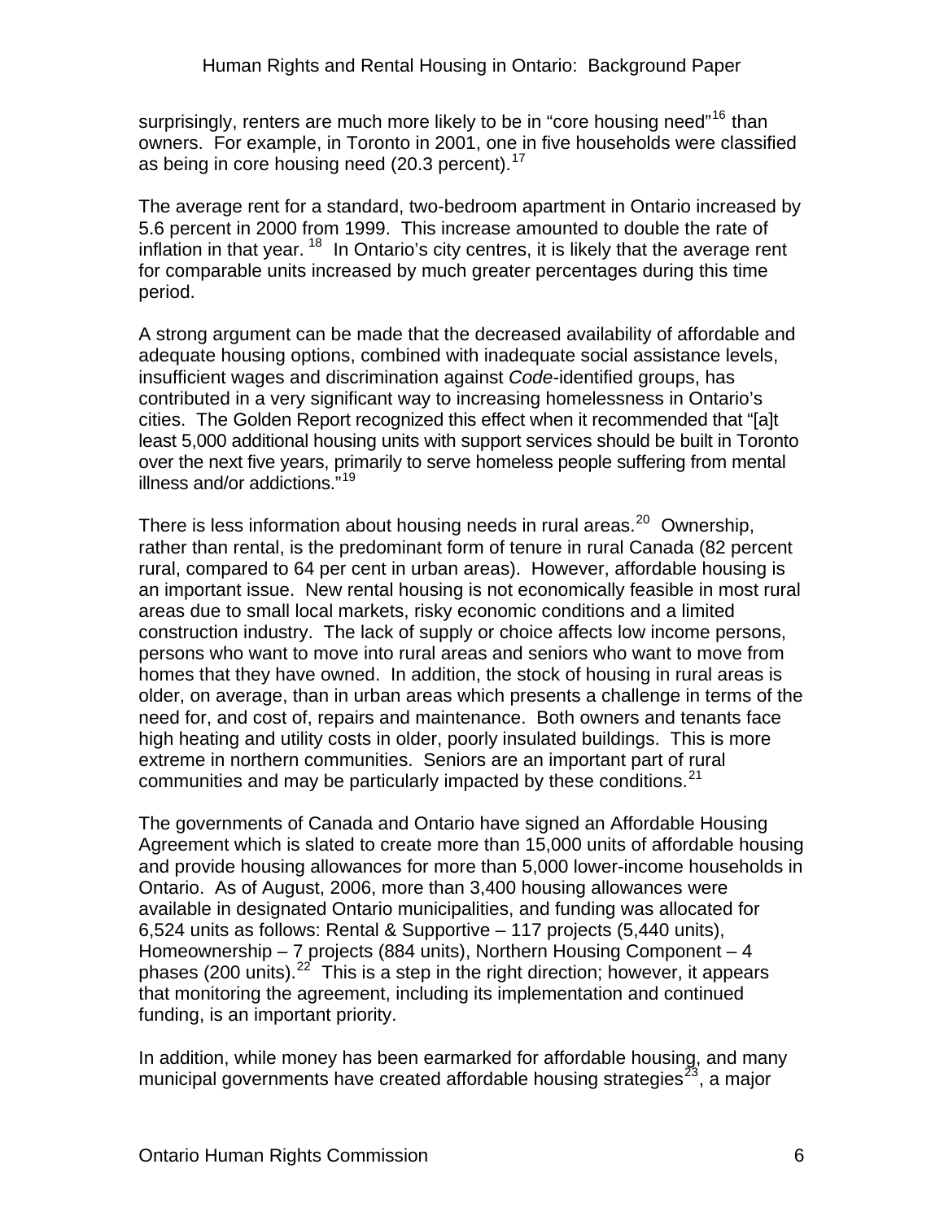surprisingly, renters are much more likely to be in "core housing need"[16] than owners. For example, in Toronto in 2001, one in five households were classified as being in core housing need (20.3 percent).[17]

The average rent for a standard, two-bedroom apartment in Ontario increased by 5.6 percent in 2000 from 1999. This increase amounted to double the rate of inflation in that year.[18] In Ontario's city centres, it is likely that the average rent for comparable units increased by much greater percentages during this time period.

A strong argument can be made that the decreased availability of affordable and adequate housing options, combined with inadequate social assistance levels, insufficient wages and discrimination against *Code*-identified groups, has contributed in a very significant way to increasing homelessness in Ontario's cities. The Golden Report recognized this effect when it recommended that "[a]t least 5,000 additional housing units with support services should be built in Toronto over the next five years, primarily to serve homeless people suffering from mental illness and/or addictions."[19]

There is less information about housing needs in rural areas.[20] Ownership, rather than rental, is the predominant form of tenure in rural Canada (82 percent rural, compared to 64 per cent in urban areas). However, affordable housing is an important issue. New rental housing is not economically feasible in most rural areas due to small local markets, risky economic conditions and a limited construction industry. The lack of supply or choice affects low income persons, persons who want to move into rural areas and seniors who want to move from homes that they have owned. In addition, the stock of housing in rural areas is older, on average, than in urban areas which presents a challenge in terms of the need for, and cost of, repairs and maintenance. Both owners and tenants face high heating and utility costs in older, poorly insulated buildings. This is more extreme in northern communities. Seniors are an important part of rural communities and may be particularly impacted by these conditions.[21]

The governments of Canada and Ontario have signed an Affordable Housing Agreement which is slated to create more than 15,000 units of affordable housing and provide housing allowances for more than 5,000 lower-income households in Ontario. As of August, 2006, more than 3,400 housing allowances were available in designated Ontario municipalities, and funding was allocated for 6,524 units as follows: Rental & Supportive – 117 projects (5,440 units), Homeownership – 7 projects (884 units), Northern Housing Component – 4 phases (200 units).[22] This is a step in the right direction; however, it appears that monitoring the agreement, including its implementation and continued funding, is an important priority.

In addition, while money has been earmarked for affordable housing, and many municipal governments have created affordable housing strategies[23], a major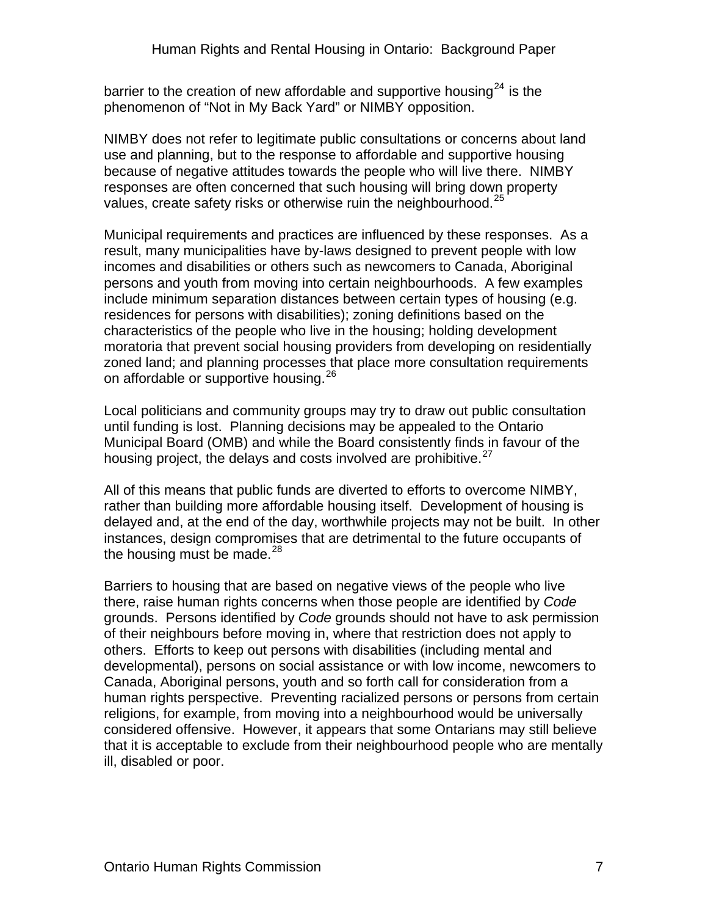barrier to the creation of new affordable and supportive housing[24] is the phenomenon of "Not in My Back Yard" or NIMBY opposition.

NIMBY does not refer to legitimate public consultations or concerns about land use and planning, but to the response to affordable and supportive housing because of negative attitudes towards the people who will live there. NIMBY responses are often concerned that such housing will bring down property values, create safety risks or otherwise ruin the neighbourhood.[25]

Municipal requirements and practices are influenced by these responses. As a result, many municipalities have by-laws designed to prevent people with low incomes and disabilities or others such as newcomers to Canada, Aboriginal persons and youth from moving into certain neighbourhoods. A few examples include minimum separation distances between certain types of housing (e.g. residences for persons with disabilities); zoning definitions based on the characteristics of the people who live in the housing; holding development moratoria that prevent social housing providers from developing on residentially zoned land; and planning processes that place more consultation requirements on affordable or supportive housing.[26]

Local politicians and community groups may try to draw out public consultation until funding is lost. Planning decisions may be appealed to the Ontario Municipal Board (OMB) and while the Board consistently finds in favour of the housing project, the delays and costs involved are prohibitive.[27]

All of this means that public funds are diverted to efforts to overcome NIMBY, rather than building more affordable housing itself. Development of housing is delayed and, at the end of the day, worthwhile projects may not be built. In other instances, design compromises that are detrimental to the future occupants of the housing must be made.[28]

Barriers to housing that are based on negative views of the people who live there, raise human rights concerns when those people are identified by *Code* grounds. Persons identified by *Code* grounds should not have to ask permission of their neighbours before moving in, where that restriction does not apply to others. Efforts to keep out persons with disabilities (including mental and developmental), persons on social assistance or with low income, newcomers to Canada, Aboriginal persons, youth and so forth call for consideration from a human rights perspective. Preventing racialized persons or persons from certain religions, for example, from moving into a neighbourhood would be universally considered offensive. However, it appears that some Ontarians may still believe that it is acceptable to exclude from their neighbourhood people who are mentally ill, disabled or poor.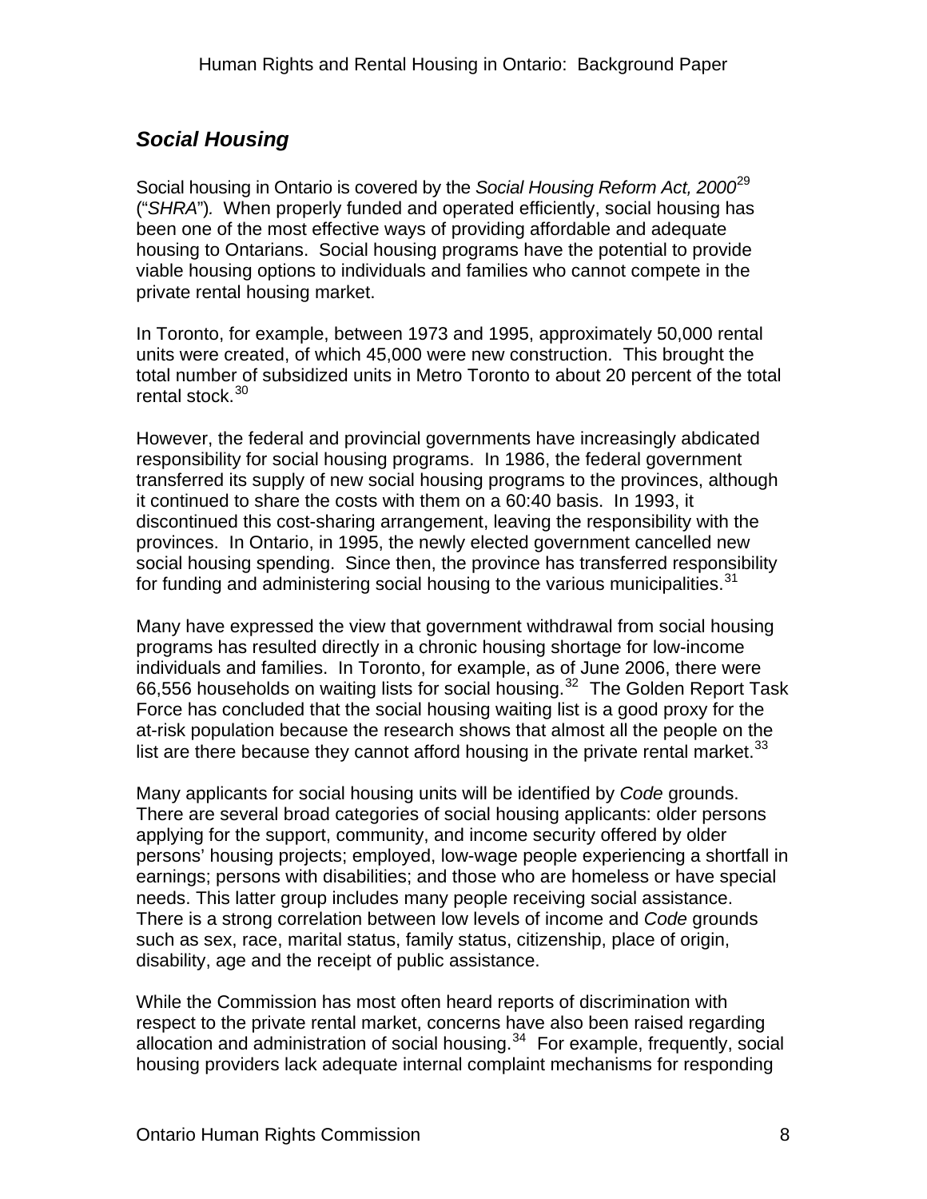## *Social Housing*

Social housing in Ontario is covered by the *Social Housing Reform Act, 2000*[29] ("*SHRA*"). When properly funded and operated efficiently, social housing has been one of the most effective ways of providing affordable and adequate housing to Ontarians. Social housing programs have the potential to provide viable housing options to individuals and families who cannot compete in the private rental housing market.

In Toronto, for example, between 1973 and 1995, approximately 50,000 rental units were created, of which 45,000 were new construction. This brought the total number of subsidized units in Metro Toronto to about 20 percent of the total rental stock.[30]

However, the federal and provincial governments have increasingly abdicated responsibility for social housing programs. In 1986, the federal government transferred its supply of new social housing programs to the provinces, although it continued to share the costs with them on a 60:40 basis. In 1993, it discontinued this cost-sharing arrangement, leaving the responsibility with the provinces. In Ontario, in 1995, the newly elected government cancelled new social housing spending. Since then, the province has transferred responsibility for funding and administering social housing to the various municipalities.[31]

Many have expressed the view that government withdrawal from social housing programs has resulted directly in a chronic housing shortage for low-income individuals and families. In Toronto, for example, as of June 2006, there were 66,556 households on waiting lists for social housing.[32] The Golden Report Task Force has concluded that the social housing waiting list is a good proxy for the at-risk population because the research shows that almost all the people on the list are there because they cannot afford housing in the private rental market.[33]

Many applicants for social housing units will be identified by *Code* grounds. There are several broad categories of social housing applicants: older persons applying for the support, community, and income security offered by older persons' housing projects; employed, low-wage people experiencing a shortfall in earnings; persons with disabilities; and those who are homeless or have special needs. This latter group includes many people receiving social assistance. There is a strong correlation between low levels of income and *Code* grounds such as sex, race, marital status, family status, citizenship, place of origin, disability, age and the receipt of public assistance.

While the Commission has most often heard reports of discrimination with respect to the private rental market, concerns have also been raised regarding allocation and administration of social housing.[34] For example, frequently, social housing providers lack adequate internal complaint mechanisms for responding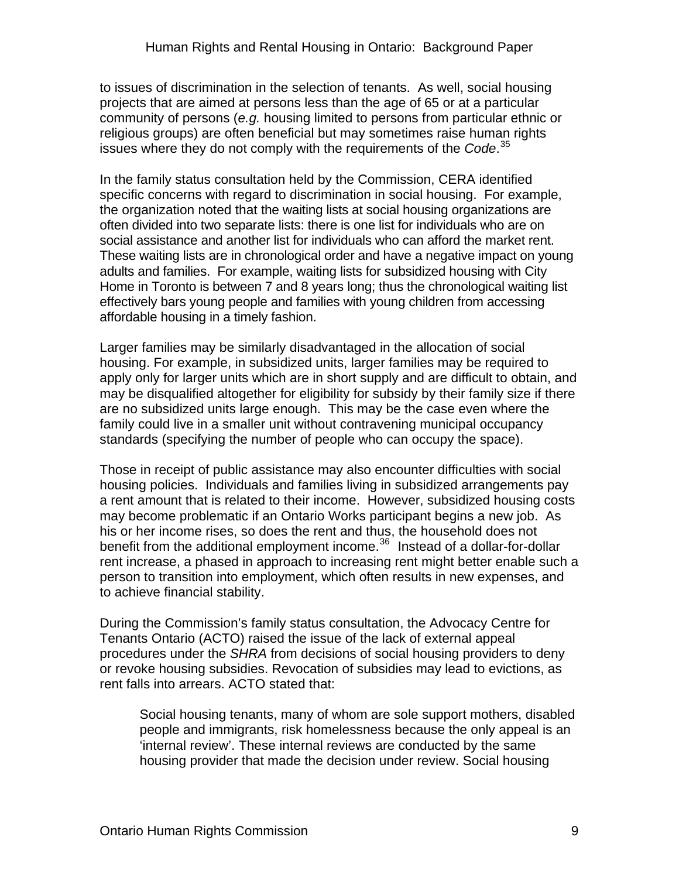to issues of discrimination in the selection of tenants. As well, social housing projects that are aimed at persons less than the age of 65 or at a particular community of persons (*e.g.* housing limited to persons from particular ethnic or religious groups) are often beneficial but may sometimes raise human rights issues where they do not comply with the requirements of the *Code*.[35]

In the family status consultation held by the Commission, CERA identified specific concerns with regard to discrimination in social housing. For example, the organization noted that the waiting lists at social housing organizations are often divided into two separate lists: there is one list for individuals who are on social assistance and another list for individuals who can afford the market rent. These waiting lists are in chronological order and have a negative impact on young adults and families. For example, waiting lists for subsidized housing with City Home in Toronto is between 7 and 8 years long; thus the chronological waiting list effectively bars young people and families with young children from accessing affordable housing in a timely fashion.

Larger families may be similarly disadvantaged in the allocation of social housing. For example, in subsidized units, larger families may be required to apply only for larger units which are in short supply and are difficult to obtain, and may be disqualified altogether for eligibility for subsidy by their family size if there are no subsidized units large enough. This may be the case even where the family could live in a smaller unit without contravening municipal occupancy standards (specifying the number of people who can occupy the space).

Those in receipt of public assistance may also encounter difficulties with social housing policies. Individuals and families living in subsidized arrangements pay a rent amount that is related to their income. However, subsidized housing costs may become problematic if an Ontario Works participant begins a new job. As his or her income rises, so does the rent and thus, the household does not benefit from the additional employment income.[36] Instead of a dollar-for-dollar rent increase, a phased in approach to increasing rent might better enable such a person to transition into employment, which often results in new expenses, and to achieve financial stability.

During the Commission's family status consultation, the Advocacy Centre for Tenants Ontario (ACTO) raised the issue of the lack of external appeal procedures under the *SHRA* from decisions of social housing providers to deny or revoke housing subsidies. Revocation of subsidies may lead to evictions, as rent falls into arrears. ACTO stated that:

> Social housing tenants, many of whom are sole support mothers, disabled people and immigrants, risk homelessness because the only appeal is an 'internal review'. These internal reviews are conducted by the same housing provider that made the decision under review. Social housing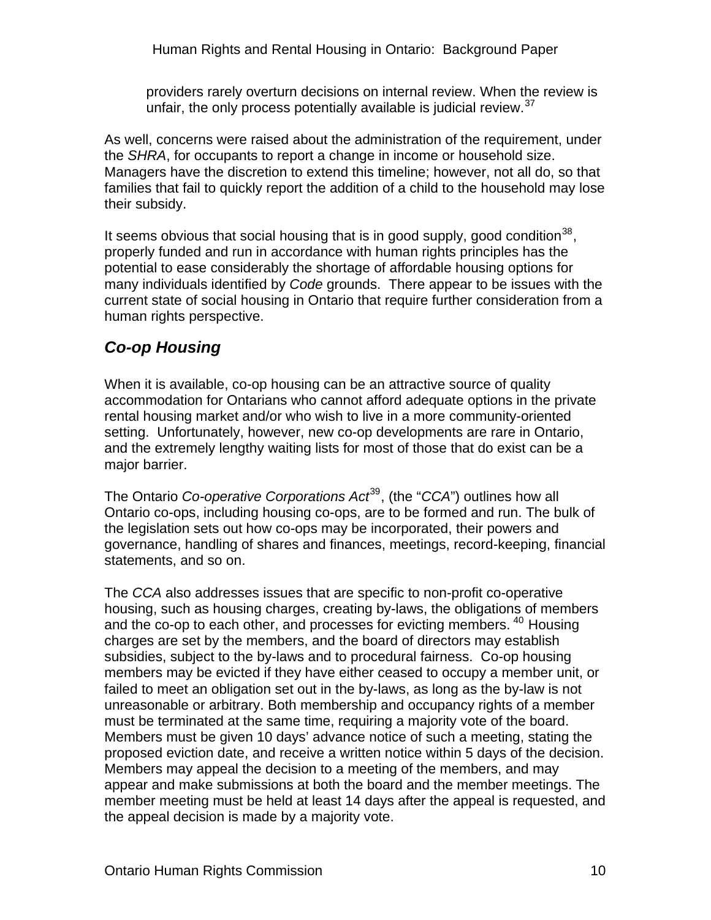providers rarely overturn decisions on internal review. When the review is unfair, the only process potentially available is judicial review.[37]

As well, concerns were raised about the administration of the requirement, under the *SHRA*, for occupants to report a change in income or household size. Managers have the discretion to extend this timeline; however, not all do, so that families that fail to quickly report the addition of a child to the household may lose their subsidy.

It seems obvious that social housing that is in good supply, good condition[38], properly funded and run in accordance with human rights principles has the potential to ease considerably the shortage of affordable housing options for many individuals identified by *Code* grounds. There appear to be issues with the current state of social housing in Ontario that require further consideration from a human rights perspective.

## *Co-op Housing*

When it is available, co-op housing can be an attractive source of quality accommodation for Ontarians who cannot afford adequate options in the private rental housing market and/or who wish to live in a more community-oriented setting. Unfortunately, however, new co-op developments are rare in Ontario, and the extremely lengthy waiting lists for most of those that do exist can be a major barrier.

The Ontario *Co-operative Corporations Act*[39], (the "*CCA*") outlines how all Ontario co-ops, including housing co-ops, are to be formed and run. The bulk of the legislation sets out how co-ops may be incorporated, their powers and governance, handling of shares and finances, meetings, record-keeping, financial statements, and so on.

The *CCA* also addresses issues that are specific to non-profit co-operative housing, such as housing charges, creating by-laws, the obligations of members and the co-op to each other, and processes for evicting members. [40] Housing charges are set by the members, and the board of directors may establish subsidies, subject to the by-laws and to procedural fairness. Co-op housing members may be evicted if they have either ceased to occupy a member unit, or failed to meet an obligation set out in the by-laws, as long as the by-law is not unreasonable or arbitrary. Both membership and occupancy rights of a member must be terminated at the same time, requiring a majority vote of the board. Members must be given 10 days' advance notice of such a meeting, stating the proposed eviction date, and receive a written notice within 5 days of the decision. Members may appeal the decision to a meeting of the members, and may appear and make submissions at both the board and the member meetings. The member meeting must be held at least 14 days after the appeal is requested, and the appeal decision is made by a majority vote.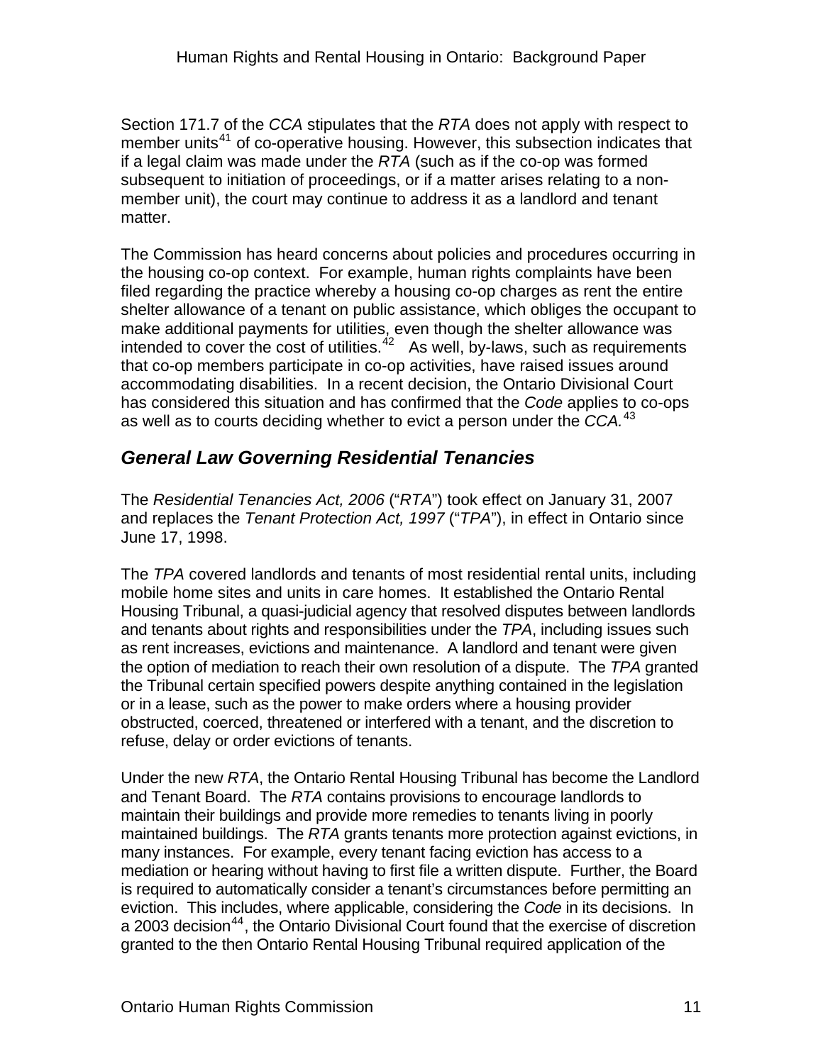Section 171.7 of the *CCA* stipulates that the *RTA* does not apply with respect to member units[41] of co-operative housing. However, this subsection indicates that if a legal claim was made under the *RTA* (such as if the co-op was formed subsequent to initiation of proceedings, or if a matter arises relating to a non-member unit), the court may continue to address it as a landlord and tenant matter.

The Commission has heard concerns about policies and procedures occurring in the housing co-op context. For example, human rights complaints have been filed regarding the practice whereby a housing co-op charges as rent the entire shelter allowance of a tenant on public assistance, which obliges the occupant to make additional payments for utilities, even though the shelter allowance was intended to cover the cost of utilities.[42] As well, by-laws, such as requirements that co-op members participate in co-op activities, have raised issues around accommodating disabilities. In a recent decision, the Ontario Divisional Court has considered this situation and has confirmed that the *Code* applies to co-ops as well as to courts deciding whether to evict a person under the *CCA.*[43]

## *General Law Governing Residential Tenancies*

The *Residential Tenancies Act, 2006* ("*RTA*") took effect on January 31, 2007 and replaces the *Tenant Protection Act, 1997* ("*TPA*"), in effect in Ontario since June 17, 1998.

The *TPA* covered landlords and tenants of most residential rental units, including mobile home sites and units in care homes. It established the Ontario Rental Housing Tribunal, a quasi-judicial agency that resolved disputes between landlords and tenants about rights and responsibilities under the *TPA*, including issues such as rent increases, evictions and maintenance. A landlord and tenant were given the option of mediation to reach their own resolution of a dispute. The *TPA* granted the Tribunal certain specified powers despite anything contained in the legislation or in a lease, such as the power to make orders where a housing provider obstructed, coerced, threatened or interfered with a tenant, and the discretion to refuse, delay or order evictions of tenants.

Under the new *RTA*, the Ontario Rental Housing Tribunal has become the Landlord and Tenant Board. The *RTA* contains provisions to encourage landlords to maintain their buildings and provide more remedies to tenants living in poorly maintained buildings. The *RTA* grants tenants more protection against evictions, in many instances. For example, every tenant facing eviction has access to a mediation or hearing without having to first file a written dispute. Further, the Board is required to automatically consider a tenant's circumstances before permitting an eviction. This includes, where applicable, considering the *Code* in its decisions. In a 2003 decision[44], the Ontario Divisional Court found that the exercise of discretion granted to the then Ontario Rental Housing Tribunal required application of the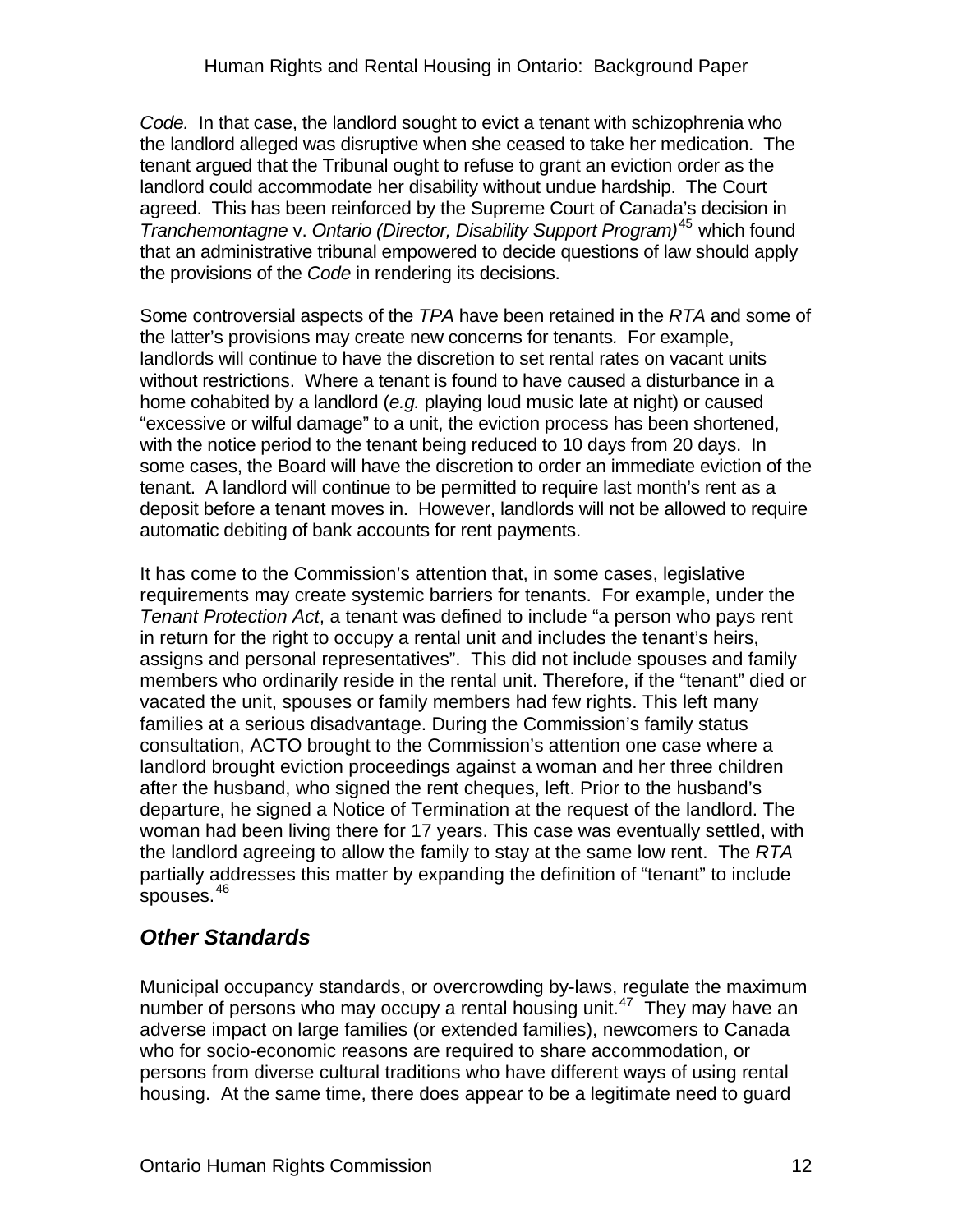*Code.* In that case, the landlord sought to evict a tenant with schizophrenia who the landlord alleged was disruptive when she ceased to take her medication. The tenant argued that the Tribunal ought to refuse to grant an eviction order as the landlord could accommodate her disability without undue hardship. The Court agreed. This has been reinforced by the Supreme Court of Canada's decision in *Tranchemontagne* v. *Ontario (Director, Disability Support Program)*[45] which found that an administrative tribunal empowered to decide questions of law should apply the provisions of the *Code* in rendering its decisions.

Some controversial aspects of the *TPA* have been retained in the *RTA* and some of the latter's provisions may create new concerns for tenants. For example, landlords will continue to have the discretion to set rental rates on vacant units without restrictions. Where a tenant is found to have caused a disturbance in a home cohabited by a landlord (*e.g.* playing loud music late at night) or caused "excessive or wilful damage" to a unit, the eviction process has been shortened, with the notice period to the tenant being reduced to 10 days from 20 days. In some cases, the Board will have the discretion to order an immediate eviction of the tenant. A landlord will continue to be permitted to require last month's rent as a deposit before a tenant moves in. However, landlords will not be allowed to require automatic debiting of bank accounts for rent payments.

It has come to the Commission's attention that, in some cases, legislative requirements may create systemic barriers for tenants. For example, under the *Tenant Protection Act*, a tenant was defined to include "a person who pays rent in return for the right to occupy a rental unit and includes the tenant's heirs, assigns and personal representatives". This did not include spouses and family members who ordinarily reside in the rental unit. Therefore, if the "tenant" died or vacated the unit, spouses or family members had few rights. This left many families at a serious disadvantage. During the Commission's family status consultation, ACTO brought to the Commission's attention one case where a landlord brought eviction proceedings against a woman and her three children after the husband, who signed the rent cheques, left. Prior to the husband's departure, he signed a Notice of Termination at the request of the landlord. The woman had been living there for 17 years. This case was eventually settled, with the landlord agreeing to allow the family to stay at the same low rent. The *RTA* partially addresses this matter by expanding the definition of "tenant" to include spouses.[46]

## *Other Standards*

Municipal occupancy standards, or overcrowding by-laws, regulate the maximum number of persons who may occupy a rental housing unit.[47] They may have an adverse impact on large families (or extended families), newcomers to Canada who for socio-economic reasons are required to share accommodation, or persons from diverse cultural traditions who have different ways of using rental housing. At the same time, there does appear to be a legitimate need to guard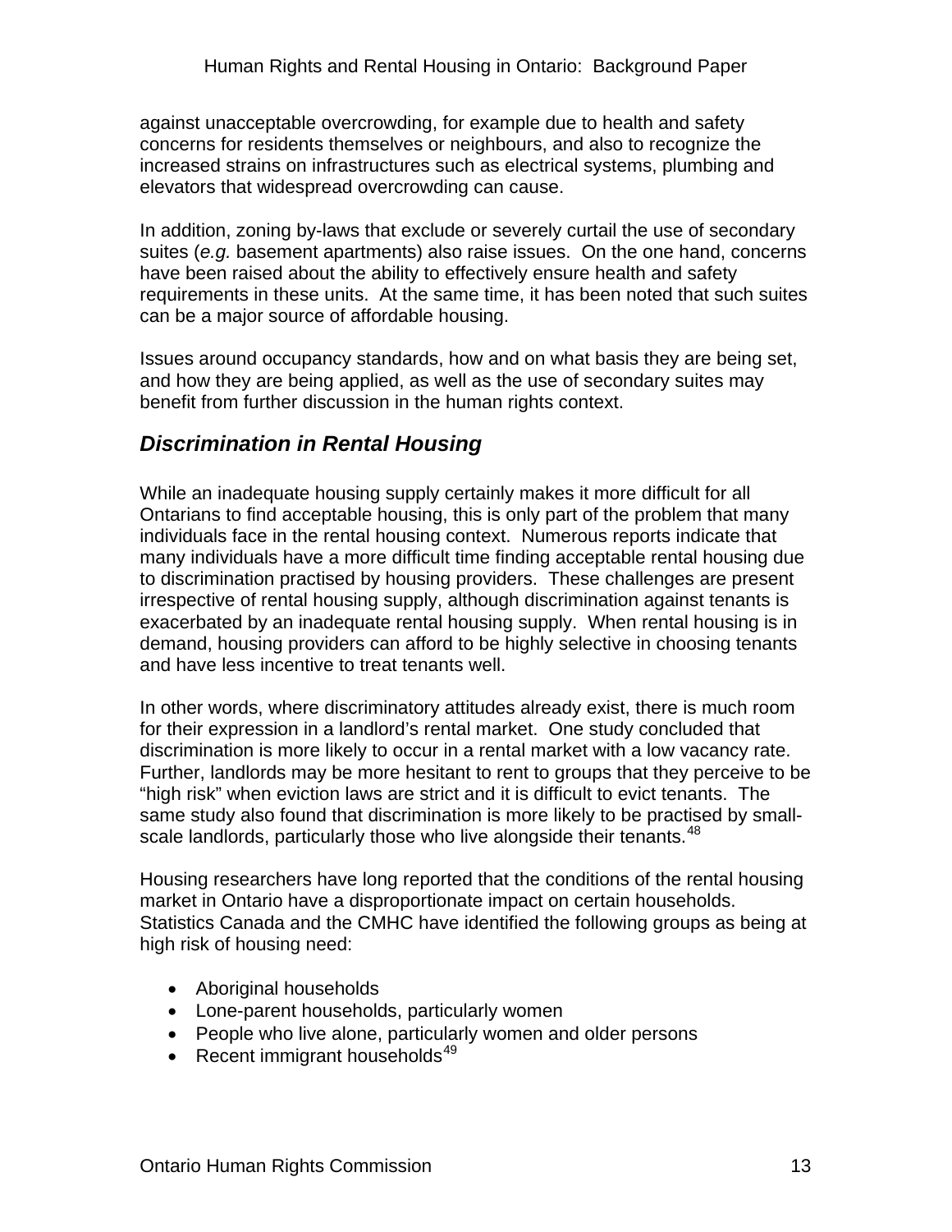against unacceptable overcrowding, for example due to health and safety concerns for residents themselves or neighbours, and also to recognize the increased strains on infrastructures such as electrical systems, plumbing and elevators that widespread overcrowding can cause.

In addition, zoning by-laws that exclude or severely curtail the use of secondary suites (*e.g.* basement apartments) also raise issues. On the one hand, concerns have been raised about the ability to effectively ensure health and safety requirements in these units. At the same time, it has been noted that such suites can be a major source of affordable housing.

Issues around occupancy standards, how and on what basis they are being set, and how they are being applied, as well as the use of secondary suites may benefit from further discussion in the human rights context.

## *Discrimination in Rental Housing*

While an inadequate housing supply certainly makes it more difficult for all Ontarians to find acceptable housing, this is only part of the problem that many individuals face in the rental housing context. Numerous reports indicate that many individuals have a more difficult time finding acceptable rental housing due to discrimination practised by housing providers. These challenges are present irrespective of rental housing supply, although discrimination against tenants is exacerbated by an inadequate rental housing supply. When rental housing is in demand, housing providers can afford to be highly selective in choosing tenants and have less incentive to treat tenants well.

In other words, where discriminatory attitudes already exist, there is much room for their expression in a landlord's rental market. One study concluded that discrimination is more likely to occur in a rental market with a low vacancy rate. Further, landlords may be more hesitant to rent to groups that they perceive to be "high risk" when eviction laws are strict and it is difficult to evict tenants. The same study also found that discrimination is more likely to be practised by small-scale landlords, particularly those who live alongside their tenants.[48]

Housing researchers have long reported that the conditions of the rental housing market in Ontario have a disproportionate impact on certain households. Statistics Canada and the CMHC have identified the following groups as being at high risk of housing need:

- Aboriginal households
- Lone-parent households, particularly women
- People who live alone, particularly women and older persons
- Recent immigrant households[49]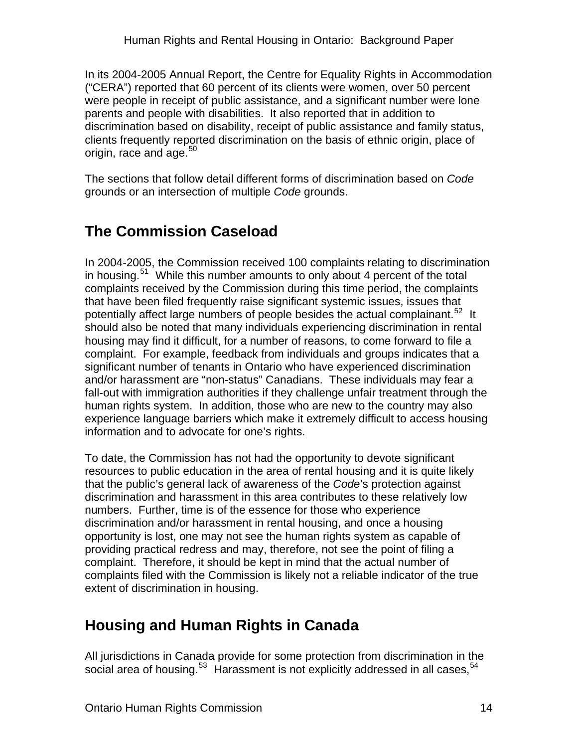In its 2004-2005 Annual Report, the Centre for Equality Rights in Accommodation ("CERA") reported that 60 percent of its clients were women, over 50 percent were people in receipt of public assistance, and a significant number were lone parents and people with disabilities. It also reported that in addition to discrimination based on disability, receipt of public assistance and family status, clients frequently reported discrimination on the basis of ethnic origin, place of origin, race and age.[50]

The sections that follow detail different forms of discrimination based on *Code* grounds or an intersection of multiple *Code* grounds.

## The Commission Caseload

In 2004-2005, the Commission received 100 complaints relating to discrimination in housing.[51] While this number amounts to only about 4 percent of the total complaints received by the Commission during this time period, the complaints that have been filed frequently raise significant systemic issues, issues that potentially affect large numbers of people besides the actual complainant.[52] It should also be noted that many individuals experiencing discrimination in rental housing may find it difficult, for a number of reasons, to come forward to file a complaint. For example, feedback from individuals and groups indicates that a significant number of tenants in Ontario who have experienced discrimination and/or harassment are "non-status" Canadians. These individuals may fear a fall-out with immigration authorities if they challenge unfair treatment through the human rights system. In addition, those who are new to the country may also experience language barriers which make it extremely difficult to access housing information and to advocate for one's rights.

To date, the Commission has not had the opportunity to devote significant resources to public education in the area of rental housing and it is quite likely that the public's general lack of awareness of the *Code*'s protection against discrimination and harassment in this area contributes to these relatively low numbers. Further, time is of the essence for those who experience discrimination and/or harassment in rental housing, and once a housing opportunity is lost, one may not see the human rights system as capable of providing practical redress and may, therefore, not see the point of filing a complaint. Therefore, it should be kept in mind that the actual number of complaints filed with the Commission is likely not a reliable indicator of the true extent of discrimination in housing.

## Housing and Human Rights in Canada

All jurisdictions in Canada provide for some protection from discrimination in the social area of housing.[53] Harassment is not explicitly addressed in all cases,[54]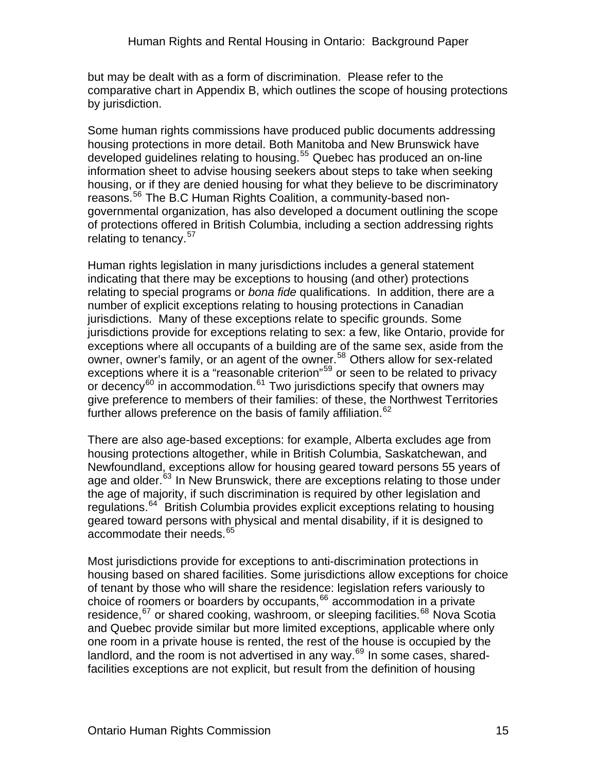but may be dealt with as a form of discrimination. Please refer to the comparative chart in Appendix B, which outlines the scope of housing protections by jurisdiction.

Some human rights commissions have produced public documents addressing housing protections in more detail. Both Manitoba and New Brunswick have developed guidelines relating to housing.[55] Quebec has produced an on-line information sheet to advise housing seekers about steps to take when seeking housing, or if they are denied housing for what they believe to be discriminatory reasons.[56] The B.C Human Rights Coalition, a community-based non-governmental organization, has also developed a document outlining the scope of protections offered in British Columbia, including a section addressing rights relating to tenancy.[57]

Human rights legislation in many jurisdictions includes a general statement indicating that there may be exceptions to housing (and other) protections relating to special programs or *bona fide* qualifications. In addition, there are a number of explicit exceptions relating to housing protections in Canadian jurisdictions. Many of these exceptions relate to specific grounds. Some jurisdictions provide for exceptions relating to sex: a few, like Ontario, provide for exceptions where all occupants of a building are of the same sex, aside from the owner, owner's family, or an agent of the owner.[58] Others allow for sex-related exceptions where it is a "reasonable criterion"[59] or seen to be related to privacy or decency[60] in accommodation.[61] Two jurisdictions specify that owners may give preference to members of their families: of these, the Northwest Territories further allows preference on the basis of family affiliation.[62]

There are also age-based exceptions: for example, Alberta excludes age from housing protections altogether, while in British Columbia, Saskatchewan, and Newfoundland, exceptions allow for housing geared toward persons 55 years of age and older.[63] In New Brunswick, there are exceptions relating to those under the age of majority, if such discrimination is required by other legislation and regulations.[64] British Columbia provides explicit exceptions relating to housing geared toward persons with physical and mental disability, if it is designed to accommodate their needs.[65]

Most jurisdictions provide for exceptions to anti-discrimination protections in housing based on shared facilities. Some jurisdictions allow exceptions for choice of tenant by those who will share the residence: legislation refers variously to choice of roomers or boarders by occupants,[66] accommodation in a private residence,[67] or shared cooking, washroom, or sleeping facilities.[68] Nova Scotia and Quebec provide similar but more limited exceptions, applicable where only one room in a private house is rented, the rest of the house is occupied by the landlord, and the room is not advertised in any way.[69] In some cases, shared-facilities exceptions are not explicit, but result from the definition of housing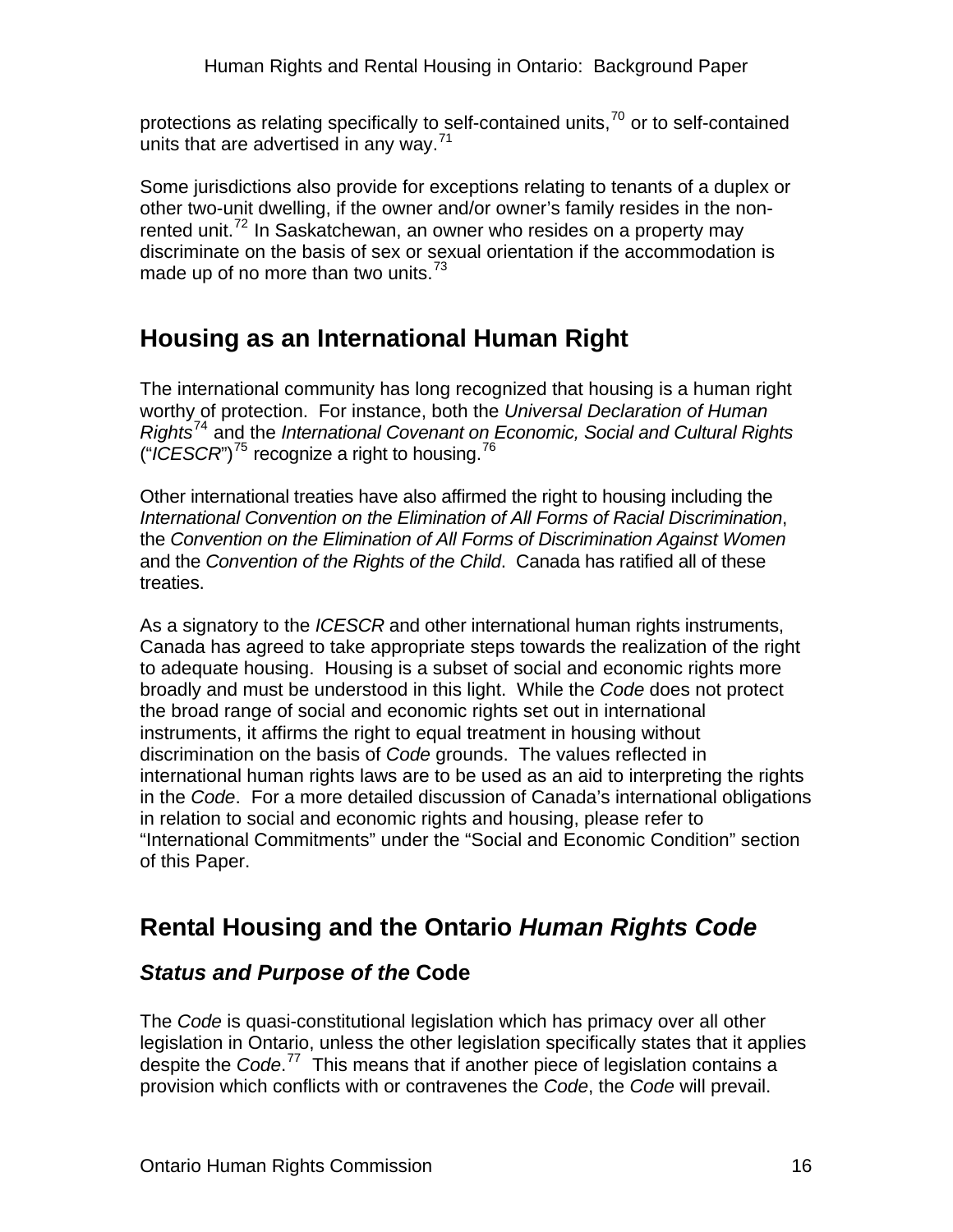protections as relating specifically to self-contained units,[70] or to self-contained units that are advertised in any way.[71]

Some jurisdictions also provide for exceptions relating to tenants of a duplex or other two-unit dwelling, if the owner and/or owner's family resides in the non-rented unit.[72] In Saskatchewan, an owner who resides on a property may discriminate on the basis of sex or sexual orientation if the accommodation is made up of no more than two units.[73]

## Housing as an International Human Right

The international community has long recognized that housing is a human right worthy of protection. For instance, both the *Universal Declaration of Human Rights*[74] and the *International Covenant on Economic, Social and Cultural Rights* ("*ICESCR*")[75] recognize a right to housing.[76]

Other international treaties have also affirmed the right to housing including the *International Convention on the Elimination of All Forms of Racial Discrimination*, the *Convention on the Elimination of All Forms of Discrimination Against Women* and the *Convention of the Rights of the Child*. Canada has ratified all of these treaties.

As a signatory to the *ICESCR* and other international human rights instruments, Canada has agreed to take appropriate steps towards the realization of the right to adequate housing. Housing is a subset of social and economic rights more broadly and must be understood in this light. While the *Code* does not protect the broad range of social and economic rights set out in international instruments, it affirms the right to equal treatment in housing without discrimination on the basis of *Code* grounds. The values reflected in international human rights laws are to be used as an aid to interpreting the rights in the *Code*. For a more detailed discussion of Canada's international obligations in relation to social and economic rights and housing, please refer to "International Commitments" under the "Social and Economic Condition" section of this Paper.

## Rental Housing and the Ontario *Human Rights Code*

### *Status and Purpose of the* Code

The *Code* is quasi-constitutional legislation which has primacy over all other legislation in Ontario, unless the other legislation specifically states that it applies despite the *Code*.[77] This means that if another piece of legislation contains a provision which conflicts with or contravenes the *Code*, the *Code* will prevail.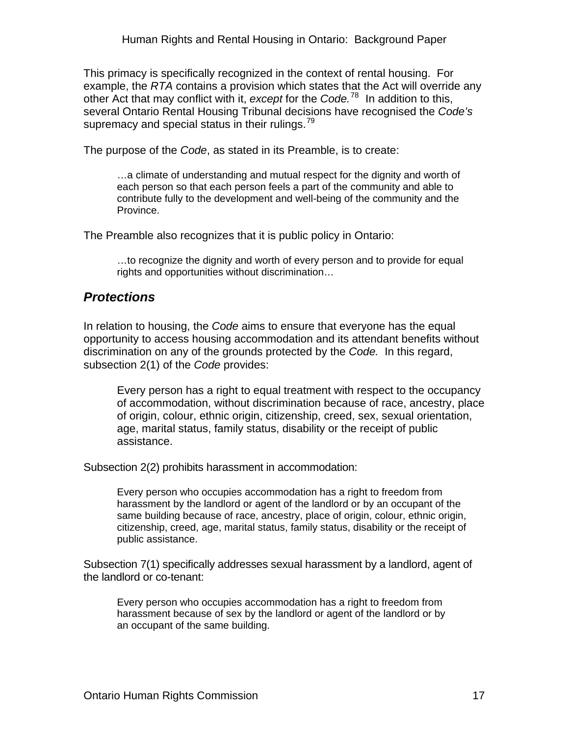This primacy is specifically recognized in the context of rental housing. For example, the *RTA* contains a provision which states that the Act will override any other Act that may conflict with it, *except* for the *Code.*[78] In addition to this, several Ontario Rental Housing Tribunal decisions have recognised the *Code's* supremacy and special status in their rulings.[79]

The purpose of the *Code*, as stated in its Preamble, is to create:

> …a climate of understanding and mutual respect for the dignity and worth of each person so that each person feels a part of the community and able to contribute fully to the development and well-being of the community and the Province.

The Preamble also recognizes that it is public policy in Ontario:

> …to recognize the dignity and worth of every person and to provide for equal rights and opportunities without discrimination…

## *Protections*

In relation to housing, the *Code* aims to ensure that everyone has the equal opportunity to access housing accommodation and its attendant benefits without discrimination on any of the grounds protected by the *Code.* In this regard, subsection 2(1) of the *Code* provides:

> Every person has a right to equal treatment with respect to the occupancy of accommodation, without discrimination because of race, ancestry, place of origin, colour, ethnic origin, citizenship, creed, sex, sexual orientation, age, marital status, family status, disability or the receipt of public assistance.

Subsection 2(2) prohibits harassment in accommodation:

> Every person who occupies accommodation has a right to freedom from harassment by the landlord or agent of the landlord or by an occupant of the same building because of race, ancestry, place of origin, colour, ethnic origin, citizenship, creed, age, marital status, family status, disability or the receipt of public assistance.

Subsection 7(1) specifically addresses sexual harassment by a landlord, agent of the landlord or co-tenant:

> Every person who occupies accommodation has a right to freedom from harassment because of sex by the landlord or agent of the landlord or by an occupant of the same building.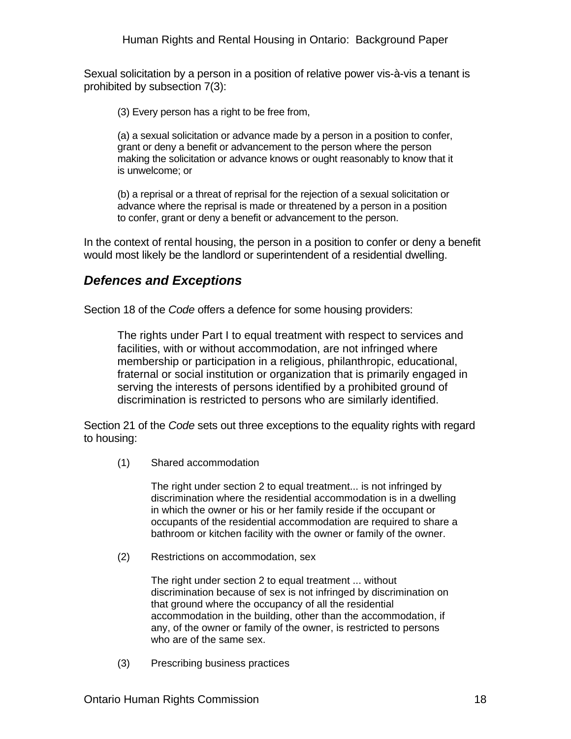Sexual solicitation by a person in a position of relative power vis-à-vis a tenant is prohibited by subsection 7(3):

> (3) Every person has a right to be free from,
>
> (a) a sexual solicitation or advance made by a person in a position to confer, grant or deny a benefit or advancement to the person where the person making the solicitation or advance knows or ought reasonably to know that it is unwelcome; or
>
> (b) a reprisal or a threat of reprisal for the rejection of a sexual solicitation or advance where the reprisal is made or threatened by a person in a position to confer, grant or deny a benefit or advancement to the person.

In the context of rental housing, the person in a position to confer or deny a benefit would most likely be the landlord or superintendent of a residential dwelling.

## *Defences and Exceptions*

Section 18 of the *Code* offers a defence for some housing providers:

> The rights under Part I to equal treatment with respect to services and facilities, with or without accommodation, are not infringed where membership or participation in a religious, philanthropic, educational, fraternal or social institution or organization that is primarily engaged in serving the interests of persons identified by a prohibited ground of discrimination is restricted to persons who are similarly identified.

Section 21 of the *Code* sets out three exceptions to the equality rights with regard to housing:

(1) Shared accommodation

> The right under section 2 to equal treatment... is not infringed by discrimination where the residential accommodation is in a dwelling in which the owner or his or her family reside if the occupant or occupants of the residential accommodation are required to share a bathroom or kitchen facility with the owner or family of the owner.

(2) Restrictions on accommodation, sex

> The right under section 2 to equal treatment ... without discrimination because of sex is not infringed by discrimination on that ground where the occupancy of all the residential accommodation in the building, other than the accommodation, if any, of the owner or family of the owner, is restricted to persons who are of the same sex.

(3) Prescribing business practices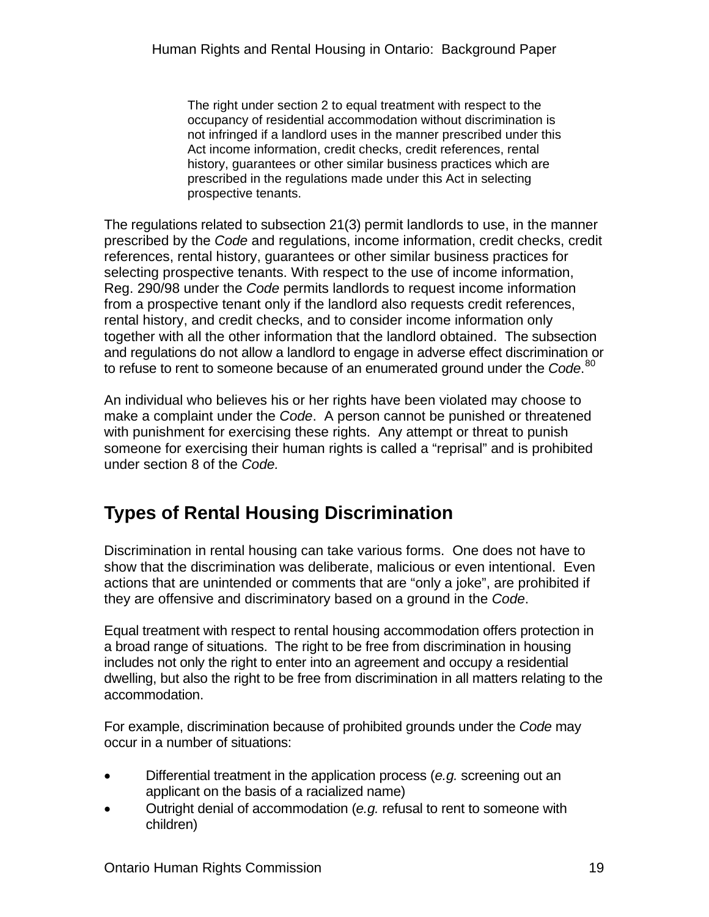> The right under section 2 to equal treatment with respect to the occupancy of residential accommodation without discrimination is not infringed if a landlord uses in the manner prescribed under this Act income information, credit checks, credit references, rental history, guarantees or other similar business practices which are prescribed in the regulations made under this Act in selecting prospective tenants.

The regulations related to subsection 21(3) permit landlords to use, in the manner prescribed by the *Code* and regulations, income information, credit checks, credit references, rental history, guarantees or other similar business practices for selecting prospective tenants. With respect to the use of income information, Reg. 290/98 under the *Code* permits landlords to request income information from a prospective tenant only if the landlord also requests credit references, rental history, and credit checks, and to consider income information only together with all the other information that the landlord obtained. The subsection and regulations do not allow a landlord to engage in adverse effect discrimination or to refuse to rent to someone because of an enumerated ground under the *Code*.[80]

An individual who believes his or her rights have been violated may choose to make a complaint under the *Code*. A person cannot be punished or threatened with punishment for exercising these rights. Any attempt or threat to punish someone for exercising their human rights is called a "reprisal" and is prohibited under section 8 of the *Code.*

## Types of Rental Housing Discrimination

Discrimination in rental housing can take various forms. One does not have to show that the discrimination was deliberate, malicious or even intentional. Even actions that are unintended or comments that are "only a joke", are prohibited if they are offensive and discriminatory based on a ground in the *Code*.

Equal treatment with respect to rental housing accommodation offers protection in a broad range of situations. The right to be free from discrimination in housing includes not only the right to enter into an agreement and occupy a residential dwelling, but also the right to be free from discrimination in all matters relating to the accommodation.

For example, discrimination because of prohibited grounds under the *Code* may occur in a number of situations:

- Differential treatment in the application process (*e.g.* screening out an applicant on the basis of a racialized name)
- Outright denial of accommodation (*e.g.* refusal to rent to someone with children)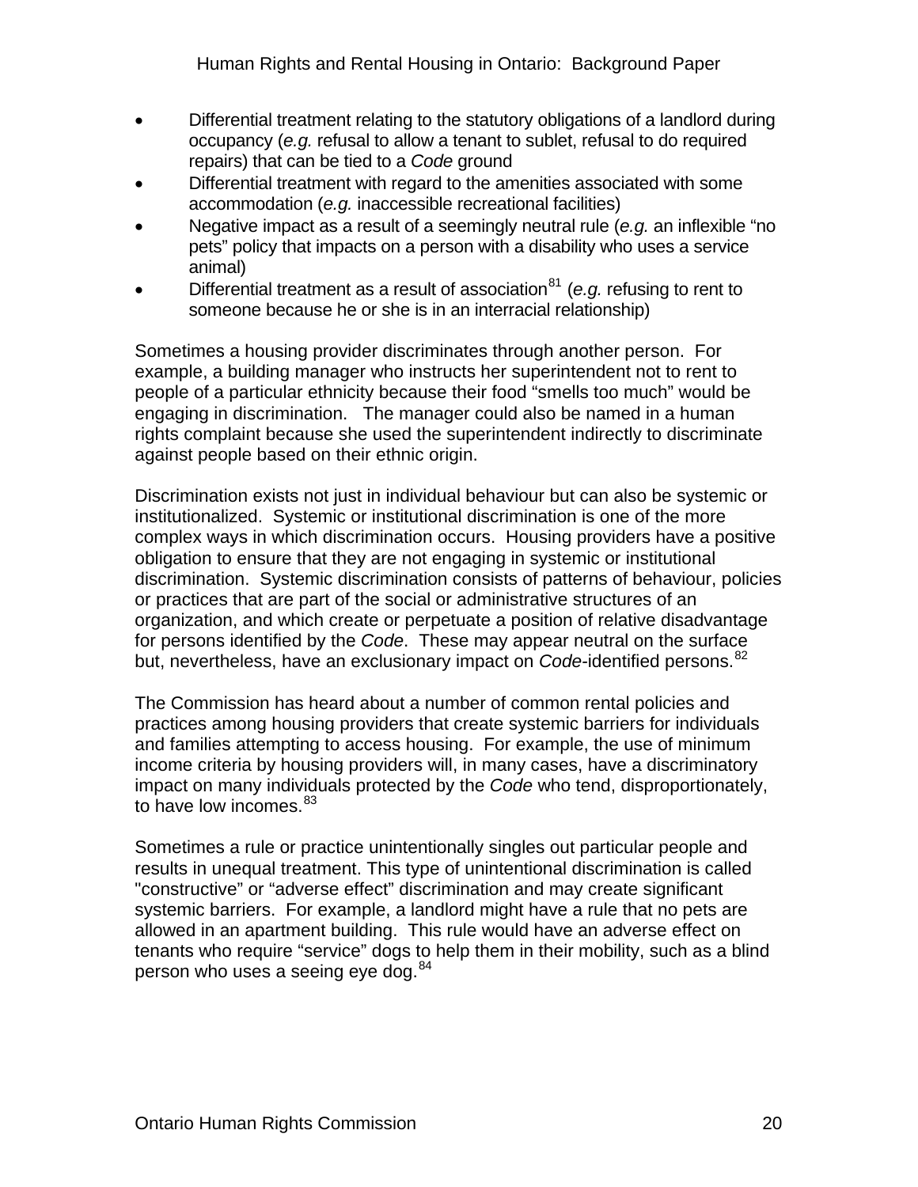- Differential treatment relating to the statutory obligations of a landlord during occupancy (*e.g.* refusal to allow a tenant to sublet, refusal to do required repairs) that can be tied to a *Code* ground
- Differential treatment with regard to the amenities associated with some accommodation (*e.g.* inaccessible recreational facilities)
- Negative impact as a result of a seemingly neutral rule (*e.g.* an inflexible "no pets" policy that impacts on a person with a disability who uses a service animal)
- Differential treatment as a result of association[81] (*e.g.* refusing to rent to someone because he or she is in an interracial relationship)

Sometimes a housing provider discriminates through another person. For example, a building manager who instructs her superintendent not to rent to people of a particular ethnicity because their food "smells too much" would be engaging in discrimination. The manager could also be named in a human rights complaint because she used the superintendent indirectly to discriminate against people based on their ethnic origin.

Discrimination exists not just in individual behaviour but can also be systemic or institutionalized. Systemic or institutional discrimination is one of the more complex ways in which discrimination occurs. Housing providers have a positive obligation to ensure that they are not engaging in systemic or institutional discrimination. Systemic discrimination consists of patterns of behaviour, policies or practices that are part of the social or administrative structures of an organization, and which create or perpetuate a position of relative disadvantage for persons identified by the *Code*. These may appear neutral on the surface but, nevertheless, have an exclusionary impact on *Code*-identified persons.[82]

The Commission has heard about a number of common rental policies and practices among housing providers that create systemic barriers for individuals and families attempting to access housing. For example, the use of minimum income criteria by housing providers will, in many cases, have a discriminatory impact on many individuals protected by the *Code* who tend, disproportionately, to have low incomes.[83]

Sometimes a rule or practice unintentionally singles out particular people and results in unequal treatment. This type of unintentional discrimination is called "constructive" or "adverse effect" discrimination and may create significant systemic barriers. For example, a landlord might have a rule that no pets are allowed in an apartment building. This rule would have an adverse effect on tenants who require "service" dogs to help them in their mobility, such as a blind person who uses a seeing eye dog.[84]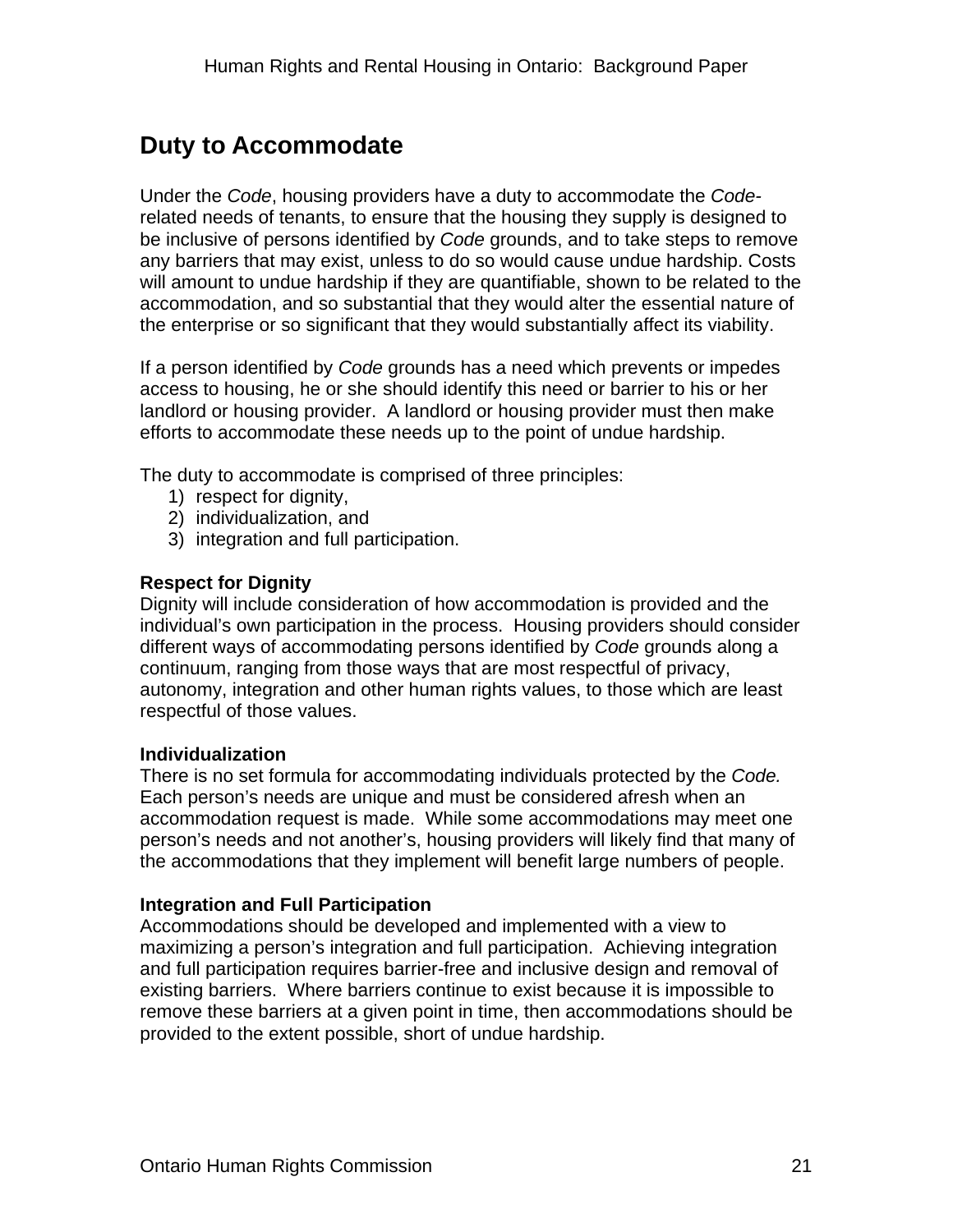## Duty to Accommodate

Under the *Code*, housing providers have a duty to accommodate the *Code*-related needs of tenants, to ensure that the housing they supply is designed to be inclusive of persons identified by *Code* grounds, and to take steps to remove any barriers that may exist, unless to do so would cause undue hardship. Costs will amount to undue hardship if they are quantifiable, shown to be related to the accommodation, and so substantial that they would alter the essential nature of the enterprise or so significant that they would substantially affect its viability.

If a person identified by *Code* grounds has a need which prevents or impedes access to housing, he or she should identify this need or barrier to his or her landlord or housing provider. A landlord or housing provider must then make efforts to accommodate these needs up to the point of undue hardship.

The duty to accommodate is comprised of three principles:

1) respect for dignity,
2) individualization, and
3) integration and full participation.

**Respect for Dignity**
Dignity will include consideration of how accommodation is provided and the individual's own participation in the process. Housing providers should consider different ways of accommodating persons identified by *Code* grounds along a continuum, ranging from those ways that are most respectful of privacy, autonomy, integration and other human rights values, to those which are least respectful of those values.

**Individualization**
There is no set formula for accommodating individuals protected by the *Code.* Each person's needs are unique and must be considered afresh when an accommodation request is made. While some accommodations may meet one person's needs and not another's, housing providers will likely find that many of the accommodations that they implement will benefit large numbers of people.

**Integration and Full Participation**
Accommodations should be developed and implemented with a view to maximizing a person's integration and full participation. Achieving integration and full participation requires barrier-free and inclusive design and removal of existing barriers. Where barriers continue to exist because it is impossible to remove these barriers at a given point in time, then accommodations should be provided to the extent possible, short of undue hardship.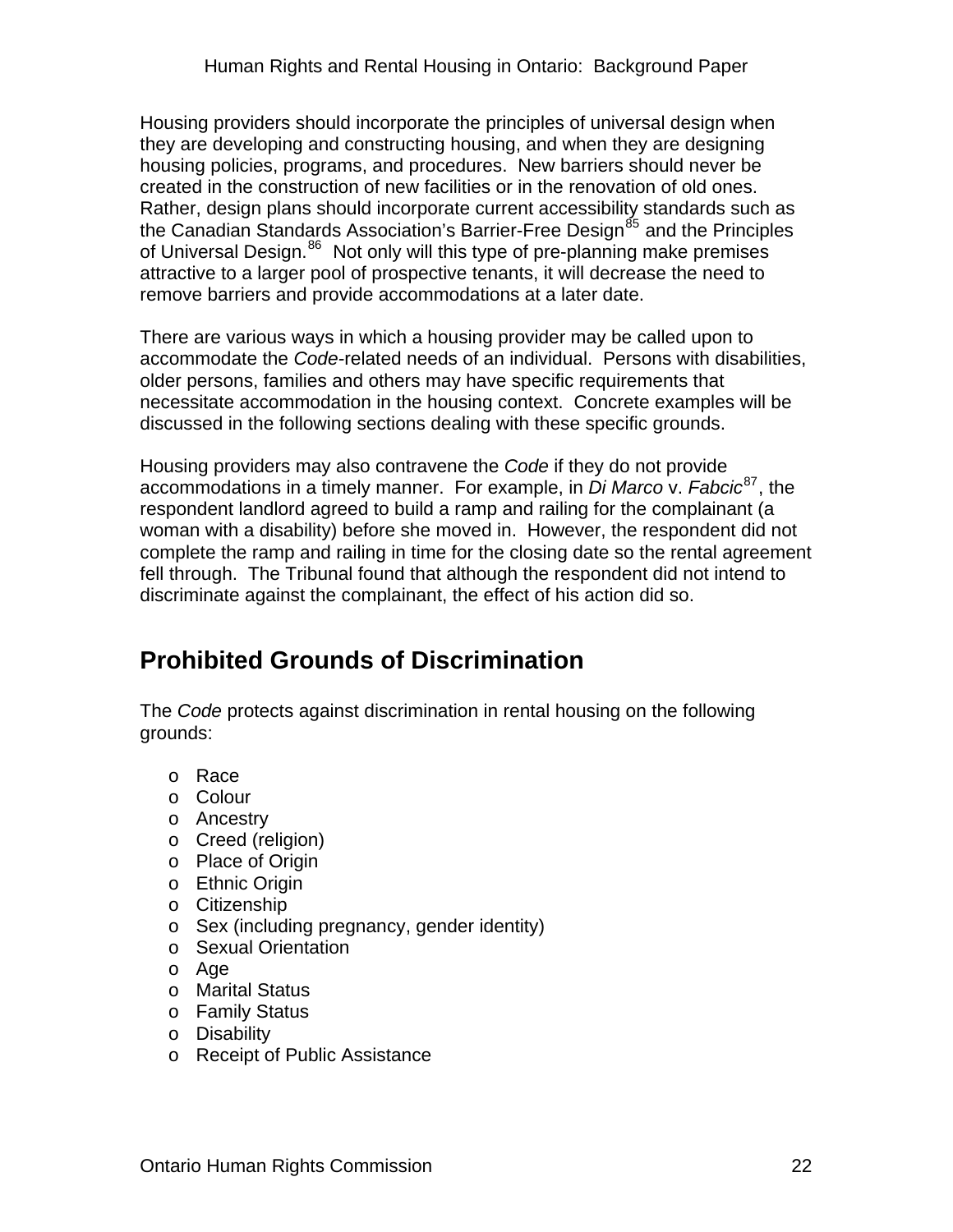Housing providers should incorporate the principles of universal design when they are developing and constructing housing, and when they are designing housing policies, programs, and procedures. New barriers should never be created in the construction of new facilities or in the renovation of old ones. Rather, design plans should incorporate current accessibility standards such as the Canadian Standards Association's Barrier-Free Design[85] and the Principles of Universal Design.[86] Not only will this type of pre-planning make premises attractive to a larger pool of prospective tenants, it will decrease the need to remove barriers and provide accommodations at a later date.

There are various ways in which a housing provider may be called upon to accommodate the *Code*-related needs of an individual. Persons with disabilities, older persons, families and others may have specific requirements that necessitate accommodation in the housing context. Concrete examples will be discussed in the following sections dealing with these specific grounds.

Housing providers may also contravene the *Code* if they do not provide accommodations in a timely manner. For example, in *Di Marco* v. *Fabcic*[87], the respondent landlord agreed to build a ramp and railing for the complainant (a woman with a disability) before she moved in. However, the respondent did not complete the ramp and railing in time for the closing date so the rental agreement fell through. The Tribunal found that although the respondent did not intend to discriminate against the complainant, the effect of his action did so.

## Prohibited Grounds of Discrimination

The *Code* protects against discrimination in rental housing on the following grounds:

- Race
- Colour
- Ancestry
- Creed (religion)
- Place of Origin
- Ethnic Origin
- Citizenship
- Sex (including pregnancy, gender identity)
- Sexual Orientation
- Age
- Marital Status
- Family Status
- Disability
- Receipt of Public Assistance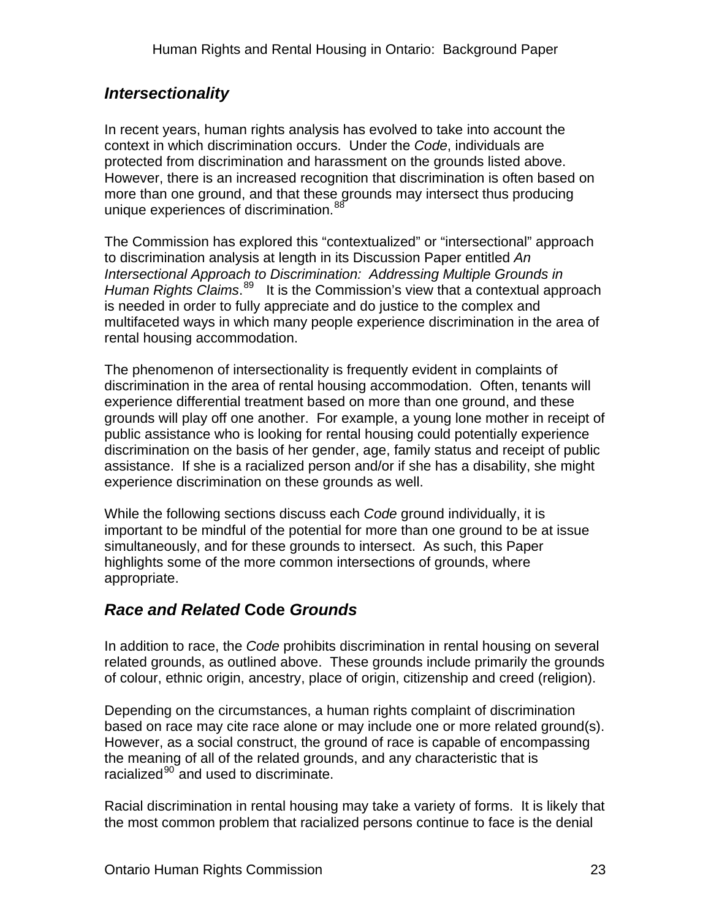## *Intersectionality*

In recent years, human rights analysis has evolved to take into account the context in which discrimination occurs. Under the *Code*, individuals are protected from discrimination and harassment on the grounds listed above. However, there is an increased recognition that discrimination is often based on more than one ground, and that these grounds may intersect thus producing unique experiences of discrimination.[88]

The Commission has explored this "contextualized" or "intersectional" approach to discrimination analysis at length in its Discussion Paper entitled *An Intersectional Approach to Discrimination: Addressing Multiple Grounds in Human Rights Claims*.[89] It is the Commission's view that a contextual approach is needed in order to fully appreciate and do justice to the complex and multifaceted ways in which many people experience discrimination in the area of rental housing accommodation.

The phenomenon of intersectionality is frequently evident in complaints of discrimination in the area of rental housing accommodation. Often, tenants will experience differential treatment based on more than one ground, and these grounds will play off one another. For example, a young lone mother in receipt of public assistance who is looking for rental housing could potentially experience discrimination on the basis of her gender, age, family status and receipt of public assistance. If she is a racialized person and/or if she has a disability, she might experience discrimination on these grounds as well.

While the following sections discuss each *Code* ground individually, it is important to be mindful of the potential for more than one ground to be at issue simultaneously, and for these grounds to intersect. As such, this Paper highlights some of the more common intersections of grounds, where appropriate.

## *Race and Related* Code *Grounds*

In addition to race, the *Code* prohibits discrimination in rental housing on several related grounds, as outlined above. These grounds include primarily the grounds of colour, ethnic origin, ancestry, place of origin, citizenship and creed (religion).

Depending on the circumstances, a human rights complaint of discrimination based on race may cite race alone or may include one or more related ground(s). However, as a social construct, the ground of race is capable of encompassing the meaning of all of the related grounds, and any characteristic that is racialized[90] and used to discriminate.

Racial discrimination in rental housing may take a variety of forms. It is likely that the most common problem that racialized persons continue to face is the denial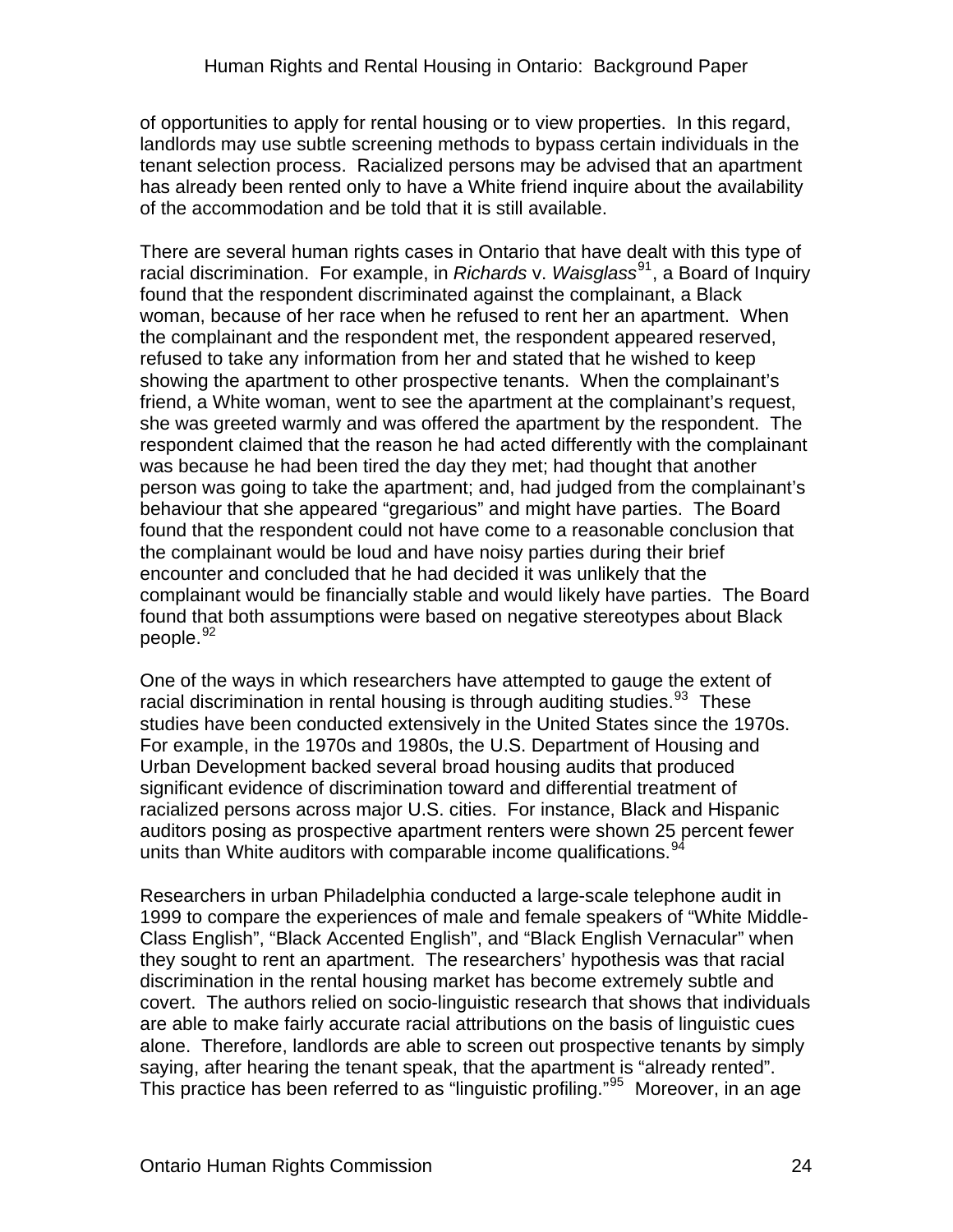of opportunities to apply for rental housing or to view properties. In this regard, landlords may use subtle screening methods to bypass certain individuals in the tenant selection process. Racialized persons may be advised that an apartment has already been rented only to have a White friend inquire about the availability of the accommodation and be told that it is still available.

There are several human rights cases in Ontario that have dealt with this type of racial discrimination. For example, in *Richards* v. *Waisglass*[91], a Board of Inquiry found that the respondent discriminated against the complainant, a Black woman, because of her race when he refused to rent her an apartment. When the complainant and the respondent met, the respondent appeared reserved, refused to take any information from her and stated that he wished to keep showing the apartment to other prospective tenants. When the complainant's friend, a White woman, went to see the apartment at the complainant's request, she was greeted warmly and was offered the apartment by the respondent. The respondent claimed that the reason he had acted differently with the complainant was because he had been tired the day they met; had thought that another person was going to take the apartment; and, had judged from the complainant's behaviour that she appeared "gregarious" and might have parties. The Board found that the respondent could not have come to a reasonable conclusion that the complainant would be loud and have noisy parties during their brief encounter and concluded that he had decided it was unlikely that the complainant would be financially stable and would likely have parties. The Board found that both assumptions were based on negative stereotypes about Black people.[92]

One of the ways in which researchers have attempted to gauge the extent of racial discrimination in rental housing is through auditing studies.[93] These studies have been conducted extensively in the United States since the 1970s. For example, in the 1970s and 1980s, the U.S. Department of Housing and Urban Development backed several broad housing audits that produced significant evidence of discrimination toward and differential treatment of racialized persons across major U.S. cities. For instance, Black and Hispanic auditors posing as prospective apartment renters were shown 25 percent fewer units than White auditors with comparable income qualifications.[94]

Researchers in urban Philadelphia conducted a large-scale telephone audit in 1999 to compare the experiences of male and female speakers of "White Middle-Class English", "Black Accented English", and "Black English Vernacular" when they sought to rent an apartment. The researchers' hypothesis was that racial discrimination in the rental housing market has become extremely subtle and covert. The authors relied on socio-linguistic research that shows that individuals are able to make fairly accurate racial attributions on the basis of linguistic cues alone. Therefore, landlords are able to screen out prospective tenants by simply saying, after hearing the tenant speak, that the apartment is "already rented". This practice has been referred to as "linguistic profiling."[95] Moreover, in an age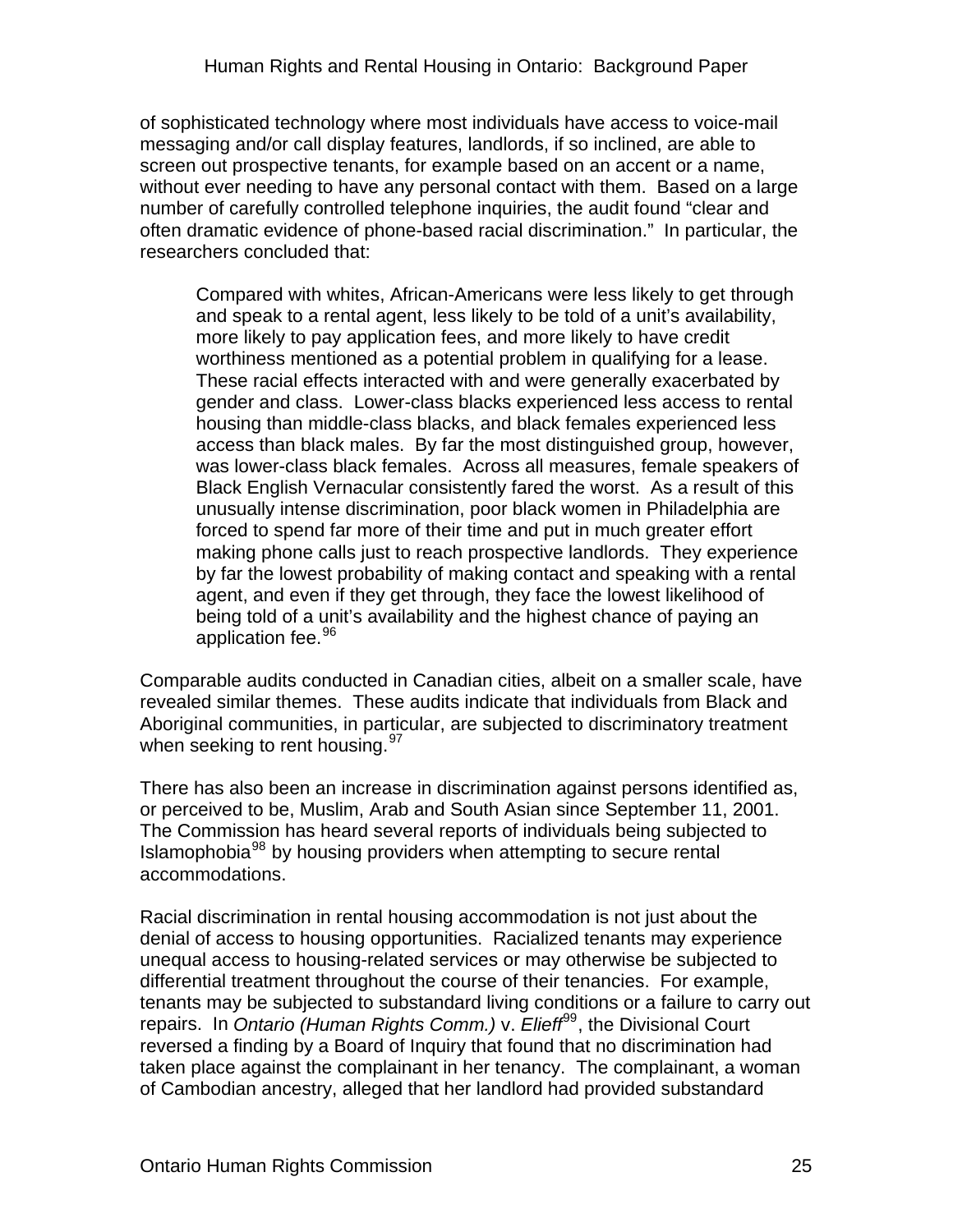of sophisticated technology where most individuals have access to voice-mail messaging and/or call display features, landlords, if so inclined, are able to screen out prospective tenants, for example based on an accent or a name, without ever needing to have any personal contact with them. Based on a large number of carefully controlled telephone inquiries, the audit found "clear and often dramatic evidence of phone-based racial discrimination." In particular, the researchers concluded that:

> Compared with whites, African-Americans were less likely to get through and speak to a rental agent, less likely to be told of a unit's availability, more likely to pay application fees, and more likely to have credit worthiness mentioned as a potential problem in qualifying for a lease. These racial effects interacted with and were generally exacerbated by gender and class. Lower-class blacks experienced less access to rental housing than middle-class blacks, and black females experienced less access than black males. By far the most distinguished group, however, was lower-class black females. Across all measures, female speakers of Black English Vernacular consistently fared the worst. As a result of this unusually intense discrimination, poor black women in Philadelphia are forced to spend far more of their time and put in much greater effort making phone calls just to reach prospective landlords. They experience by far the lowest probability of making contact and speaking with a rental agent, and even if they get through, they face the lowest likelihood of being told of a unit's availability and the highest chance of paying an application fee.[96]

Comparable audits conducted in Canadian cities, albeit on a smaller scale, have revealed similar themes. These audits indicate that individuals from Black and Aboriginal communities, in particular, are subjected to discriminatory treatment when seeking to rent housing.[97]

There has also been an increase in discrimination against persons identified as, or perceived to be, Muslim, Arab and South Asian since September 11, 2001. The Commission has heard several reports of individuals being subjected to Islamophobia[98] by housing providers when attempting to secure rental accommodations.

Racial discrimination in rental housing accommodation is not just about the denial of access to housing opportunities. Racialized tenants may experience unequal access to housing-related services or may otherwise be subjected to differential treatment throughout the course of their tenancies. For example, tenants may be subjected to substandard living conditions or a failure to carry out repairs. In *Ontario (Human Rights Comm.)* v. *Elieff*[99], the Divisional Court reversed a finding by a Board of Inquiry that found that no discrimination had taken place against the complainant in her tenancy. The complainant, a woman of Cambodian ancestry, alleged that her landlord had provided substandard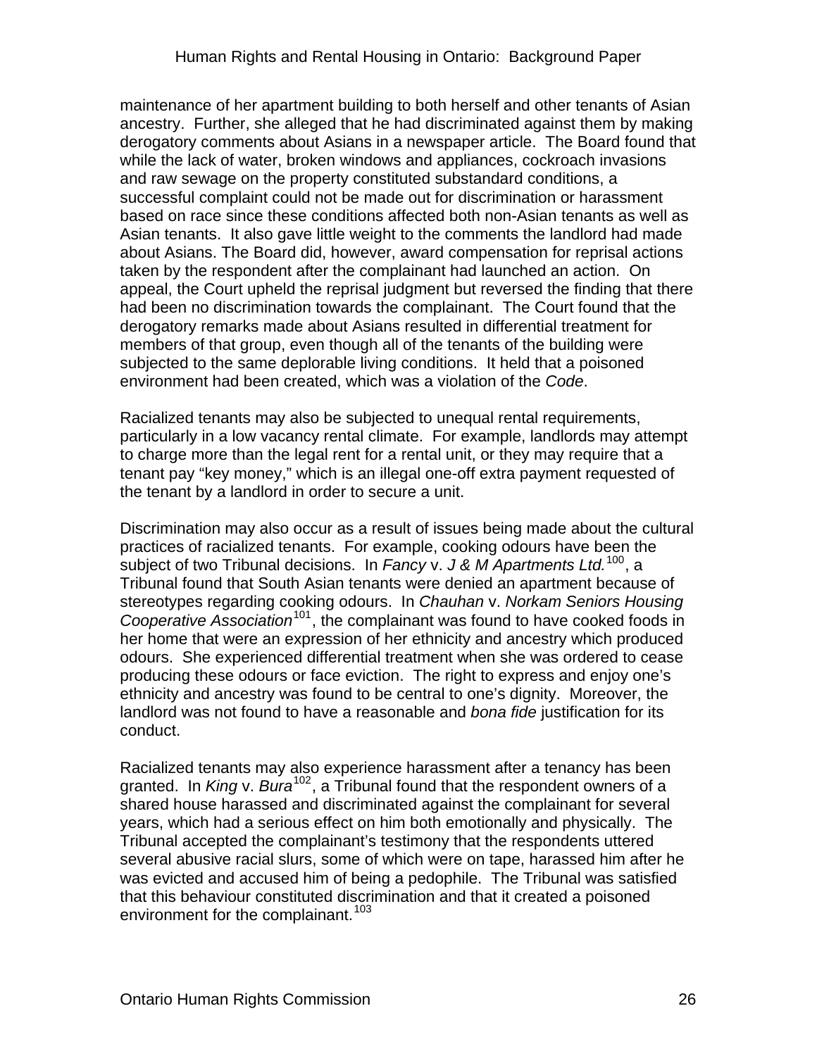maintenance of her apartment building to both herself and other tenants of Asian ancestry. Further, she alleged that he had discriminated against them by making derogatory comments about Asians in a newspaper article. The Board found that while the lack of water, broken windows and appliances, cockroach invasions and raw sewage on the property constituted substandard conditions, a successful complaint could not be made out for discrimination or harassment based on race since these conditions affected both non-Asian tenants as well as Asian tenants. It also gave little weight to the comments the landlord had made about Asians. The Board did, however, award compensation for reprisal actions taken by the respondent after the complainant had launched an action. On appeal, the Court upheld the reprisal judgment but reversed the finding that there had been no discrimination towards the complainant. The Court found that the derogatory remarks made about Asians resulted in differential treatment for members of that group, even though all of the tenants of the building were subjected to the same deplorable living conditions. It held that a poisoned environment had been created, which was a violation of the *Code*.

Racialized tenants may also be subjected to unequal rental requirements, particularly in a low vacancy rental climate. For example, landlords may attempt to charge more than the legal rent for a rental unit, or they may require that a tenant pay "key money," which is an illegal one-off extra payment requested of the tenant by a landlord in order to secure a unit.

Discrimination may also occur as a result of issues being made about the cultural practices of racialized tenants. For example, cooking odours have been the subject of two Tribunal decisions. In *Fancy* v. *J & M Apartments Ltd.*[100], a Tribunal found that South Asian tenants were denied an apartment because of stereotypes regarding cooking odours. In *Chauhan* v. *Norkam Seniors Housing Cooperative Association*[101], the complainant was found to have cooked foods in her home that were an expression of her ethnicity and ancestry which produced odours. She experienced differential treatment when she was ordered to cease producing these odours or face eviction. The right to express and enjoy one's ethnicity and ancestry was found to be central to one's dignity. Moreover, the landlord was not found to have a reasonable and *bona fide* justification for its conduct.

Racialized tenants may also experience harassment after a tenancy has been granted. In *King* v. *Bura*[102], a Tribunal found that the respondent owners of a shared house harassed and discriminated against the complainant for several years, which had a serious effect on him both emotionally and physically. The Tribunal accepted the complainant's testimony that the respondents uttered several abusive racial slurs, some of which were on tape, harassed him after he was evicted and accused him of being a pedophile. The Tribunal was satisfied that this behaviour constituted discrimination and that it created a poisoned environment for the complainant.[103]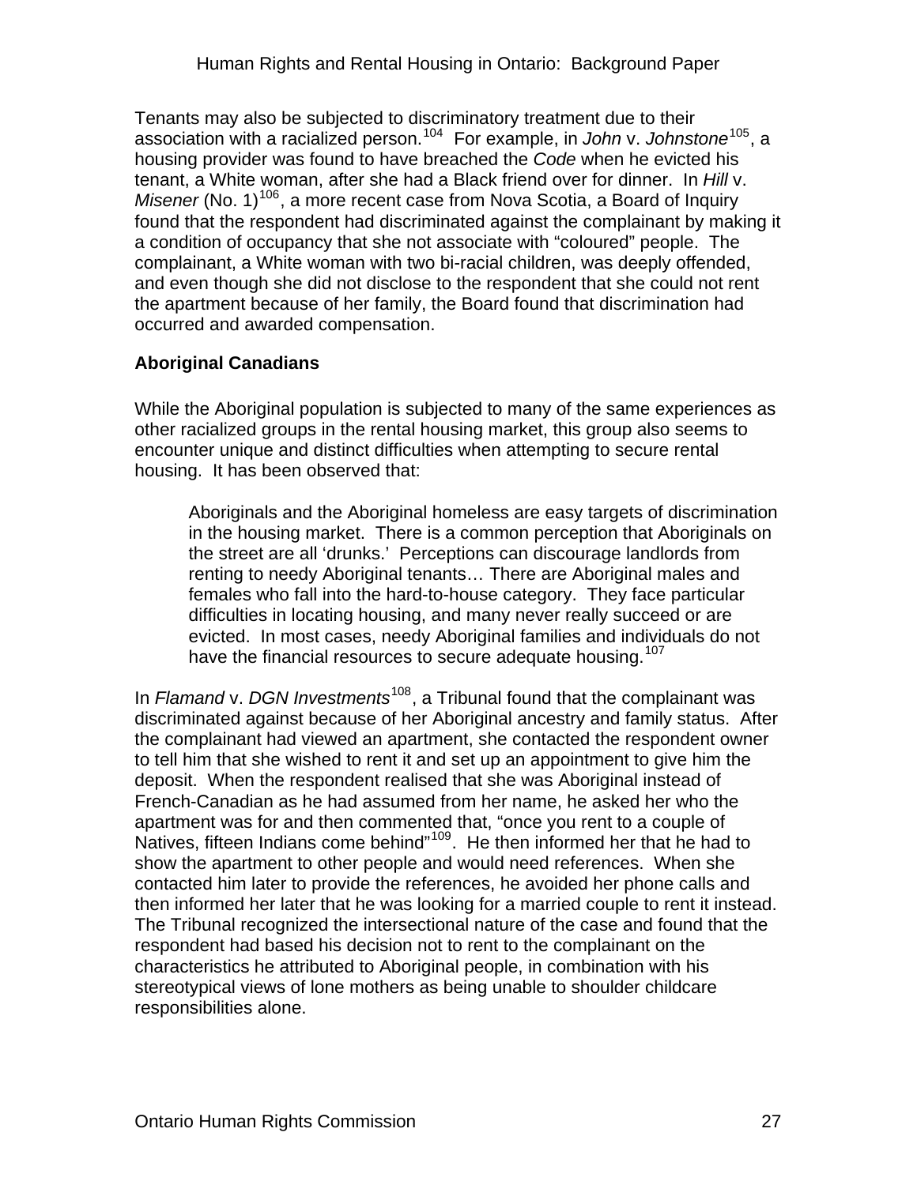Tenants may also be subjected to discriminatory treatment due to their association with a racialized person.[104] For example, in *John* v. *Johnstone*[105], a housing provider was found to have breached the *Code* when he evicted his tenant, a White woman, after she had a Black friend over for dinner. In *Hill* v. *Misener* (No. 1)[106], a more recent case from Nova Scotia, a Board of Inquiry found that the respondent had discriminated against the complainant by making it a condition of occupancy that she not associate with "coloured" people. The complainant, a White woman with two bi-racial children, was deeply offended, and even though she did not disclose to the respondent that she could not rent the apartment because of her family, the Board found that discrimination had occurred and awarded compensation.

**Aboriginal Canadians**

While the Aboriginal population is subjected to many of the same experiences as other racialized groups in the rental housing market, this group also seems to encounter unique and distinct difficulties when attempting to secure rental housing. It has been observed that:

> Aboriginals and the Aboriginal homeless are easy targets of discrimination in the housing market. There is a common perception that Aboriginals on the street are all 'drunks.' Perceptions can discourage landlords from renting to needy Aboriginal tenants… There are Aboriginal males and females who fall into the hard-to-house category. They face particular difficulties in locating housing, and many never really succeed or are evicted. In most cases, needy Aboriginal families and individuals do not have the financial resources to secure adequate housing.[107]

In *Flamand* v. *DGN Investments*[108], a Tribunal found that the complainant was discriminated against because of her Aboriginal ancestry and family status. After the complainant had viewed an apartment, she contacted the respondent owner to tell him that she wished to rent it and set up an appointment to give him the deposit. When the respondent realised that she was Aboriginal instead of French-Canadian as he had assumed from her name, he asked her who the apartment was for and then commented that, "once you rent to a couple of Natives, fifteen Indians come behind"[109]. He then informed her that he had to show the apartment to other people and would need references. When she contacted him later to provide the references, he avoided her phone calls and then informed her later that he was looking for a married couple to rent it instead. The Tribunal recognized the intersectional nature of the case and found that the respondent had based his decision not to rent to the complainant on the characteristics he attributed to Aboriginal people, in combination with his stereotypical views of lone mothers as being unable to shoulder childcare responsibilities alone.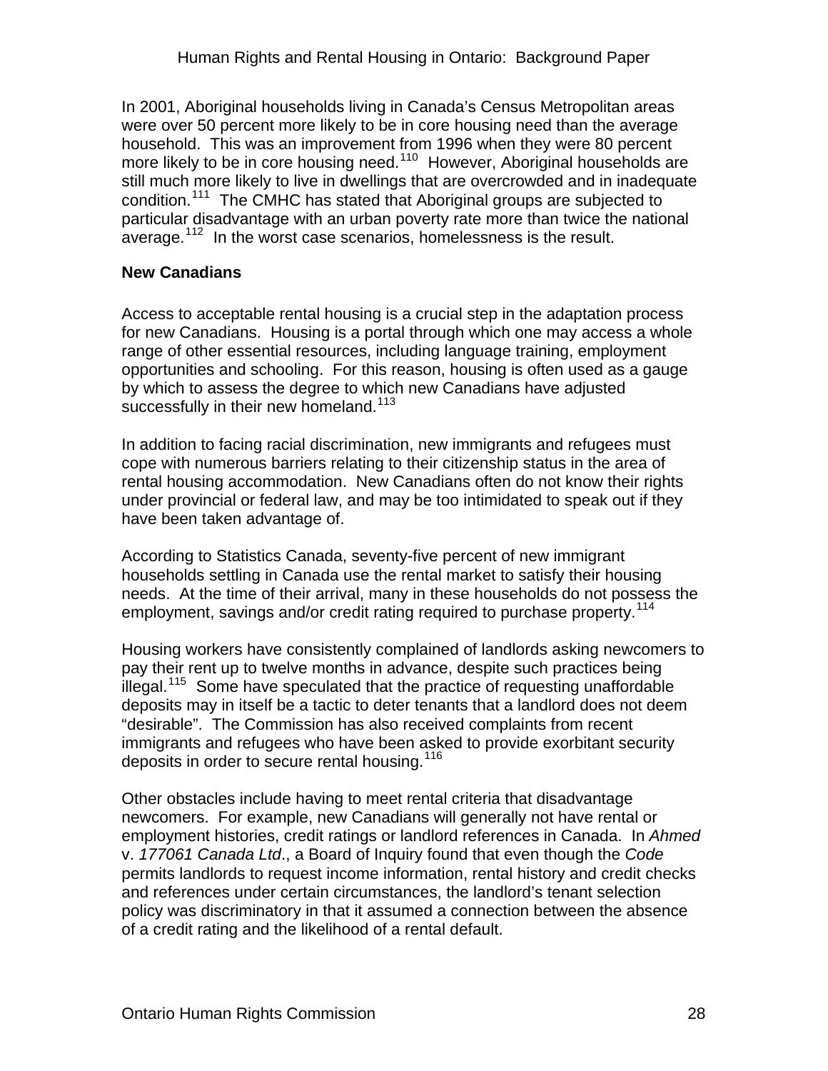In 2001, Aboriginal households living in Canada's Census Metropolitan areas were over 50 percent more likely to be in core housing need than the average household. This was an improvement from 1996 when they were 80 percent more likely to be in core housing need.[110] However, Aboriginal households are still much more likely to live in dwellings that are overcrowded and in inadequate condition.[111] The CMHC has stated that Aboriginal groups are subjected to particular disadvantage with an urban poverty rate more than twice the national average.[112] In the worst case scenarios, homelessness is the result.

**New Canadians**

Access to acceptable rental housing is a crucial step in the adaptation process for new Canadians. Housing is a portal through which one may access a whole range of other essential resources, including language training, employment opportunities and schooling. For this reason, housing is often used as a gauge by which to assess the degree to which new Canadians have adjusted successfully in their new homeland.[113]

In addition to facing racial discrimination, new immigrants and refugees must cope with numerous barriers relating to their citizenship status in the area of rental housing accommodation. New Canadians often do not know their rights under provincial or federal law, and may be too intimidated to speak out if they have been taken advantage of.

According to Statistics Canada, seventy-five percent of new immigrant households settling in Canada use the rental market to satisfy their housing needs. At the time of their arrival, many in these households do not possess the employment, savings and/or credit rating required to purchase property.[114]

Housing workers have consistently complained of landlords asking newcomers to pay their rent up to twelve months in advance, despite such practices being illegal.[115] Some have speculated that the practice of requesting unaffordable deposits may in itself be a tactic to deter tenants that a landlord does not deem "desirable". The Commission has also received complaints from recent immigrants and refugees who have been asked to provide exorbitant security deposits in order to secure rental housing.[116]

Other obstacles include having to meet rental criteria that disadvantage newcomers. For example, new Canadians will generally not have rental or employment histories, credit ratings or landlord references in Canada. In *Ahmed* v. *177061 Canada Ltd*., a Board of Inquiry found that even though the *Code* permits landlords to request income information, rental history and credit checks and references under certain circumstances, the landlord's tenant selection policy was discriminatory in that it assumed a connection between the absence of a credit rating and the likelihood of a rental default.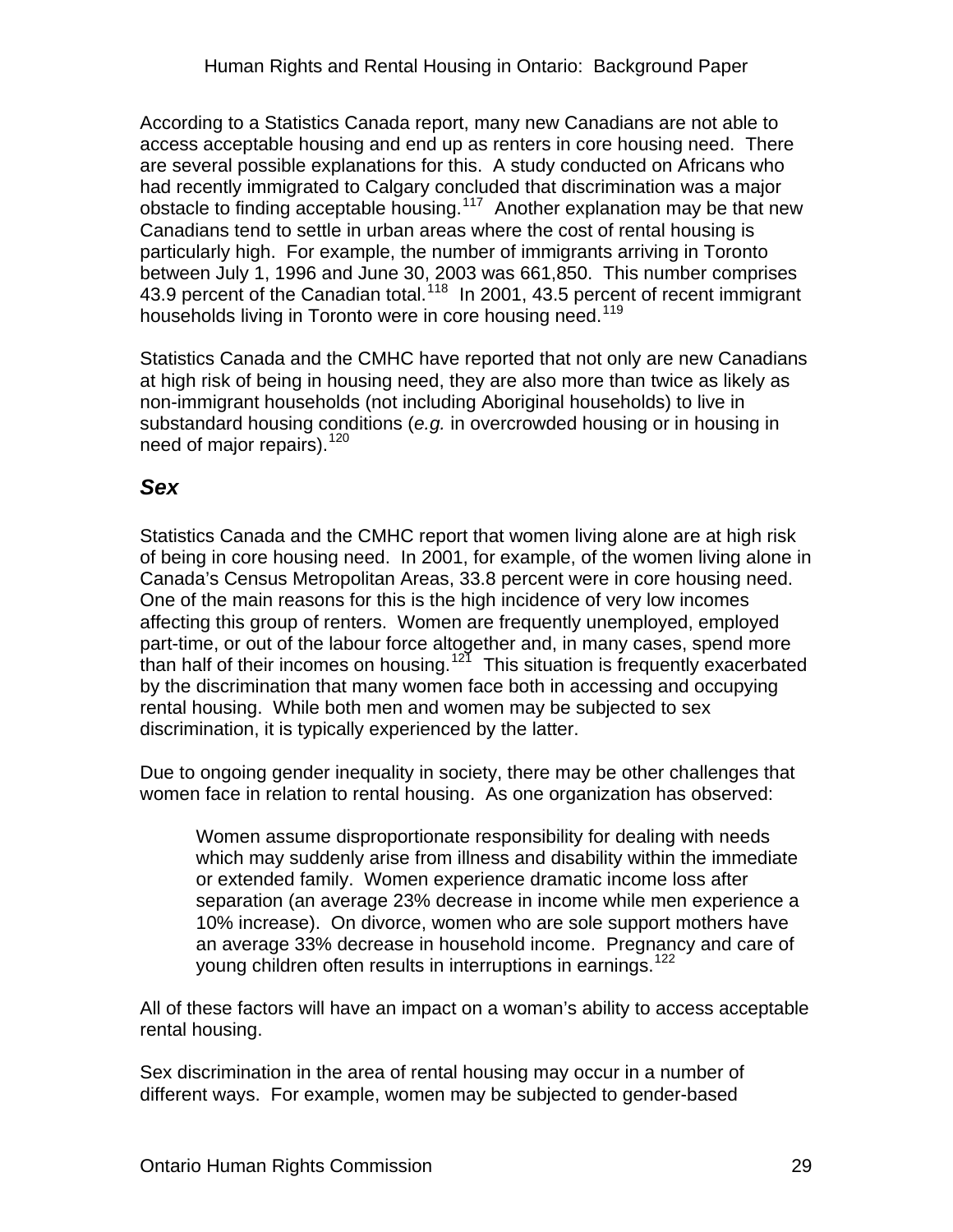According to a Statistics Canada report, many new Canadians are not able to access acceptable housing and end up as renters in core housing need. There are several possible explanations for this. A study conducted on Africans who had recently immigrated to Calgary concluded that discrimination was a major obstacle to finding acceptable housing.[117] Another explanation may be that new Canadians tend to settle in urban areas where the cost of rental housing is particularly high. For example, the number of immigrants arriving in Toronto between July 1, 1996 and June 30, 2003 was 661,850. This number comprises 43.9 percent of the Canadian total.[118] In 2001, 43.5 percent of recent immigrant households living in Toronto were in core housing need.[119]

Statistics Canada and the CMHC have reported that not only are new Canadians at high risk of being in housing need, they are also more than twice as likely as non-immigrant households (not including Aboriginal households) to live in substandard housing conditions (*e.g.* in overcrowded housing or in housing in need of major repairs).[120]

### *Sex*

Statistics Canada and the CMHC report that women living alone are at high risk of being in core housing need. In 2001, for example, of the women living alone in Canada's Census Metropolitan Areas, 33.8 percent were in core housing need. One of the main reasons for this is the high incidence of very low incomes affecting this group of renters. Women are frequently unemployed, employed part-time, or out of the labour force altogether and, in many cases, spend more than half of their incomes on housing.[121] This situation is frequently exacerbated by the discrimination that many women face both in accessing and occupying rental housing. While both men and women may be subjected to sex discrimination, it is typically experienced by the latter.

Due to ongoing gender inequality in society, there may be other challenges that women face in relation to rental housing. As one organization has observed:

> Women assume disproportionate responsibility for dealing with needs which may suddenly arise from illness and disability within the immediate or extended family. Women experience dramatic income loss after separation (an average 23% decrease in income while men experience a 10% increase). On divorce, women who are sole support mothers have an average 33% decrease in household income. Pregnancy and care of young children often results in interruptions in earnings.[122]

All of these factors will have an impact on a woman's ability to access acceptable rental housing.

Sex discrimination in the area of rental housing may occur in a number of different ways. For example, women may be subjected to gender-based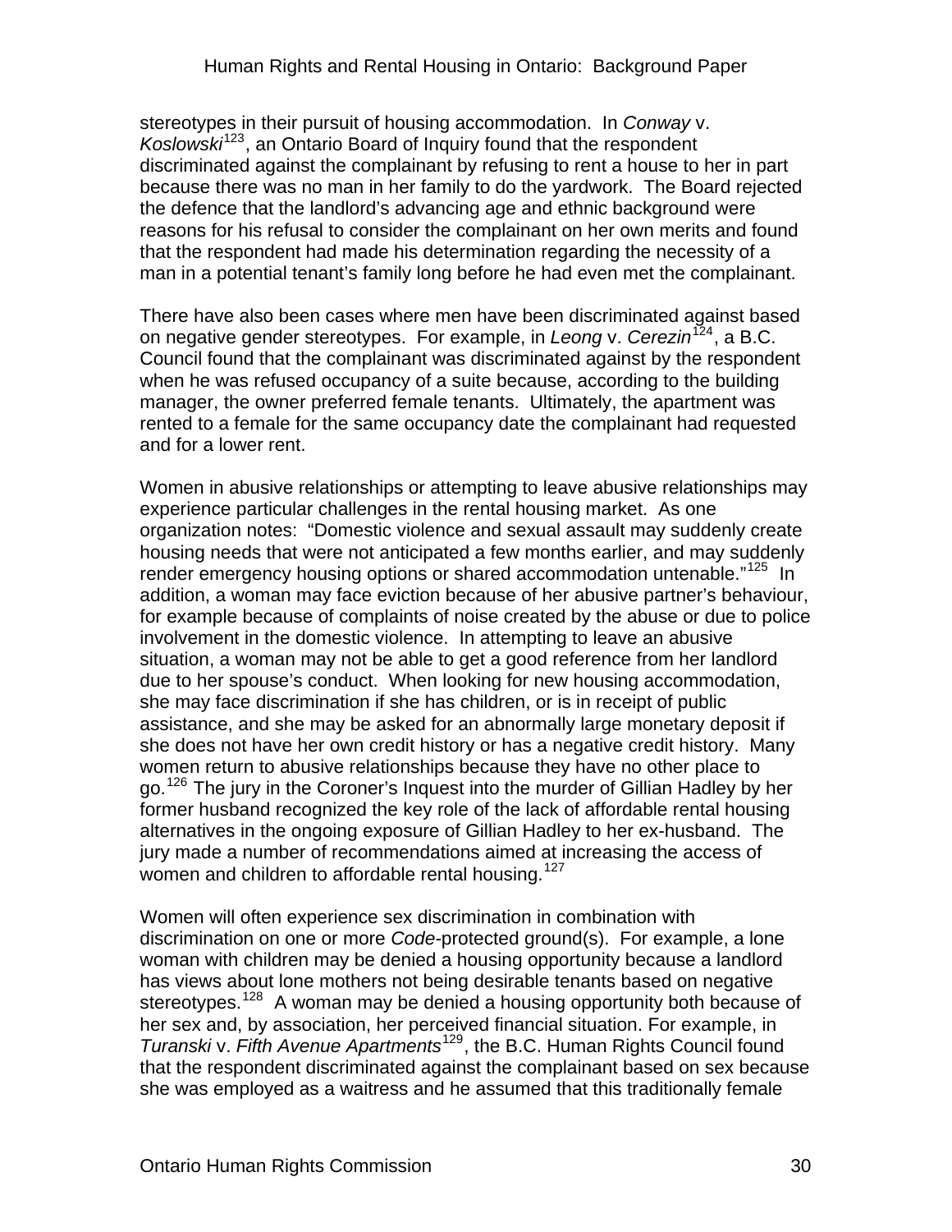stereotypes in their pursuit of housing accommodation. In *Conway* v. *Koslowski*[123], an Ontario Board of Inquiry found that the respondent discriminated against the complainant by refusing to rent a house to her in part because there was no man in her family to do the yardwork. The Board rejected the defence that the landlord's advancing age and ethnic background were reasons for his refusal to consider the complainant on her own merits and found that the respondent had made his determination regarding the necessity of a man in a potential tenant's family long before he had even met the complainant.

There have also been cases where men have been discriminated against based on negative gender stereotypes. For example, in *Leong* v. *Cerezin*[124], a B.C. Council found that the complainant was discriminated against by the respondent when he was refused occupancy of a suite because, according to the building manager, the owner preferred female tenants. Ultimately, the apartment was rented to a female for the same occupancy date the complainant had requested and for a lower rent.

Women in abusive relationships or attempting to leave abusive relationships may experience particular challenges in the rental housing market. As one organization notes: "Domestic violence and sexual assault may suddenly create housing needs that were not anticipated a few months earlier, and may suddenly render emergency housing options or shared accommodation untenable."[125] In addition, a woman may face eviction because of her abusive partner's behaviour, for example because of complaints of noise created by the abuse or due to police involvement in the domestic violence. In attempting to leave an abusive situation, a woman may not be able to get a good reference from her landlord due to her spouse's conduct. When looking for new housing accommodation, she may face discrimination if she has children, or is in receipt of public assistance, and she may be asked for an abnormally large monetary deposit if she does not have her own credit history or has a negative credit history. Many women return to abusive relationships because they have no other place to go.[126] The jury in the Coroner's Inquest into the murder of Gillian Hadley by her former husband recognized the key role of the lack of affordable rental housing alternatives in the ongoing exposure of Gillian Hadley to her ex-husband. The jury made a number of recommendations aimed at increasing the access of women and children to affordable rental housing.[127]

Women will often experience sex discrimination in combination with discrimination on one or more *Code*-protected ground(s). For example, a lone woman with children may be denied a housing opportunity because a landlord has views about lone mothers not being desirable tenants based on negative stereotypes.[128] A woman may be denied a housing opportunity both because of her sex and, by association, her perceived financial situation. For example, in *Turanski* v. *Fifth Avenue Apartments*[129], the B.C. Human Rights Council found that the respondent discriminated against the complainant based on sex because she was employed as a waitress and he assumed that this traditionally female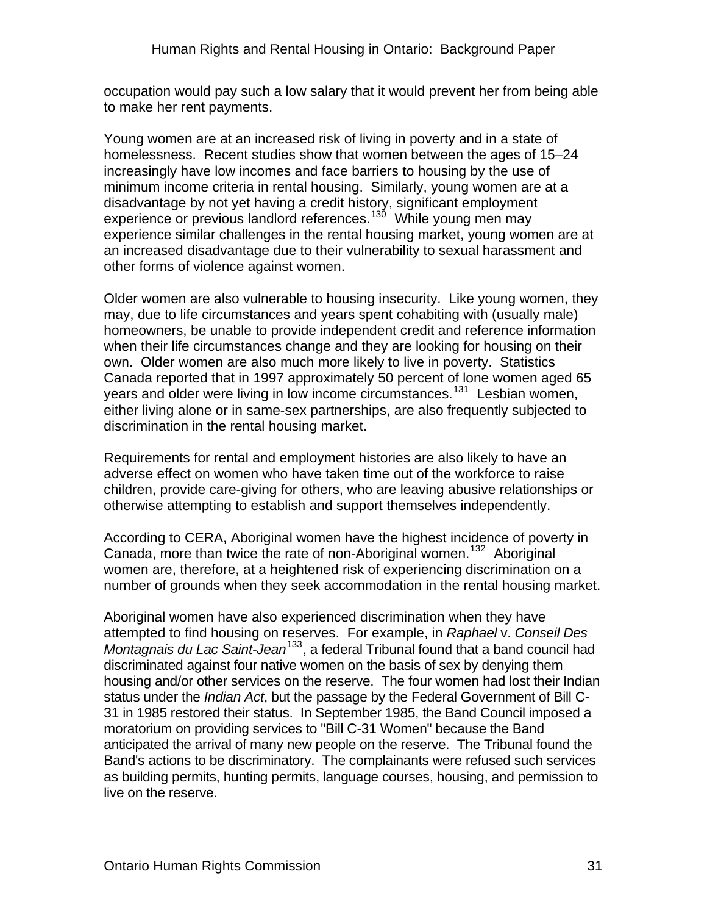occupation would pay such a low salary that it would prevent her from being able to make her rent payments.

Young women are at an increased risk of living in poverty and in a state of homelessness. Recent studies show that women between the ages of 15–24 increasingly have low incomes and face barriers to housing by the use of minimum income criteria in rental housing. Similarly, young women are at a disadvantage by not yet having a credit history, significant employment experience or previous landlord references.[130] While young men may experience similar challenges in the rental housing market, young women are at an increased disadvantage due to their vulnerability to sexual harassment and other forms of violence against women.

Older women are also vulnerable to housing insecurity. Like young women, they may, due to life circumstances and years spent cohabiting with (usually male) homeowners, be unable to provide independent credit and reference information when their life circumstances change and they are looking for housing on their own. Older women are also much more likely to live in poverty. Statistics Canada reported that in 1997 approximately 50 percent of lone women aged 65 years and older were living in low income circumstances.[131] Lesbian women, either living alone or in same-sex partnerships, are also frequently subjected to discrimination in the rental housing market.

Requirements for rental and employment histories are also likely to have an adverse effect on women who have taken time out of the workforce to raise children, provide care-giving for others, who are leaving abusive relationships or otherwise attempting to establish and support themselves independently.

According to CERA, Aboriginal women have the highest incidence of poverty in Canada, more than twice the rate of non-Aboriginal women.[132] Aboriginal women are, therefore, at a heightened risk of experiencing discrimination on a number of grounds when they seek accommodation in the rental housing market.

Aboriginal women have also experienced discrimination when they have attempted to find housing on reserves. For example, in *Raphael* v. *Conseil Des Montagnais du Lac Saint-Jean*[133], a federal Tribunal found that a band council had discriminated against four native women on the basis of sex by denying them housing and/or other services on the reserve. The four women had lost their Indian status under the *Indian Act*, but the passage by the Federal Government of Bill C-31 in 1985 restored their status. In September 1985, the Band Council imposed a moratorium on providing services to "Bill C-31 Women" because the Band anticipated the arrival of many new people on the reserve. The Tribunal found the Band's actions to be discriminatory. The complainants were refused such services as building permits, hunting permits, language courses, housing, and permission to live on the reserve.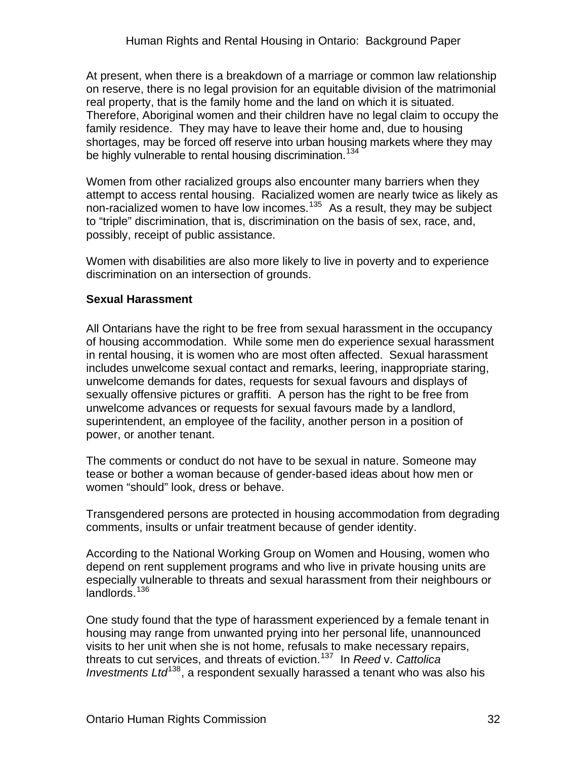At present, when there is a breakdown of a marriage or common law relationship on reserve, there is no legal provision for an equitable division of the matrimonial real property, that is the family home and the land on which it is situated. Therefore, Aboriginal women and their children have no legal claim to occupy the family residence. They may have to leave their home and, due to housing shortages, may be forced off reserve into urban housing markets where they may be highly vulnerable to rental housing discrimination.[134]

Women from other racialized groups also encounter many barriers when they attempt to access rental housing. Racialized women are nearly twice as likely as non-racialized women to have low incomes.[135] As a result, they may be subject to "triple" discrimination, that is, discrimination on the basis of sex, race, and, possibly, receipt of public assistance.

Women with disabilities are also more likely to live in poverty and to experience discrimination on an intersection of grounds.

**Sexual Harassment**

All Ontarians have the right to be free from sexual harassment in the occupancy of housing accommodation. While some men do experience sexual harassment in rental housing, it is women who are most often affected. Sexual harassment includes unwelcome sexual contact and remarks, leering, inappropriate staring, unwelcome demands for dates, requests for sexual favours and displays of sexually offensive pictures or graffiti. A person has the right to be free from unwelcome advances or requests for sexual favours made by a landlord, superintendent, an employee of the facility, another person in a position of power, or another tenant.

The comments or conduct do not have to be sexual in nature. Someone may tease or bother a woman because of gender-based ideas about how men or women "should" look, dress or behave.

Transgendered persons are protected in housing accommodation from degrading comments, insults or unfair treatment because of gender identity.

According to the National Working Group on Women and Housing, women who depend on rent supplement programs and who live in private housing units are especially vulnerable to threats and sexual harassment from their neighbours or landlords.[136]

One study found that the type of harassment experienced by a female tenant in housing may range from unwanted prying into her personal life, unannounced visits to her unit when she is not home, refusals to make necessary repairs, threats to cut services, and threats of eviction.[137] In *Reed* v. *Cattolica Investments Ltd*[138], a respondent sexually harassed a tenant who was also his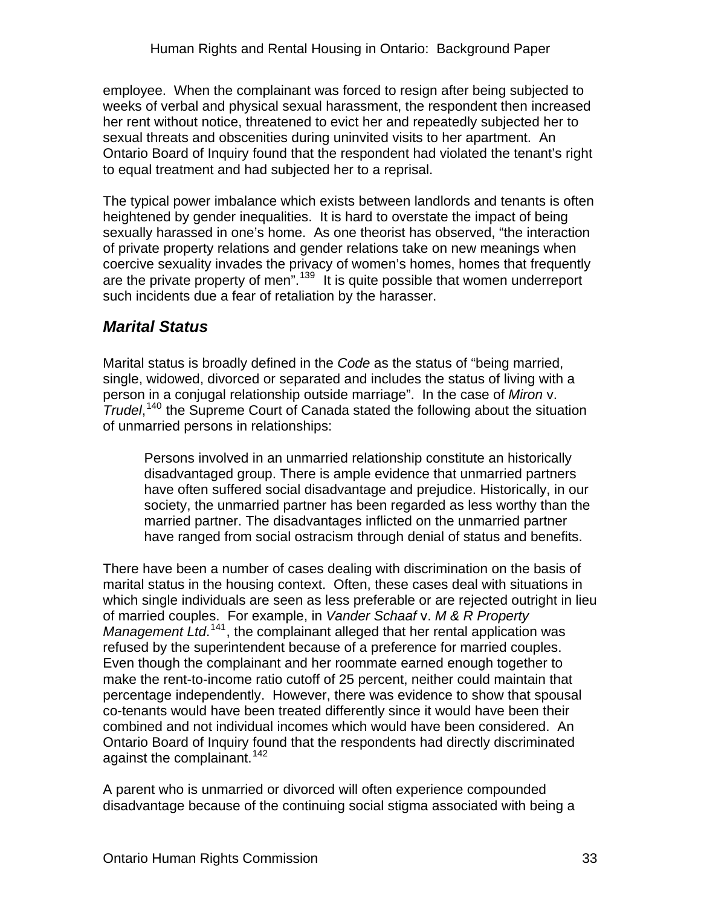employee. When the complainant was forced to resign after being subjected to weeks of verbal and physical sexual harassment, the respondent then increased her rent without notice, threatened to evict her and repeatedly subjected her to sexual threats and obscenities during uninvited visits to her apartment. An Ontario Board of Inquiry found that the respondent had violated the tenant's right to equal treatment and had subjected her to a reprisal.

The typical power imbalance which exists between landlords and tenants is often heightened by gender inequalities. It is hard to overstate the impact of being sexually harassed in one's home. As one theorist has observed, "the interaction of private property relations and gender relations take on new meanings when coercive sexuality invades the privacy of women's homes, homes that frequently are the private property of men".[139] It is quite possible that women underreport such incidents due a fear of retaliation by the harasser.

## *Marital Status*

Marital status is broadly defined in the *Code* as the status of "being married, single, widowed, divorced or separated and includes the status of living with a person in a conjugal relationship outside marriage". In the case of *Miron* v. *Trudel*,[140] the Supreme Court of Canada stated the following about the situation of unmarried persons in relationships:

> Persons involved in an unmarried relationship constitute an historically disadvantaged group. There is ample evidence that unmarried partners have often suffered social disadvantage and prejudice. Historically, in our society, the unmarried partner has been regarded as less worthy than the married partner. The disadvantages inflicted on the unmarried partner have ranged from social ostracism through denial of status and benefits.

There have been a number of cases dealing with discrimination on the basis of marital status in the housing context. Often, these cases deal with situations in which single individuals are seen as less preferable or are rejected outright in lieu of married couples. For example, in *Vander Schaaf* v. *M & R Property Management Ltd*.[141], the complainant alleged that her rental application was refused by the superintendent because of a preference for married couples. Even though the complainant and her roommate earned enough together to make the rent-to-income ratio cutoff of 25 percent, neither could maintain that percentage independently. However, there was evidence to show that spousal co-tenants would have been treated differently since it would have been their combined and not individual incomes which would have been considered. An Ontario Board of Inquiry found that the respondents had directly discriminated against the complainant.[142]

A parent who is unmarried or divorced will often experience compounded disadvantage because of the continuing social stigma associated with being a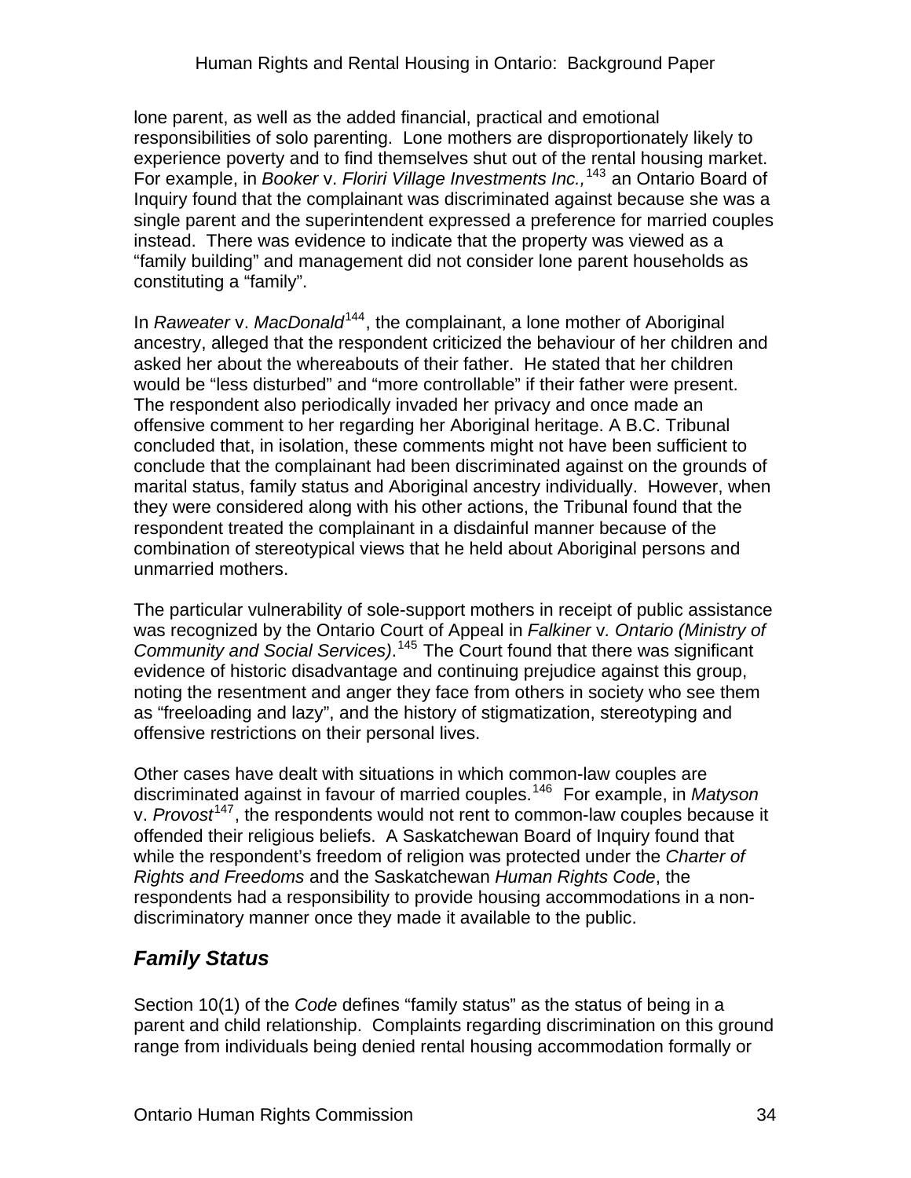lone parent, as well as the added financial, practical and emotional responsibilities of solo parenting. Lone mothers are disproportionately likely to experience poverty and to find themselves shut out of the rental housing market. For example, in *Booker* v. *Floriri Village Investments Inc.,*[143] an Ontario Board of Inquiry found that the complainant was discriminated against because she was a single parent and the superintendent expressed a preference for married couples instead. There was evidence to indicate that the property was viewed as a "family building" and management did not consider lone parent households as constituting a "family".

In *Raweater* v. *MacDonald*[144], the complainant, a lone mother of Aboriginal ancestry, alleged that the respondent criticized the behaviour of her children and asked her about the whereabouts of their father. He stated that her children would be "less disturbed" and "more controllable" if their father were present. The respondent also periodically invaded her privacy and once made an offensive comment to her regarding her Aboriginal heritage. A B.C. Tribunal concluded that, in isolation, these comments might not have been sufficient to conclude that the complainant had been discriminated against on the grounds of marital status, family status and Aboriginal ancestry individually. However, when they were considered along with his other actions, the Tribunal found that the respondent treated the complainant in a disdainful manner because of the combination of stereotypical views that he held about Aboriginal persons and unmarried mothers.

The particular vulnerability of sole-support mothers in receipt of public assistance was recognized by the Ontario Court of Appeal in *Falkiner* v*. Ontario (Ministry of Community and Social Services)*.[145] The Court found that there was significant evidence of historic disadvantage and continuing prejudice against this group, noting the resentment and anger they face from others in society who see them as "freeloading and lazy", and the history of stigmatization, stereotyping and offensive restrictions on their personal lives.

Other cases have dealt with situations in which common-law couples are discriminated against in favour of married couples.[146] For example, in *Matyson* v. *Provost*[147], the respondents would not rent to common-law couples because it offended their religious beliefs. A Saskatchewan Board of Inquiry found that while the respondent's freedom of religion was protected under the *Charter of Rights and Freedoms* and the Saskatchewan *Human Rights Code*, the respondents had a responsibility to provide housing accommodations in a non-discriminatory manner once they made it available to the public.

## *Family Status*

Section 10(1) of the *Code* defines "family status" as the status of being in a parent and child relationship. Complaints regarding discrimination on this ground range from individuals being denied rental housing accommodation formally or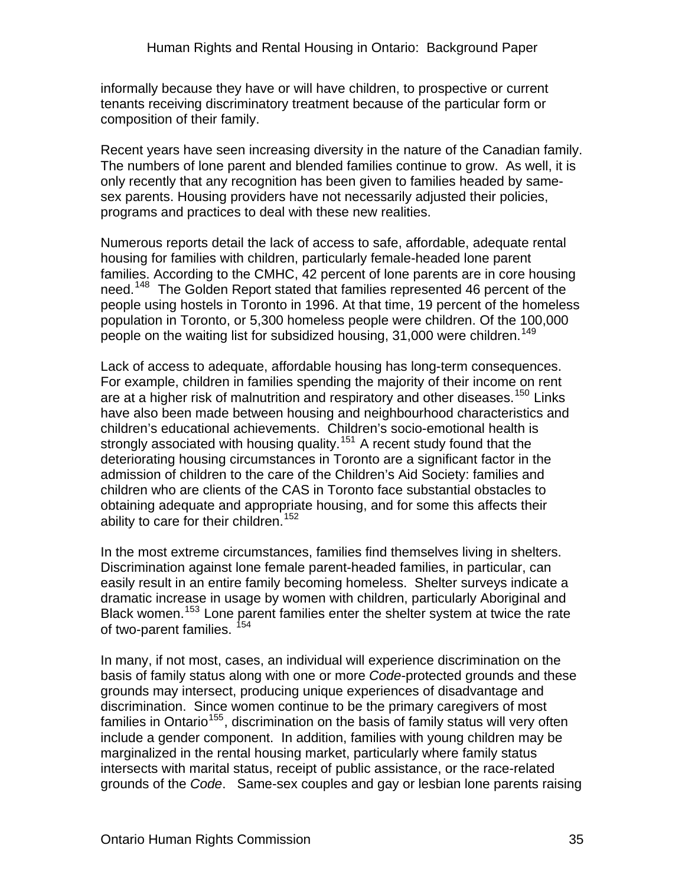informally because they have or will have children, to prospective or current tenants receiving discriminatory treatment because of the particular form or composition of their family.

Recent years have seen increasing diversity in the nature of the Canadian family. The numbers of lone parent and blended families continue to grow. As well, it is only recently that any recognition has been given to families headed by same-sex parents. Housing providers have not necessarily adjusted their policies, programs and practices to deal with these new realities.

Numerous reports detail the lack of access to safe, affordable, adequate rental housing for families with children, particularly female-headed lone parent families. According to the CMHC, 42 percent of lone parents are in core housing need.[148] The Golden Report stated that families represented 46 percent of the people using hostels in Toronto in 1996. At that time, 19 percent of the homeless population in Toronto, or 5,300 homeless people were children. Of the 100,000 people on the waiting list for subsidized housing, 31,000 were children.[149]

Lack of access to adequate, affordable housing has long-term consequences. For example, children in families spending the majority of their income on rent are at a higher risk of malnutrition and respiratory and other diseases.[150] Links have also been made between housing and neighbourhood characteristics and children's educational achievements. Children's socio-emotional health is strongly associated with housing quality.[151] A recent study found that the deteriorating housing circumstances in Toronto are a significant factor in the admission of children to the care of the Children's Aid Society: families and children who are clients of the CAS in Toronto face substantial obstacles to obtaining adequate and appropriate housing, and for some this affects their ability to care for their children.[152]

In the most extreme circumstances, families find themselves living in shelters. Discrimination against lone female parent-headed families, in particular, can easily result in an entire family becoming homeless. Shelter surveys indicate a dramatic increase in usage by women with children, particularly Aboriginal and Black women.[153] Lone parent families enter the shelter system at twice the rate of two-parent families. [154]

In many, if not most, cases, an individual will experience discrimination on the basis of family status along with one or more *Code*-protected grounds and these grounds may intersect, producing unique experiences of disadvantage and discrimination. Since women continue to be the primary caregivers of most families in Ontario[155], discrimination on the basis of family status will very often include a gender component. In addition, families with young children may be marginalized in the rental housing market, particularly where family status intersects with marital status, receipt of public assistance, or the race-related grounds of the *Code*. Same-sex couples and gay or lesbian lone parents raising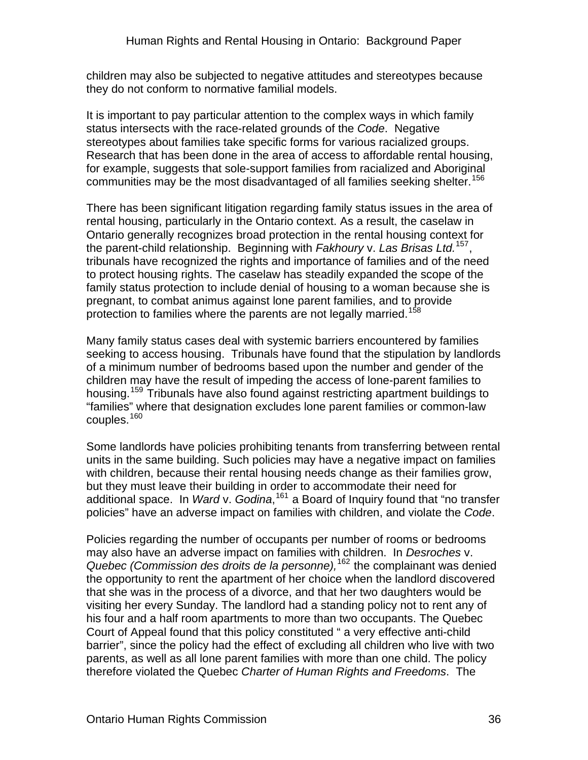children may also be subjected to negative attitudes and stereotypes because they do not conform to normative familial models.

It is important to pay particular attention to the complex ways in which family status intersects with the race-related grounds of the *Code*. Negative stereotypes about families take specific forms for various racialized groups. Research that has been done in the area of access to affordable rental housing, for example, suggests that sole-support families from racialized and Aboriginal communities may be the most disadvantaged of all families seeking shelter.[156]

There has been significant litigation regarding family status issues in the area of rental housing, particularly in the Ontario context. As a result, the caselaw in Ontario generally recognizes broad protection in the rental housing context for the parent-child relationship. Beginning with *Fakhoury* v. *Las Brisas Ltd.*[157], tribunals have recognized the rights and importance of families and of the need to protect housing rights. The caselaw has steadily expanded the scope of the family status protection to include denial of housing to a woman because she is pregnant, to combat animus against lone parent families, and to provide protection to families where the parents are not legally married.[158]

Many family status cases deal with systemic barriers encountered by families seeking to access housing. Tribunals have found that the stipulation by landlords of a minimum number of bedrooms based upon the number and gender of the children may have the result of impeding the access of lone-parent families to housing.[159] Tribunals have also found against restricting apartment buildings to "families" where that designation excludes lone parent families or common-law couples.[160]

Some landlords have policies prohibiting tenants from transferring between rental units in the same building. Such policies may have a negative impact on families with children, because their rental housing needs change as their families grow, but they must leave their building in order to accommodate their need for additional space. In *Ward* v. *Godina*,[161] a Board of Inquiry found that "no transfer policies" have an adverse impact on families with children, and violate the *Code*.

Policies regarding the number of occupants per number of rooms or bedrooms may also have an adverse impact on families with children. In *Desroches* v. *Quebec (Commission des droits de la personne),*[162] the complainant was denied the opportunity to rent the apartment of her choice when the landlord discovered that she was in the process of a divorce, and that her two daughters would be visiting her every Sunday. The landlord had a standing policy not to rent any of his four and a half room apartments to more than two occupants. The Quebec Court of Appeal found that this policy constituted " a very effective anti-child barrier", since the policy had the effect of excluding all children who live with two parents, as well as all lone parent families with more than one child. The policy therefore violated the Quebec *Charter of Human Rights and Freedoms*. The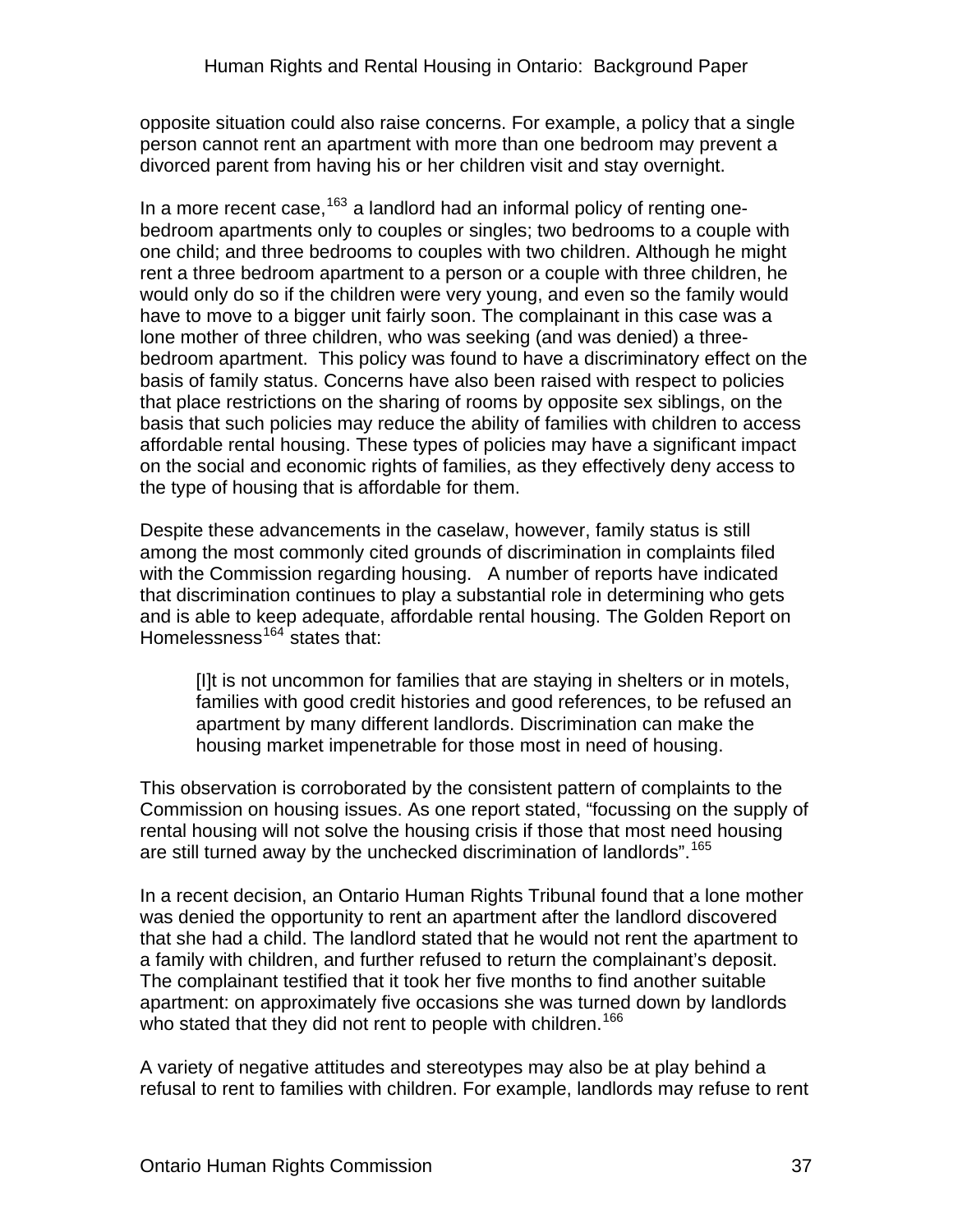opposite situation could also raise concerns. For example, a policy that a single person cannot rent an apartment with more than one bedroom may prevent a divorced parent from having his or her children visit and stay overnight.

In a more recent case,[163] a landlord had an informal policy of renting one-bedroom apartments only to couples or singles; two bedrooms to a couple with one child; and three bedrooms to couples with two children. Although he might rent a three bedroom apartment to a person or a couple with three children, he would only do so if the children were very young, and even so the family would have to move to a bigger unit fairly soon. The complainant in this case was a lone mother of three children, who was seeking (and was denied) a three-bedroom apartment. This policy was found to have a discriminatory effect on the basis of family status. Concerns have also been raised with respect to policies that place restrictions on the sharing of rooms by opposite sex siblings, on the basis that such policies may reduce the ability of families with children to access affordable rental housing. These types of policies may have a significant impact on the social and economic rights of families, as they effectively deny access to the type of housing that is affordable for them.

Despite these advancements in the caselaw, however, family status is still among the most commonly cited grounds of discrimination in complaints filed with the Commission regarding housing. A number of reports have indicated that discrimination continues to play a substantial role in determining who gets and is able to keep adequate, affordable rental housing. The Golden Report on Homelessness[164] states that:

> [I]t is not uncommon for families that are staying in shelters or in motels, families with good credit histories and good references, to be refused an apartment by many different landlords. Discrimination can make the housing market impenetrable for those most in need of housing.

This observation is corroborated by the consistent pattern of complaints to the Commission on housing issues. As one report stated, “focussing on the supply of rental housing will not solve the housing crisis if those that most need housing are still turned away by the unchecked discrimination of landlords”.[165]

In a recent decision, an Ontario Human Rights Tribunal found that a lone mother was denied the opportunity to rent an apartment after the landlord discovered that she had a child. The landlord stated that he would not rent the apartment to a family with children, and further refused to return the complainant’s deposit. The complainant testified that it took her five months to find another suitable apartment: on approximately five occasions she was turned down by landlords who stated that they did not rent to people with children.[166]

A variety of negative attitudes and stereotypes may also be at play behind a refusal to rent to families with children. For example, landlords may refuse to rent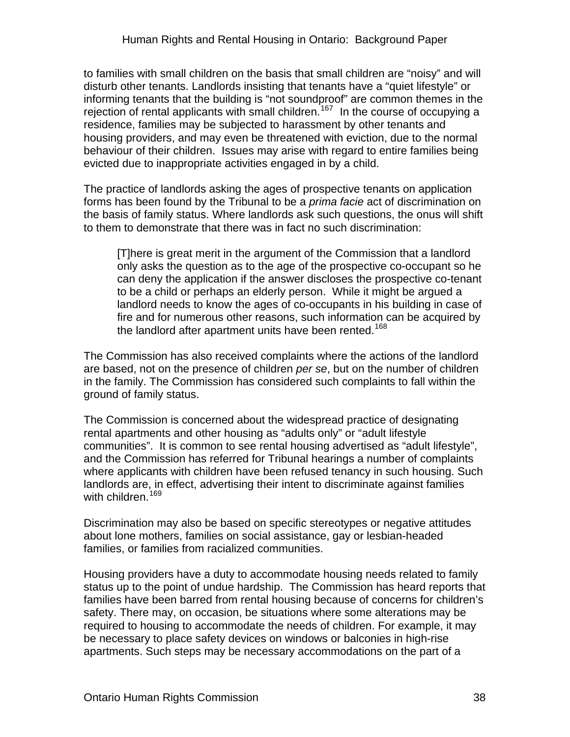to families with small children on the basis that small children are "noisy" and will disturb other tenants. Landlords insisting that tenants have a "quiet lifestyle" or informing tenants that the building is "not soundproof" are common themes in the rejection of rental applicants with small children.[167] In the course of occupying a residence, families may be subjected to harassment by other tenants and housing providers, and may even be threatened with eviction, due to the normal behaviour of their children. Issues may arise with regard to entire families being evicted due to inappropriate activities engaged in by a child.

The practice of landlords asking the ages of prospective tenants on application forms has been found by the Tribunal to be a *prima facie* act of discrimination on the basis of family status. Where landlords ask such questions, the onus will shift to them to demonstrate that there was in fact no such discrimination:

> [T]here is great merit in the argument of the Commission that a landlord only asks the question as to the age of the prospective co-occupant so he can deny the application if the answer discloses the prospective co-tenant to be a child or perhaps an elderly person. While it might be argued a landlord needs to know the ages of co-occupants in his building in case of fire and for numerous other reasons, such information can be acquired by the landlord after apartment units have been rented.[168]

The Commission has also received complaints where the actions of the landlord are based, not on the presence of children *per se*, but on the number of children in the family. The Commission has considered such complaints to fall within the ground of family status.

The Commission is concerned about the widespread practice of designating rental apartments and other housing as "adults only" or "adult lifestyle communities". It is common to see rental housing advertised as "adult lifestyle", and the Commission has referred for Tribunal hearings a number of complaints where applicants with children have been refused tenancy in such housing. Such landlords are, in effect, advertising their intent to discriminate against families with children.[169]

Discrimination may also be based on specific stereotypes or negative attitudes about lone mothers, families on social assistance, gay or lesbian-headed families, or families from racialized communities.

Housing providers have a duty to accommodate housing needs related to family status up to the point of undue hardship. The Commission has heard reports that families have been barred from rental housing because of concerns for children's safety. There may, on occasion, be situations where some alterations may be required to housing to accommodate the needs of children. For example, it may be necessary to place safety devices on windows or balconies in high-rise apartments. Such steps may be necessary accommodations on the part of a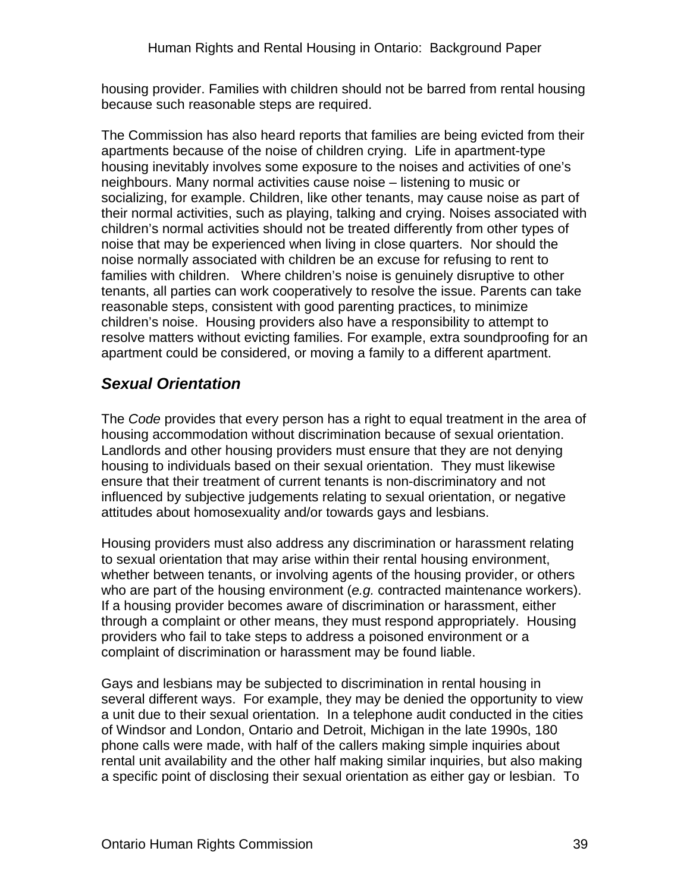housing provider. Families with children should not be barred from rental housing because such reasonable steps are required.

The Commission has also heard reports that families are being evicted from their apartments because of the noise of children crying. Life in apartment-type housing inevitably involves some exposure to the noises and activities of one's neighbours. Many normal activities cause noise – listening to music or socializing, for example. Children, like other tenants, may cause noise as part of their normal activities, such as playing, talking and crying. Noises associated with children's normal activities should not be treated differently from other types of noise that may be experienced when living in close quarters. Nor should the noise normally associated with children be an excuse for refusing to rent to families with children. Where children's noise is genuinely disruptive to other tenants, all parties can work cooperatively to resolve the issue. Parents can take reasonable steps, consistent with good parenting practices, to minimize children's noise. Housing providers also have a responsibility to attempt to resolve matters without evicting families. For example, extra soundproofing for an apartment could be considered, or moving a family to a different apartment.

## *Sexual Orientation*

The *Code* provides that every person has a right to equal treatment in the area of housing accommodation without discrimination because of sexual orientation. Landlords and other housing providers must ensure that they are not denying housing to individuals based on their sexual orientation. They must likewise ensure that their treatment of current tenants is non-discriminatory and not influenced by subjective judgements relating to sexual orientation, or negative attitudes about homosexuality and/or towards gays and lesbians.

Housing providers must also address any discrimination or harassment relating to sexual orientation that may arise within their rental housing environment, whether between tenants, or involving agents of the housing provider, or others who are part of the housing environment (*e.g.* contracted maintenance workers). If a housing provider becomes aware of discrimination or harassment, either through a complaint or other means, they must respond appropriately. Housing providers who fail to take steps to address a poisoned environment or a complaint of discrimination or harassment may be found liable.

Gays and lesbians may be subjected to discrimination in rental housing in several different ways. For example, they may be denied the opportunity to view a unit due to their sexual orientation. In a telephone audit conducted in the cities of Windsor and London, Ontario and Detroit, Michigan in the late 1990s, 180 phone calls were made, with half of the callers making simple inquiries about rental unit availability and the other half making similar inquiries, but also making a specific point of disclosing their sexual orientation as either gay or lesbian. To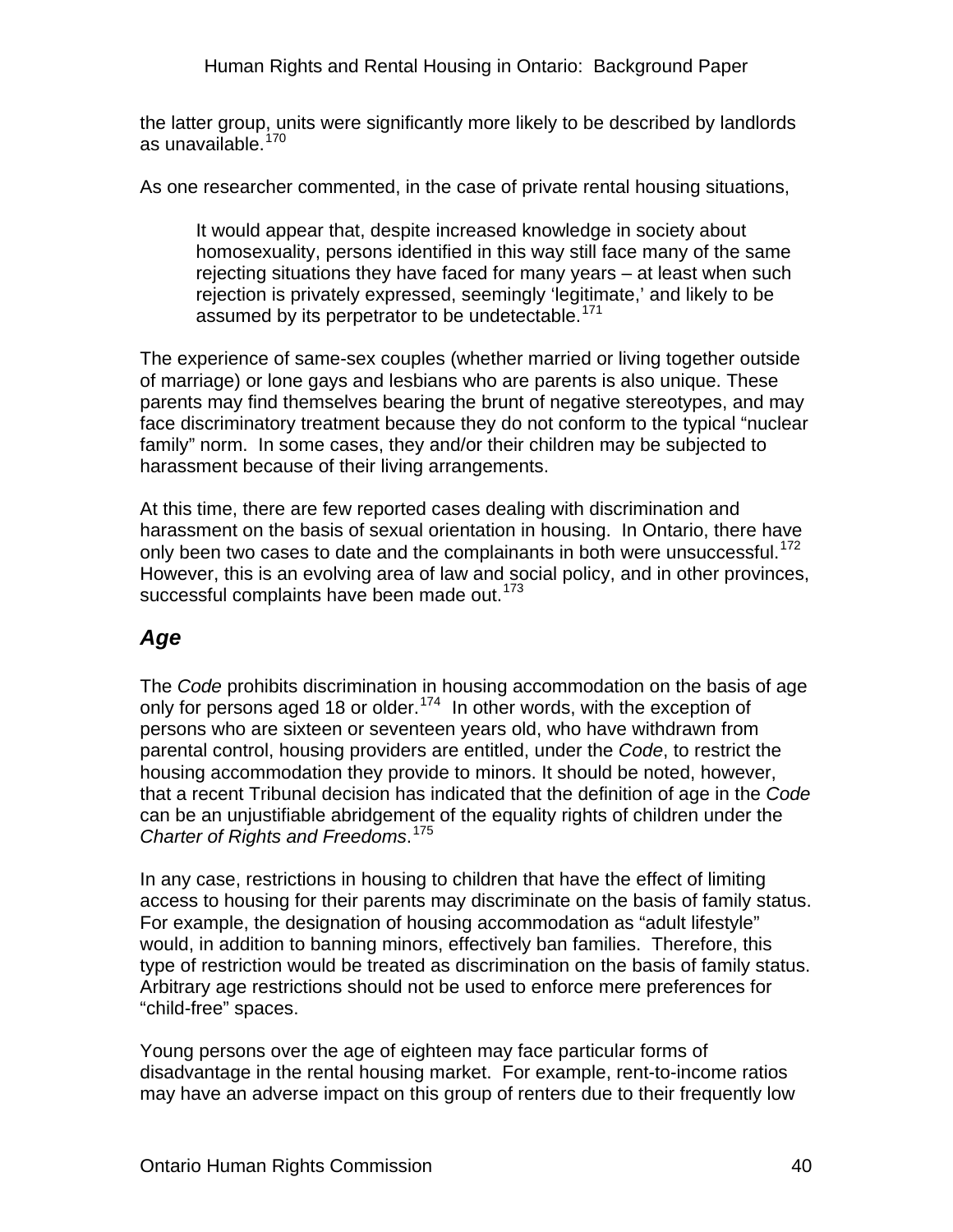the latter group, units were significantly more likely to be described by landlords as unavailable.[170]

As one researcher commented, in the case of private rental housing situations,

> It would appear that, despite increased knowledge in society about homosexuality, persons identified in this way still face many of the same rejecting situations they have faced for many years – at least when such rejection is privately expressed, seemingly 'legitimate,' and likely to be assumed by its perpetrator to be undetectable.[171]

The experience of same-sex couples (whether married or living together outside of marriage) or lone gays and lesbians who are parents is also unique. These parents may find themselves bearing the brunt of negative stereotypes, and may face discriminatory treatment because they do not conform to the typical "nuclear family" norm. In some cases, they and/or their children may be subjected to harassment because of their living arrangements.

At this time, there are few reported cases dealing with discrimination and harassment on the basis of sexual orientation in housing. In Ontario, there have only been two cases to date and the complainants in both were unsuccessful.[172] However, this is an evolving area of law and social policy, and in other provinces, successful complaints have been made out.[173]

## *Age*

The *Code* prohibits discrimination in housing accommodation on the basis of age only for persons aged 18 or older.[174] In other words, with the exception of persons who are sixteen or seventeen years old, who have withdrawn from parental control, housing providers are entitled, under the *Code*, to restrict the housing accommodation they provide to minors. It should be noted, however, that a recent Tribunal decision has indicated that the definition of age in the *Code* can be an unjustifiable abridgement of the equality rights of children under the *Charter of Rights and Freedoms*.[175]

In any case, restrictions in housing to children that have the effect of limiting access to housing for their parents may discriminate on the basis of family status. For example, the designation of housing accommodation as "adult lifestyle" would, in addition to banning minors, effectively ban families. Therefore, this type of restriction would be treated as discrimination on the basis of family status. Arbitrary age restrictions should not be used to enforce mere preferences for "child-free" spaces.

Young persons over the age of eighteen may face particular forms of disadvantage in the rental housing market. For example, rent-to-income ratios may have an adverse impact on this group of renters due to their frequently low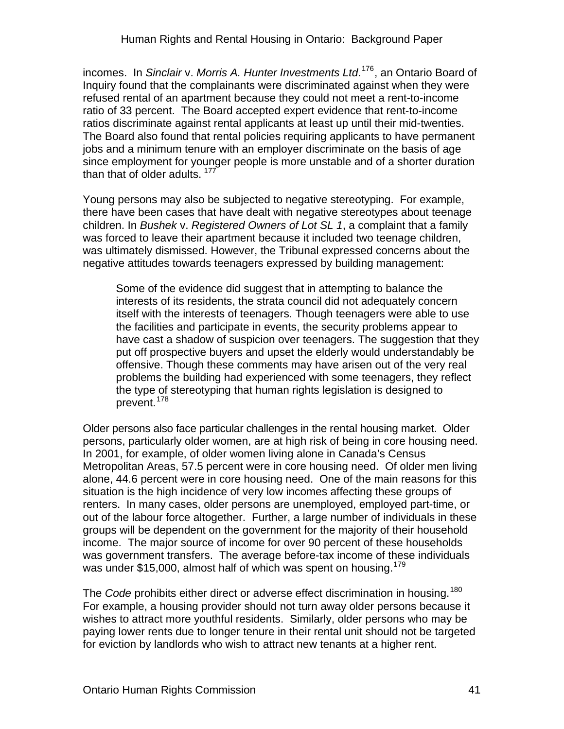incomes. In *Sinclair* v. *Morris A. Hunter Investments Ltd*.[176], an Ontario Board of Inquiry found that the complainants were discriminated against when they were refused rental of an apartment because they could not meet a rent-to-income ratio of 33 percent. The Board accepted expert evidence that rent-to-income ratios discriminate against rental applicants at least up until their mid-twenties. The Board also found that rental policies requiring applicants to have permanent jobs and a minimum tenure with an employer discriminate on the basis of age since employment for younger people is more unstable and of a shorter duration than that of older adults. [177]

Young persons may also be subjected to negative stereotyping. For example, there have been cases that have dealt with negative stereotypes about teenage children. In *Bushek* v. *Registered Owners of Lot SL 1*, a complaint that a family was forced to leave their apartment because it included two teenage children, was ultimately dismissed. However, the Tribunal expressed concerns about the negative attitudes towards teenagers expressed by building management:

> Some of the evidence did suggest that in attempting to balance the interests of its residents, the strata council did not adequately concern itself with the interests of teenagers. Though teenagers were able to use the facilities and participate in events, the security problems appear to have cast a shadow of suspicion over teenagers. The suggestion that they put off prospective buyers and upset the elderly would understandably be offensive. Though these comments may have arisen out of the very real problems the building had experienced with some teenagers, they reflect the type of stereotyping that human rights legislation is designed to prevent.[178]

Older persons also face particular challenges in the rental housing market. Older persons, particularly older women, are at high risk of being in core housing need. In 2001, for example, of older women living alone in Canada's Census Metropolitan Areas, 57.5 percent were in core housing need. Of older men living alone, 44.6 percent were in core housing need. One of the main reasons for this situation is the high incidence of very low incomes affecting these groups of renters. In many cases, older persons are unemployed, employed part-time, or out of the labour force altogether. Further, a large number of individuals in these groups will be dependent on the government for the majority of their household income. The major source of income for over 90 percent of these households was government transfers. The average before-tax income of these individuals was under $15,000, almost half of which was spent on housing.[179]

The *Code* prohibits either direct or adverse effect discrimination in housing.[180] For example, a housing provider should not turn away older persons because it wishes to attract more youthful residents. Similarly, older persons who may be paying lower rents due to longer tenure in their rental unit should not be targeted for eviction by landlords who wish to attract new tenants at a higher rent.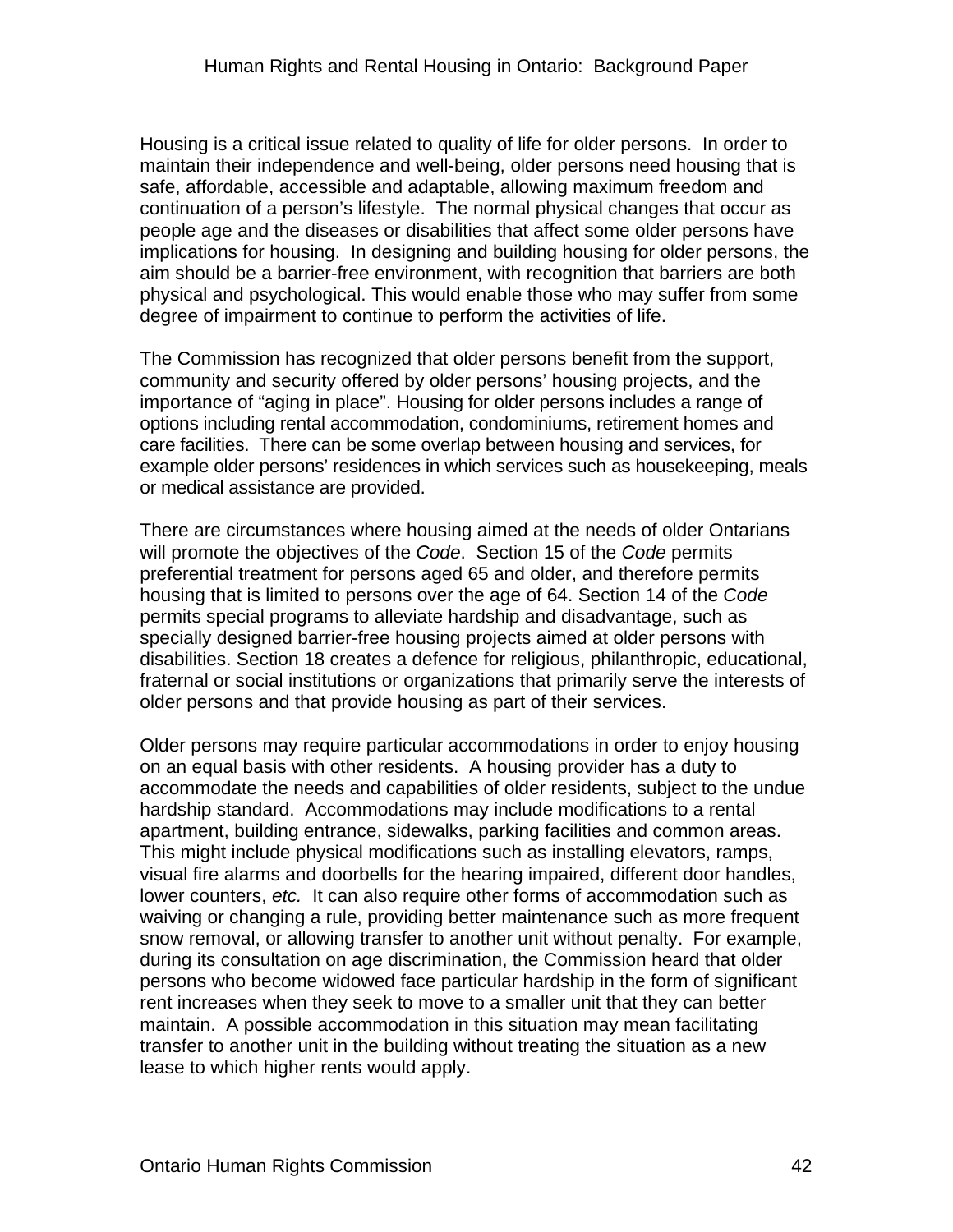Housing is a critical issue related to quality of life for older persons. In order to maintain their independence and well-being, older persons need housing that is safe, affordable, accessible and adaptable, allowing maximum freedom and continuation of a person's lifestyle. The normal physical changes that occur as people age and the diseases or disabilities that affect some older persons have implications for housing. In designing and building housing for older persons, the aim should be a barrier-free environment, with recognition that barriers are both physical and psychological. This would enable those who may suffer from some degree of impairment to continue to perform the activities of life.

The Commission has recognized that older persons benefit from the support, community and security offered by older persons' housing projects, and the importance of "aging in place". Housing for older persons includes a range of options including rental accommodation, condominiums, retirement homes and care facilities. There can be some overlap between housing and services, for example older persons' residences in which services such as housekeeping, meals or medical assistance are provided.

There are circumstances where housing aimed at the needs of older Ontarians will promote the objectives of the *Code*. Section 15 of the *Code* permits preferential treatment for persons aged 65 and older, and therefore permits housing that is limited to persons over the age of 64. Section 14 of the *Code* permits special programs to alleviate hardship and disadvantage, such as specially designed barrier-free housing projects aimed at older persons with disabilities. Section 18 creates a defence for religious, philanthropic, educational, fraternal or social institutions or organizations that primarily serve the interests of older persons and that provide housing as part of their services.

Older persons may require particular accommodations in order to enjoy housing on an equal basis with other residents. A housing provider has a duty to accommodate the needs and capabilities of older residents, subject to the undue hardship standard. Accommodations may include modifications to a rental apartment, building entrance, sidewalks, parking facilities and common areas. This might include physical modifications such as installing elevators, ramps, visual fire alarms and doorbells for the hearing impaired, different door handles, lower counters, *etc.* It can also require other forms of accommodation such as waiving or changing a rule, providing better maintenance such as more frequent snow removal, or allowing transfer to another unit without penalty. For example, during its consultation on age discrimination, the Commission heard that older persons who become widowed face particular hardship in the form of significant rent increases when they seek to move to a smaller unit that they can better maintain. A possible accommodation in this situation may mean facilitating transfer to another unit in the building without treating the situation as a new lease to which higher rents would apply.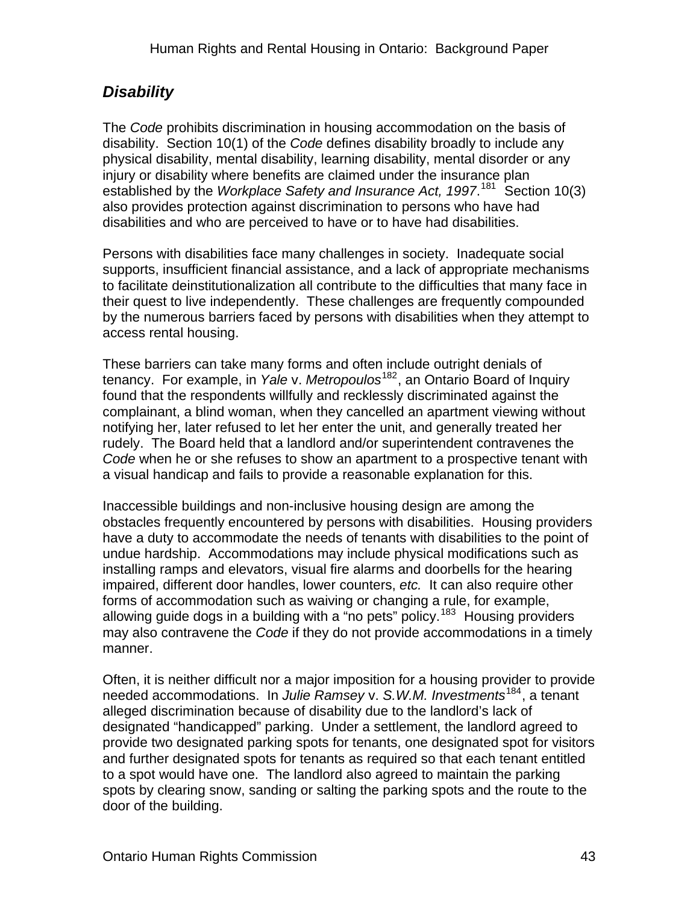## *Disability*

The *Code* prohibits discrimination in housing accommodation on the basis of disability. Section 10(1) of the *Code* defines disability broadly to include any physical disability, mental disability, learning disability, mental disorder or any injury or disability where benefits are claimed under the insurance plan established by the *Workplace Safety and Insurance Act, 1997*.[181] Section 10(3) also provides protection against discrimination to persons who have had disabilities and who are perceived to have or to have had disabilities.

Persons with disabilities face many challenges in society. Inadequate social supports, insufficient financial assistance, and a lack of appropriate mechanisms to facilitate deinstitutionalization all contribute to the difficulties that many face in their quest to live independently. These challenges are frequently compounded by the numerous barriers faced by persons with disabilities when they attempt to access rental housing.

These barriers can take many forms and often include outright denials of tenancy. For example, in *Yale* v. *Metropoulos*[182], an Ontario Board of Inquiry found that the respondents willfully and recklessly discriminated against the complainant, a blind woman, when they cancelled an apartment viewing without notifying her, later refused to let her enter the unit, and generally treated her rudely. The Board held that a landlord and/or superintendent contravenes the *Code* when he or she refuses to show an apartment to a prospective tenant with a visual handicap and fails to provide a reasonable explanation for this.

Inaccessible buildings and non-inclusive housing design are among the obstacles frequently encountered by persons with disabilities. Housing providers have a duty to accommodate the needs of tenants with disabilities to the point of undue hardship. Accommodations may include physical modifications such as installing ramps and elevators, visual fire alarms and doorbells for the hearing impaired, different door handles, lower counters, *etc.* It can also require other forms of accommodation such as waiving or changing a rule, for example, allowing guide dogs in a building with a "no pets" policy.[183] Housing providers may also contravene the *Code* if they do not provide accommodations in a timely manner.

Often, it is neither difficult nor a major imposition for a housing provider to provide needed accommodations. In *Julie Ramsey* v. *S.W.M. Investments*[184], a tenant alleged discrimination because of disability due to the landlord's lack of designated "handicapped" parking. Under a settlement, the landlord agreed to provide two designated parking spots for tenants, one designated spot for visitors and further designated spots for tenants as required so that each tenant entitled to a spot would have one. The landlord also agreed to maintain the parking spots by clearing snow, sanding or salting the parking spots and the route to the door of the building.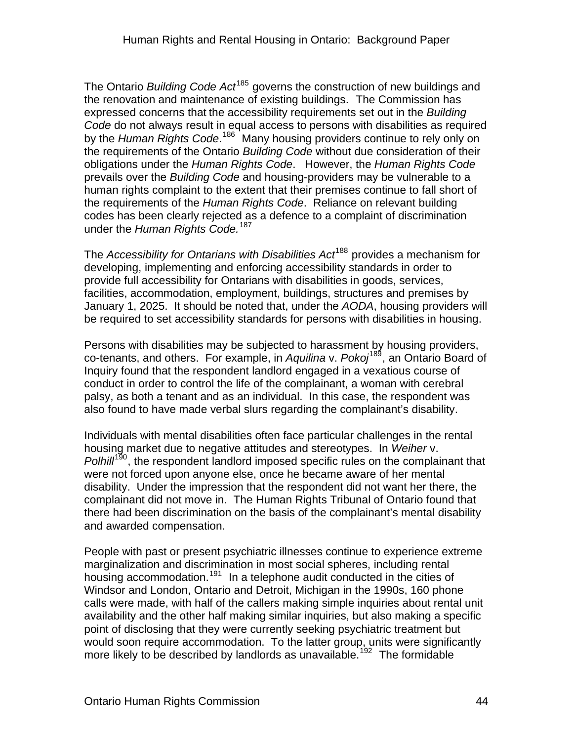The Ontario *Building Code Act*[185] governs the construction of new buildings and the renovation and maintenance of existing buildings. The Commission has expressed concerns that the accessibility requirements set out in the *Building Code* do not always result in equal access to persons with disabilities as required by the *Human Rights Code*.[186] Many housing providers continue to rely only on the requirements of the Ontario *Building Code* without due consideration of their obligations under the *Human Rights Code*. However, the *Human Rights Code* prevails over the *Building Code* and housing-providers may be vulnerable to a human rights complaint to the extent that their premises continue to fall short of the requirements of the *Human Rights Code*. Reliance on relevant building codes has been clearly rejected as a defence to a complaint of discrimination under the *Human Rights Code.*[187]

The *Accessibility for Ontarians with Disabilities Act*[188] provides a mechanism for developing, implementing and enforcing accessibility standards in order to provide full accessibility for Ontarians with disabilities in goods, services, facilities, accommodation, employment, buildings, structures and premises by January 1, 2025. It should be noted that, under the *AODA*, housing providers will be required to set accessibility standards for persons with disabilities in housing.

Persons with disabilities may be subjected to harassment by housing providers, co-tenants, and others. For example, in *Aquilina* v. *Pokoj*[189], an Ontario Board of Inquiry found that the respondent landlord engaged in a vexatious course of conduct in order to control the life of the complainant, a woman with cerebral palsy, as both a tenant and as an individual. In this case, the respondent was also found to have made verbal slurs regarding the complainant's disability.

Individuals with mental disabilities often face particular challenges in the rental housing market due to negative attitudes and stereotypes. In *Weiher* v. *Polhill*[190], the respondent landlord imposed specific rules on the complainant that were not forced upon anyone else, once he became aware of her mental disability. Under the impression that the respondent did not want her there, the complainant did not move in. The Human Rights Tribunal of Ontario found that there had been discrimination on the basis of the complainant's mental disability and awarded compensation.

People with past or present psychiatric illnesses continue to experience extreme marginalization and discrimination in most social spheres, including rental housing accommodation.[191] In a telephone audit conducted in the cities of Windsor and London, Ontario and Detroit, Michigan in the 1990s, 160 phone calls were made, with half of the callers making simple inquiries about rental unit availability and the other half making similar inquiries, but also making a specific point of disclosing that they were currently seeking psychiatric treatment but would soon require accommodation. To the latter group, units were significantly more likely to be described by landlords as unavailable.[192] The formidable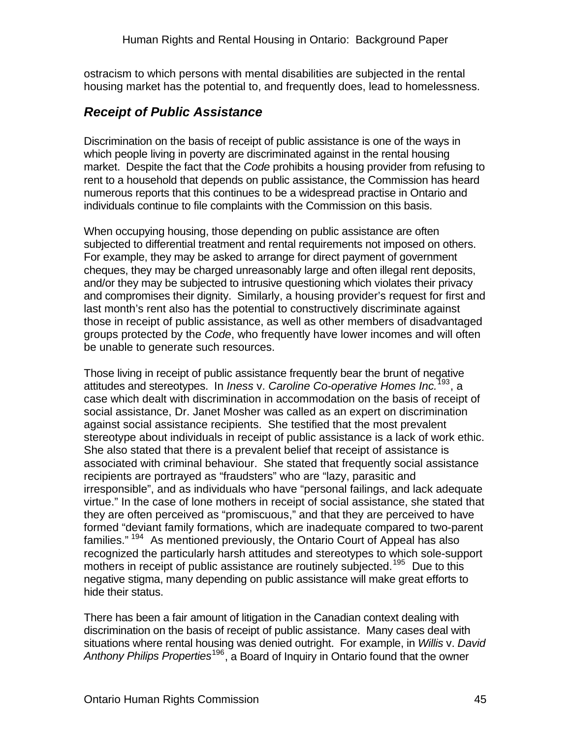ostracism to which persons with mental disabilities are subjected in the rental housing market has the potential to, and frequently does, lead to homelessness.

## *Receipt of Public Assistance*

Discrimination on the basis of receipt of public assistance is one of the ways in which people living in poverty are discriminated against in the rental housing market. Despite the fact that the *Code* prohibits a housing provider from refusing to rent to a household that depends on public assistance, the Commission has heard numerous reports that this continues to be a widespread practise in Ontario and individuals continue to file complaints with the Commission on this basis.

When occupying housing, those depending on public assistance are often subjected to differential treatment and rental requirements not imposed on others. For example, they may be asked to arrange for direct payment of government cheques, they may be charged unreasonably large and often illegal rent deposits, and/or they may be subjected to intrusive questioning which violates their privacy and compromises their dignity. Similarly, a housing provider's request for first and last month's rent also has the potential to constructively discriminate against those in receipt of public assistance, as well as other members of disadvantaged groups protected by the *Code*, who frequently have lower incomes and will often be unable to generate such resources.

Those living in receipt of public assistance frequently bear the brunt of negative attitudes and stereotypes. In *Iness* v. *Caroline Co-operative Homes Inc.*[193], a case which dealt with discrimination in accommodation on the basis of receipt of social assistance, Dr. Janet Mosher was called as an expert on discrimination against social assistance recipients. She testified that the most prevalent stereotype about individuals in receipt of public assistance is a lack of work ethic. She also stated that there is a prevalent belief that receipt of assistance is associated with criminal behaviour. She stated that frequently social assistance recipients are portrayed as "fraudsters" who are "lazy, parasitic and irresponsible", and as individuals who have "personal failings, and lack adequate virtue." In the case of lone mothers in receipt of social assistance, she stated that they are often perceived as "promiscuous," and that they are perceived to have formed "deviant family formations, which are inadequate compared to two-parent families." [194] As mentioned previously, the Ontario Court of Appeal has also recognized the particularly harsh attitudes and stereotypes to which sole-support mothers in receipt of public assistance are routinely subjected.[195] Due to this negative stigma, many depending on public assistance will make great efforts to hide their status.

There has been a fair amount of litigation in the Canadian context dealing with discrimination on the basis of receipt of public assistance. Many cases deal with situations where rental housing was denied outright. For example, in *Willis* v. *David Anthony Philips Properties*[196], a Board of Inquiry in Ontario found that the owner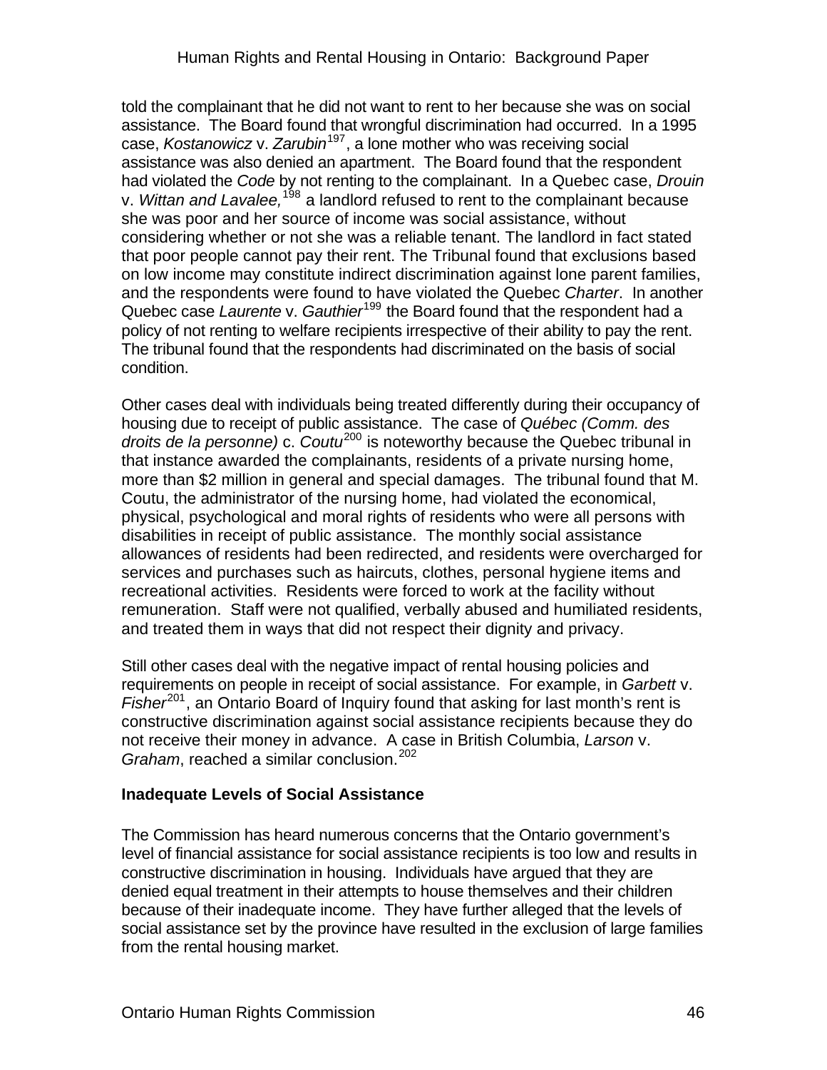told the complainant that he did not want to rent to her because she was on social assistance. The Board found that wrongful discrimination had occurred. In a 1995 case, *Kostanowicz* v. *Zarubin*[197], a lone mother who was receiving social assistance was also denied an apartment. The Board found that the respondent had violated the *Code* by not renting to the complainant. In a Quebec case, *Drouin* v. *Wittan and Lavalee,*[198] a landlord refused to rent to the complainant because she was poor and her source of income was social assistance, without considering whether or not she was a reliable tenant. The landlord in fact stated that poor people cannot pay their rent. The Tribunal found that exclusions based on low income may constitute indirect discrimination against lone parent families, and the respondents were found to have violated the Quebec *Charter*. In another Quebec case *Laurente* v. *Gauthier*[199] the Board found that the respondent had a policy of not renting to welfare recipients irrespective of their ability to pay the rent. The tribunal found that the respondents had discriminated on the basis of social condition.

Other cases deal with individuals being treated differently during their occupancy of housing due to receipt of public assistance. The case of *Québec (Comm. des droits de la personne)* c. *Coutu*[200] is noteworthy because the Quebec tribunal in that instance awarded the complainants, residents of a private nursing home, more than $2 million in general and special damages. The tribunal found that M. Coutu, the administrator of the nursing home, had violated the economical, physical, psychological and moral rights of residents who were all persons with disabilities in receipt of public assistance. The monthly social assistance allowances of residents had been redirected, and residents were overcharged for services and purchases such as haircuts, clothes, personal hygiene items and recreational activities. Residents were forced to work at the facility without remuneration. Staff were not qualified, verbally abused and humiliated residents, and treated them in ways that did not respect their dignity and privacy.

Still other cases deal with the negative impact of rental housing policies and requirements on people in receipt of social assistance. For example, in *Garbett* v. *Fisher*[201], an Ontario Board of Inquiry found that asking for last month's rent is constructive discrimination against social assistance recipients because they do not receive their money in advance. A case in British Columbia, *Larson* v. *Graham*, reached a similar conclusion.[202]

### Inadequate Levels of Social Assistance

The Commission has heard numerous concerns that the Ontario government's level of financial assistance for social assistance recipients is too low and results in constructive discrimination in housing. Individuals have argued that they are denied equal treatment in their attempts to house themselves and their children because of their inadequate income. They have further alleged that the levels of social assistance set by the province have resulted in the exclusion of large families from the rental housing market.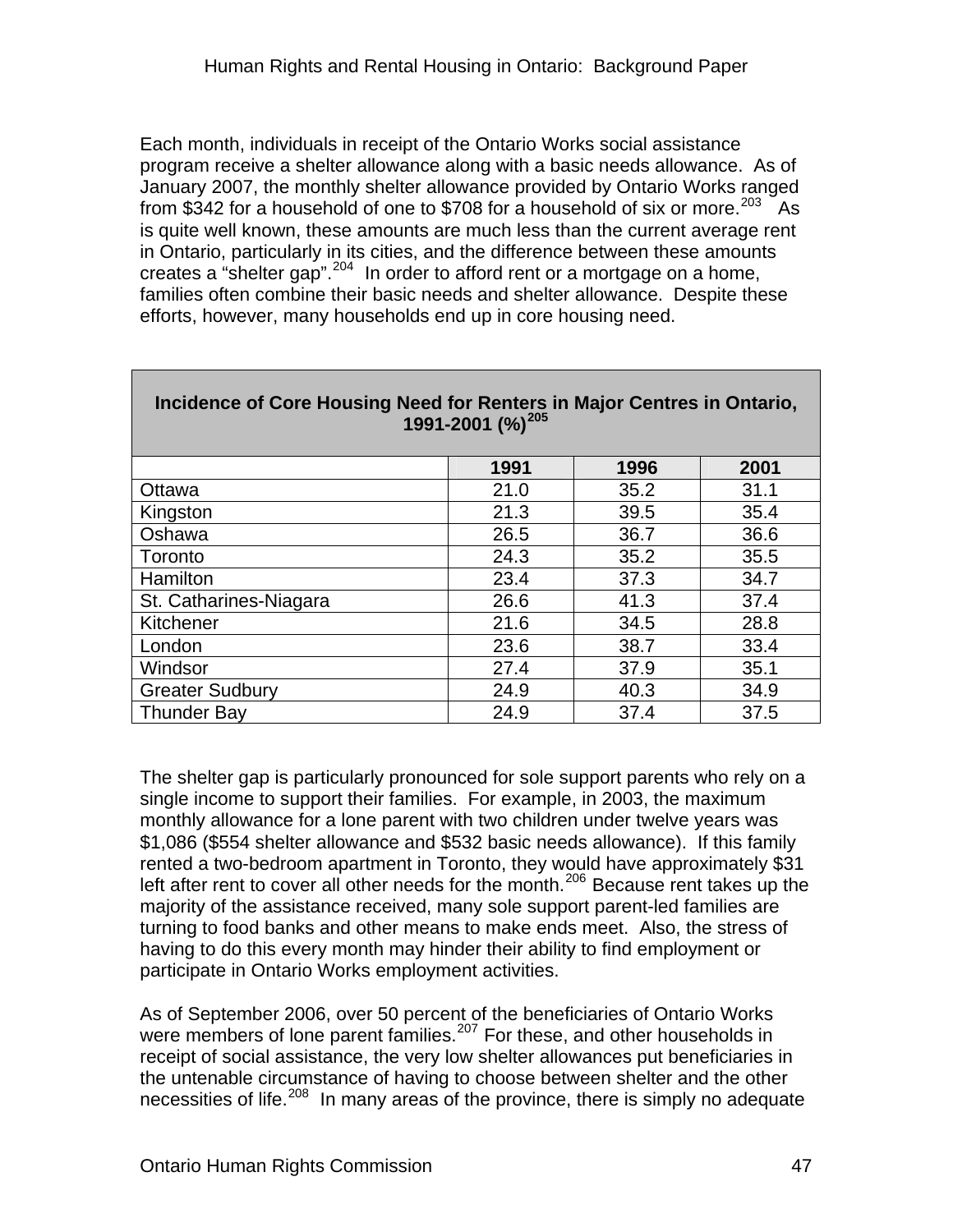Each month, individuals in receipt of the Ontario Works social assistance program receive a shelter allowance along with a basic needs allowance. As of January 2007, the monthly shelter allowance provided by Ontario Works ranged from $342 for a household of one to $708 for a household of six or more.[203] As is quite well known, these amounts are much less than the current average rent in Ontario, particularly in its cities, and the difference between these amounts creates a "shelter gap".[204] In order to afford rent or a mortgage on a home, families often combine their basic needs and shelter allowance. Despite these efforts, however, many households end up in core housing need.

**Incidence of Core Housing Need for Renters in Major Centres in Ontario, 1991-2001 (%)[205]**

| | 1991 | 1996 | 2001 |
|---|---|---|---|
| Ottawa | 21.0 | 35.2 | 31.1 |
| Kingston | 21.3 | 39.5 | 35.4 |
| Oshawa | 26.5 | 36.7 | 36.6 |
| Toronto | 24.3 | 35.2 | 35.5 |
| Hamilton | 23.4 | 37.3 | 34.7 |
| St. Catharines-Niagara | 26.6 | 41.3 | 37.4 |
| Kitchener | 21.6 | 34.5 | 28.8 |
| London | 23.6 | 38.7 | 33.4 |
| Windsor | 27.4 | 37.9 | 35.1 |
| Greater Sudbury | 24.9 | 40.3 | 34.9 |
| Thunder Bay | 24.9 | 37.4 | 37.5 |

The shelter gap is particularly pronounced for sole support parents who rely on a single income to support their families. For example, in 2003, the maximum monthly allowance for a lone parent with two children under twelve years was $1,086 ($554 shelter allowance and $532 basic needs allowance). If this family rented a two-bedroom apartment in Toronto, they would have approximately $31 left after rent to cover all other needs for the month.[206] Because rent takes up the majority of the assistance received, many sole support parent-led families are turning to food banks and other means to make ends meet. Also, the stress of having to do this every month may hinder their ability to find employment or participate in Ontario Works employment activities.

As of September 2006, over 50 percent of the beneficiaries of Ontario Works were members of lone parent families.[207] For these, and other households in receipt of social assistance, the very low shelter allowances put beneficiaries in the untenable circumstance of having to choose between shelter and the other necessities of life.[208] In many areas of the province, there is simply no adequate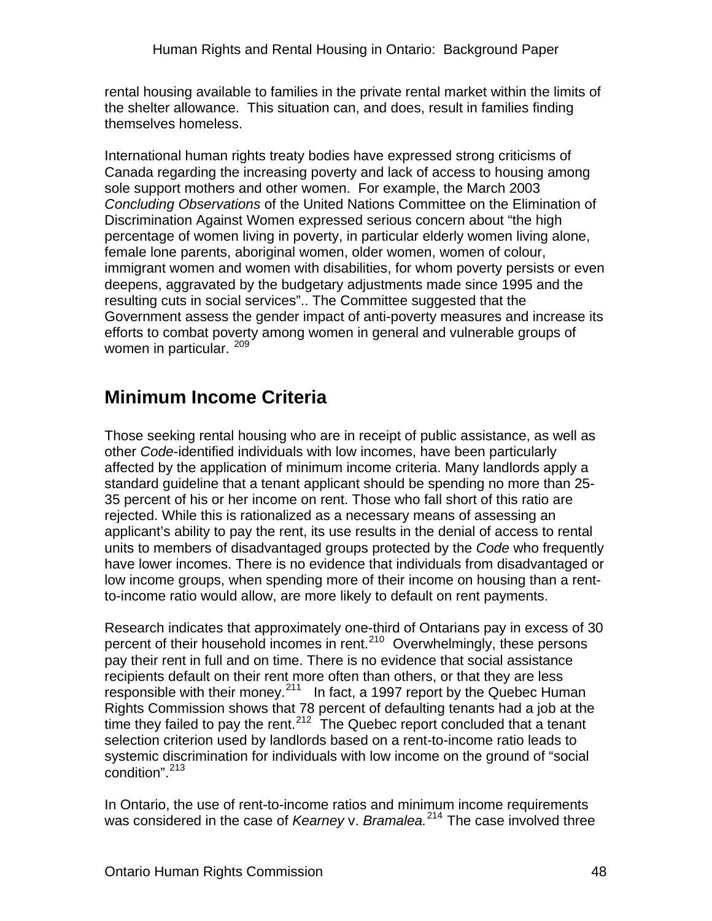rental housing available to families in the private rental market within the limits of the shelter allowance. This situation can, and does, result in families finding themselves homeless.

International human rights treaty bodies have expressed strong criticisms of Canada regarding the increasing poverty and lack of access to housing among sole support mothers and other women. For example, the March 2003 *Concluding Observations* of the United Nations Committee on the Elimination of Discrimination Against Women expressed serious concern about "the high percentage of women living in poverty, in particular elderly women living alone, female lone parents, aboriginal women, older women, women of colour, immigrant women and women with disabilities, for whom poverty persists or even deepens, aggravated by the budgetary adjustments made since 1995 and the resulting cuts in social services".. The Committee suggested that the Government assess the gender impact of anti-poverty measures and increase its efforts to combat poverty among women in general and vulnerable groups of women in particular. [209]

## Minimum Income Criteria

Those seeking rental housing who are in receipt of public assistance, as well as other *Code*-identified individuals with low incomes, have been particularly affected by the application of minimum income criteria. Many landlords apply a standard guideline that a tenant applicant should be spending no more than 25-35 percent of his or her income on rent. Those who fall short of this ratio are rejected. While this is rationalized as a necessary means of assessing an applicant's ability to pay the rent, its use results in the denial of access to rental units to members of disadvantaged groups protected by the *Code* who frequently have lower incomes. There is no evidence that individuals from disadvantaged or low income groups, when spending more of their income on housing than a rent-to-income ratio would allow, are more likely to default on rent payments.

Research indicates that approximately one-third of Ontarians pay in excess of 30 percent of their household incomes in rent.[210] Overwhelmingly, these persons pay their rent in full and on time. There is no evidence that social assistance recipients default on their rent more often than others, or that they are less responsible with their money.[211] In fact, a 1997 report by the Quebec Human Rights Commission shows that 78 percent of defaulting tenants had a job at the time they failed to pay the rent.[212] The Quebec report concluded that a tenant selection criterion used by landlords based on a rent-to-income ratio leads to systemic discrimination for individuals with low income on the ground of "social condition".[213]

In Ontario, the use of rent-to-income ratios and minimum income requirements was considered in the case of *Kearney* v. *Bramalea.*[214] The case involved three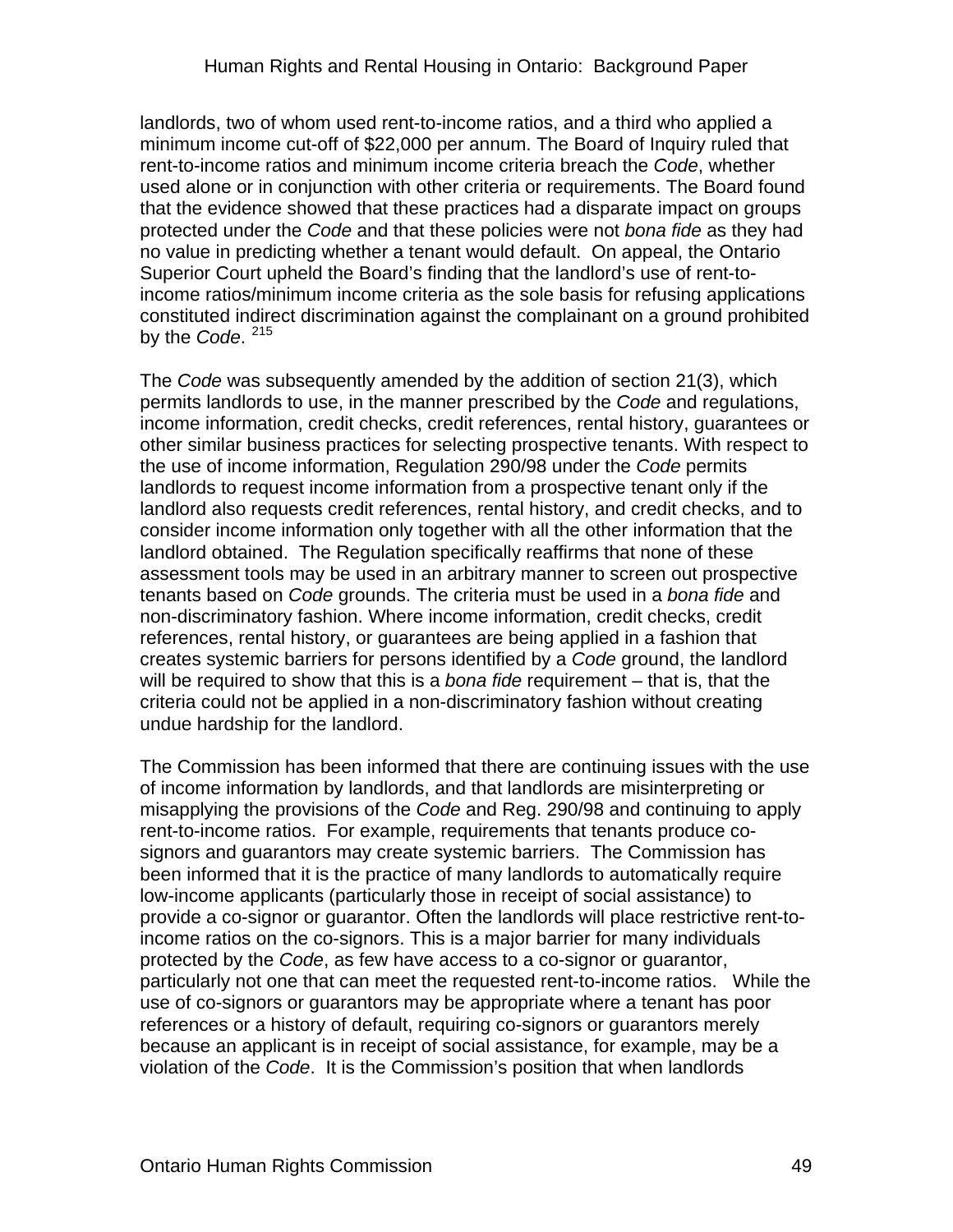landlords, two of whom used rent-to-income ratios, and a third who applied a minimum income cut-off of $22,000 per annum. The Board of Inquiry ruled that rent-to-income ratios and minimum income criteria breach the *Code*, whether used alone or in conjunction with other criteria or requirements. The Board found that the evidence showed that these practices had a disparate impact on groups protected under the *Code* and that these policies were not *bona fide* as they had no value in predicting whether a tenant would default. On appeal, the Ontario Superior Court upheld the Board's finding that the landlord's use of rent-to-income ratios/minimum income criteria as the sole basis for refusing applications constituted indirect discrimination against the complainant on a ground prohibited by the *Code*. [215]

The *Code* was subsequently amended by the addition of section 21(3), which permits landlords to use, in the manner prescribed by the *Code* and regulations, income information, credit checks, credit references, rental history, guarantees or other similar business practices for selecting prospective tenants. With respect to the use of income information, Regulation 290/98 under the *Code* permits landlords to request income information from a prospective tenant only if the landlord also requests credit references, rental history, and credit checks, and to consider income information only together with all the other information that the landlord obtained. The Regulation specifically reaffirms that none of these assessment tools may be used in an arbitrary manner to screen out prospective tenants based on *Code* grounds. The criteria must be used in a *bona fide* and non-discriminatory fashion. Where income information, credit checks, credit references, rental history, or guarantees are being applied in a fashion that creates systemic barriers for persons identified by a *Code* ground, the landlord will be required to show that this is a *bona fide* requirement – that is, that the criteria could not be applied in a non-discriminatory fashion without creating undue hardship for the landlord.

The Commission has been informed that there are continuing issues with the use of income information by landlords, and that landlords are misinterpreting or misapplying the provisions of the *Code* and Reg. 290/98 and continuing to apply rent-to-income ratios. For example, requirements that tenants produce co-signors and guarantors may create systemic barriers. The Commission has been informed that it is the practice of many landlords to automatically require low-income applicants (particularly those in receipt of social assistance) to provide a co-signor or guarantor. Often the landlords will place restrictive rent-to-income ratios on the co-signors. This is a major barrier for many individuals protected by the *Code*, as few have access to a co-signor or guarantor, particularly not one that can meet the requested rent-to-income ratios. While the use of co-signors or guarantors may be appropriate where a tenant has poor references or a history of default, requiring co-signors or guarantors merely because an applicant is in receipt of social assistance, for example, may be a violation of the *Code*. It is the Commission's position that when landlords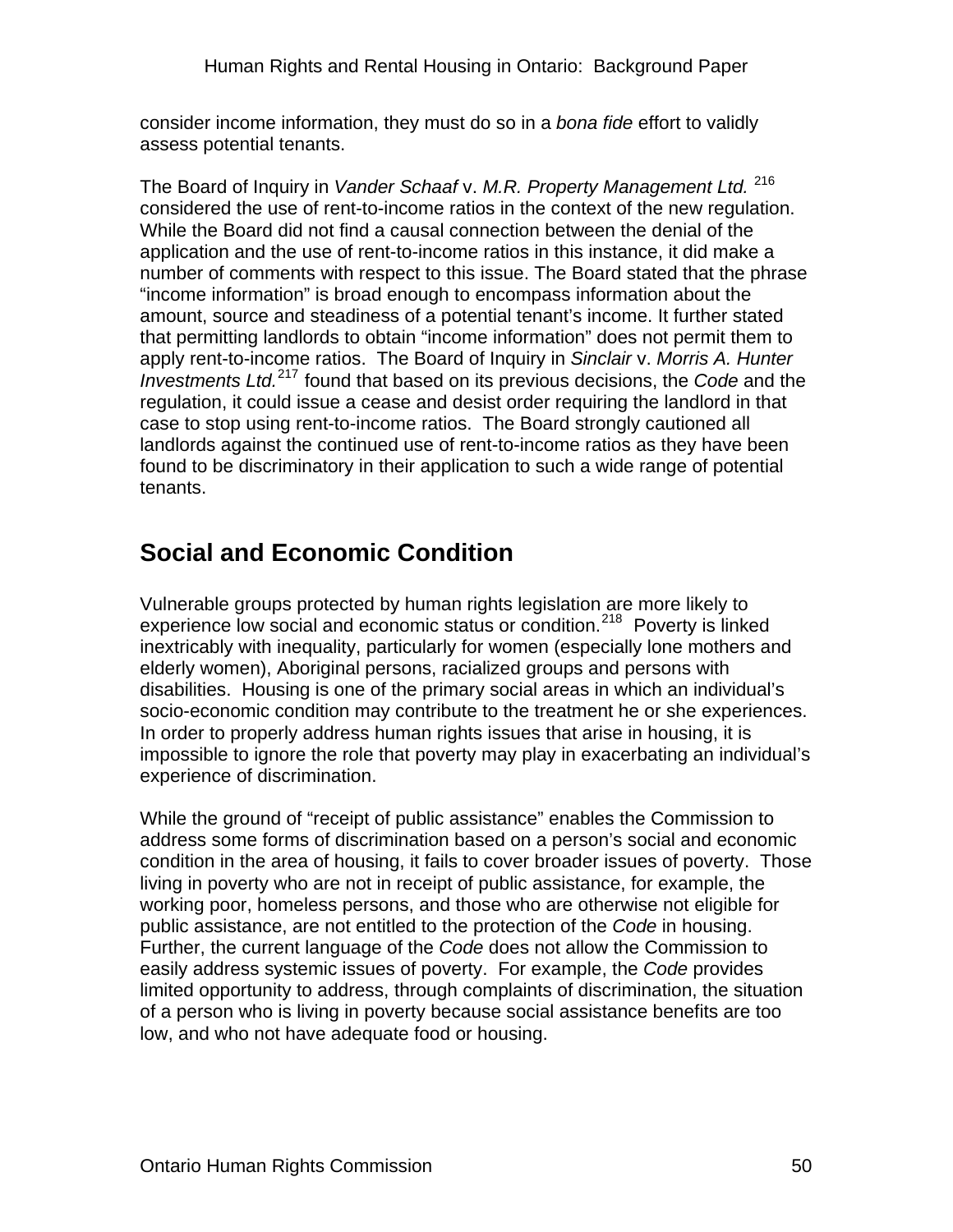consider income information, they must do so in a *bona fide* effort to validly assess potential tenants.

The Board of Inquiry in *Vander Schaaf* v. *M.R. Property Management Ltd.* [216] considered the use of rent-to-income ratios in the context of the new regulation. While the Board did not find a causal connection between the denial of the application and the use of rent-to-income ratios in this instance, it did make a number of comments with respect to this issue. The Board stated that the phrase "income information" is broad enough to encompass information about the amount, source and steadiness of a potential tenant's income. It further stated that permitting landlords to obtain "income information" does not permit them to apply rent-to-income ratios. The Board of Inquiry in *Sinclair* v. *Morris A. Hunter Investments Ltd.*[217] found that based on its previous decisions, the *Code* and the regulation, it could issue a cease and desist order requiring the landlord in that case to stop using rent-to-income ratios. The Board strongly cautioned all landlords against the continued use of rent-to-income ratios as they have been found to be discriminatory in their application to such a wide range of potential tenants.

## Social and Economic Condition

Vulnerable groups protected by human rights legislation are more likely to experience low social and economic status or condition.[218] Poverty is linked inextricably with inequality, particularly for women (especially lone mothers and elderly women), Aboriginal persons, racialized groups and persons with disabilities. Housing is one of the primary social areas in which an individual's socio-economic condition may contribute to the treatment he or she experiences. In order to properly address human rights issues that arise in housing, it is impossible to ignore the role that poverty may play in exacerbating an individual's experience of discrimination.

While the ground of "receipt of public assistance" enables the Commission to address some forms of discrimination based on a person's social and economic condition in the area of housing, it fails to cover broader issues of poverty. Those living in poverty who are not in receipt of public assistance, for example, the working poor, homeless persons, and those who are otherwise not eligible for public assistance, are not entitled to the protection of the *Code* in housing. Further, the current language of the *Code* does not allow the Commission to easily address systemic issues of poverty. For example, the *Code* provides limited opportunity to address, through complaints of discrimination, the situation of a person who is living in poverty because social assistance benefits are too low, and who not have adequate food or housing.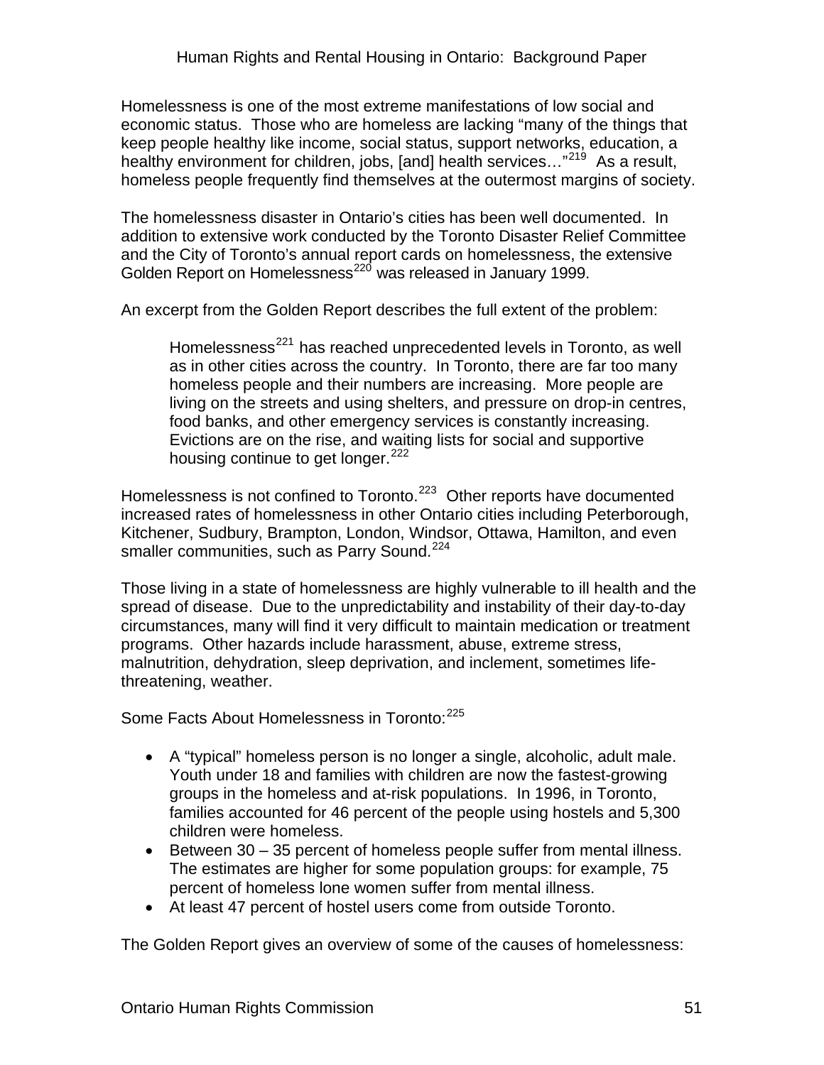Homelessness is one of the most extreme manifestations of low social and economic status. Those who are homeless are lacking "many of the things that keep people healthy like income, social status, support networks, education, a healthy environment for children, jobs, [and] health services…"[219] As a result, homeless people frequently find themselves at the outermost margins of society.

The homelessness disaster in Ontario's cities has been well documented. In addition to extensive work conducted by the Toronto Disaster Relief Committee and the City of Toronto's annual report cards on homelessness, the extensive Golden Report on Homelessness[220] was released in January 1999.

An excerpt from the Golden Report describes the full extent of the problem:

> Homelessness[221] has reached unprecedented levels in Toronto, as well as in other cities across the country. In Toronto, there are far too many homeless people and their numbers are increasing. More people are living on the streets and using shelters, and pressure on drop-in centres, food banks, and other emergency services is constantly increasing. Evictions are on the rise, and waiting lists for social and supportive housing continue to get longer.[222]

Homelessness is not confined to Toronto.[223] Other reports have documented increased rates of homelessness in other Ontario cities including Peterborough, Kitchener, Sudbury, Brampton, London, Windsor, Ottawa, Hamilton, and even smaller communities, such as Parry Sound.[224]

Those living in a state of homelessness are highly vulnerable to ill health and the spread of disease. Due to the unpredictability and instability of their day-to-day circumstances, many will find it very difficult to maintain medication or treatment programs. Other hazards include harassment, abuse, extreme stress, malnutrition, dehydration, sleep deprivation, and inclement, sometimes life-threatening, weather.

Some Facts About Homelessness in Toronto:[225]

- A "typical" homeless person is no longer a single, alcoholic, adult male. Youth under 18 and families with children are now the fastest-growing groups in the homeless and at-risk populations. In 1996, in Toronto, families accounted for 46 percent of the people using hostels and 5,300 children were homeless.
- Between 30 – 35 percent of homeless people suffer from mental illness. The estimates are higher for some population groups: for example, 75 percent of homeless lone women suffer from mental illness.
- At least 47 percent of hostel users come from outside Toronto.

The Golden Report gives an overview of some of the causes of homelessness: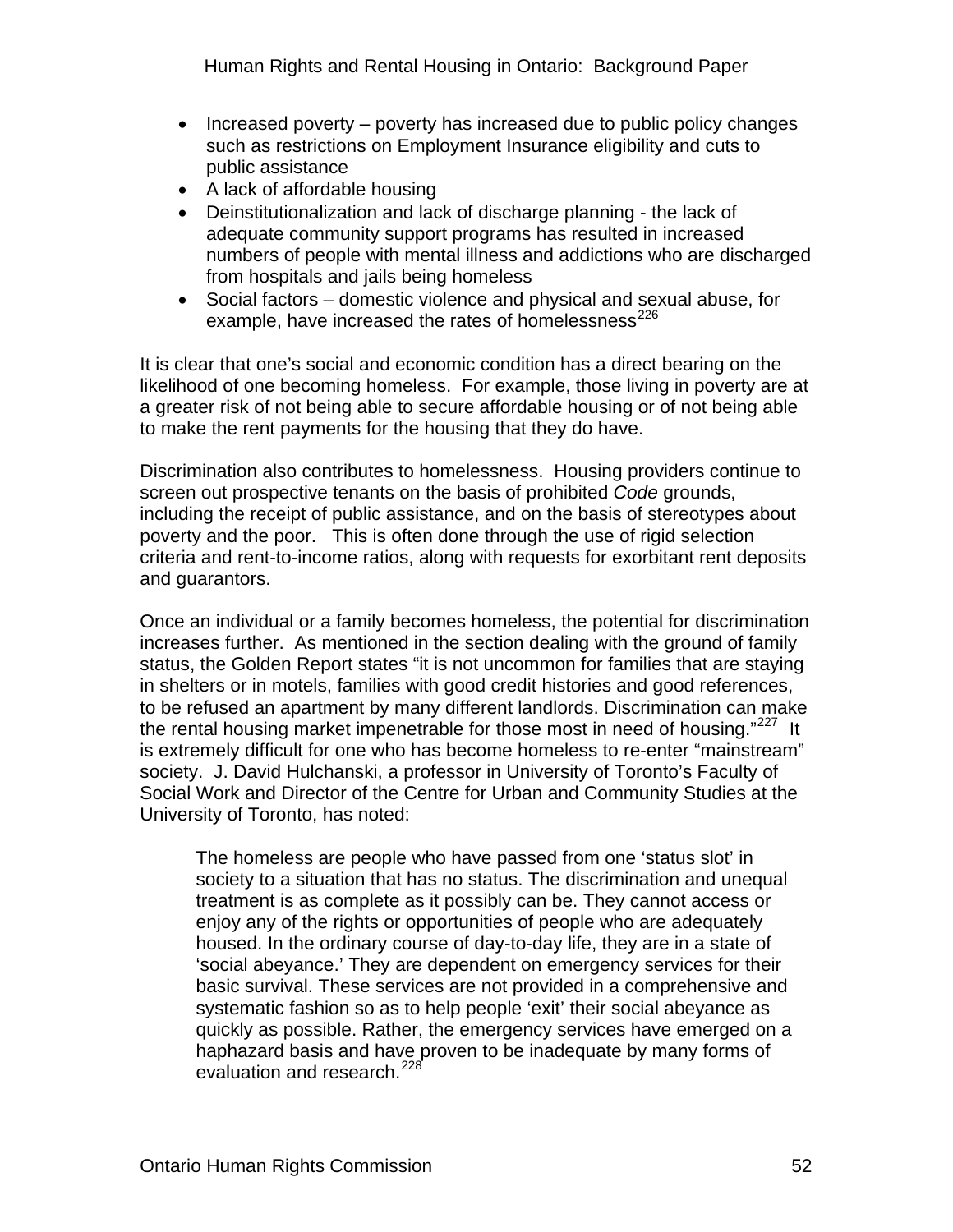- Increased poverty – poverty has increased due to public policy changes such as restrictions on Employment Insurance eligibility and cuts to public assistance
- A lack of affordable housing
- Deinstitutionalization and lack of discharge planning - the lack of adequate community support programs has resulted in increased numbers of people with mental illness and addictions who are discharged from hospitals and jails being homeless
- Social factors – domestic violence and physical and sexual abuse, for example, have increased the rates of homelessness[226]

It is clear that one's social and economic condition has a direct bearing on the likelihood of one becoming homeless. For example, those living in poverty are at a greater risk of not being able to secure affordable housing or of not being able to make the rent payments for the housing that they do have.

Discrimination also contributes to homelessness. Housing providers continue to screen out prospective tenants on the basis of prohibited *Code* grounds, including the receipt of public assistance, and on the basis of stereotypes about poverty and the poor. This is often done through the use of rigid selection criteria and rent-to-income ratios, along with requests for exorbitant rent deposits and guarantors.

Once an individual or a family becomes homeless, the potential for discrimination increases further. As mentioned in the section dealing with the ground of family status, the Golden Report states "it is not uncommon for families that are staying in shelters or in motels, families with good credit histories and good references, to be refused an apartment by many different landlords. Discrimination can make the rental housing market impenetrable for those most in need of housing."[227] It is extremely difficult for one who has become homeless to re-enter "mainstream" society. J. David Hulchanski, a professor in University of Toronto's Faculty of Social Work and Director of the Centre for Urban and Community Studies at the University of Toronto, has noted:

> The homeless are people who have passed from one 'status slot' in society to a situation that has no status. The discrimination and unequal treatment is as complete as it possibly can be. They cannot access or enjoy any of the rights or opportunities of people who are adequately housed. In the ordinary course of day-to-day life, they are in a state of 'social abeyance.' They are dependent on emergency services for their basic survival. These services are not provided in a comprehensive and systematic fashion so as to help people 'exit' their social abeyance as quickly as possible. Rather, the emergency services have emerged on a haphazard basis and have proven to be inadequate by many forms of evaluation and research.[228]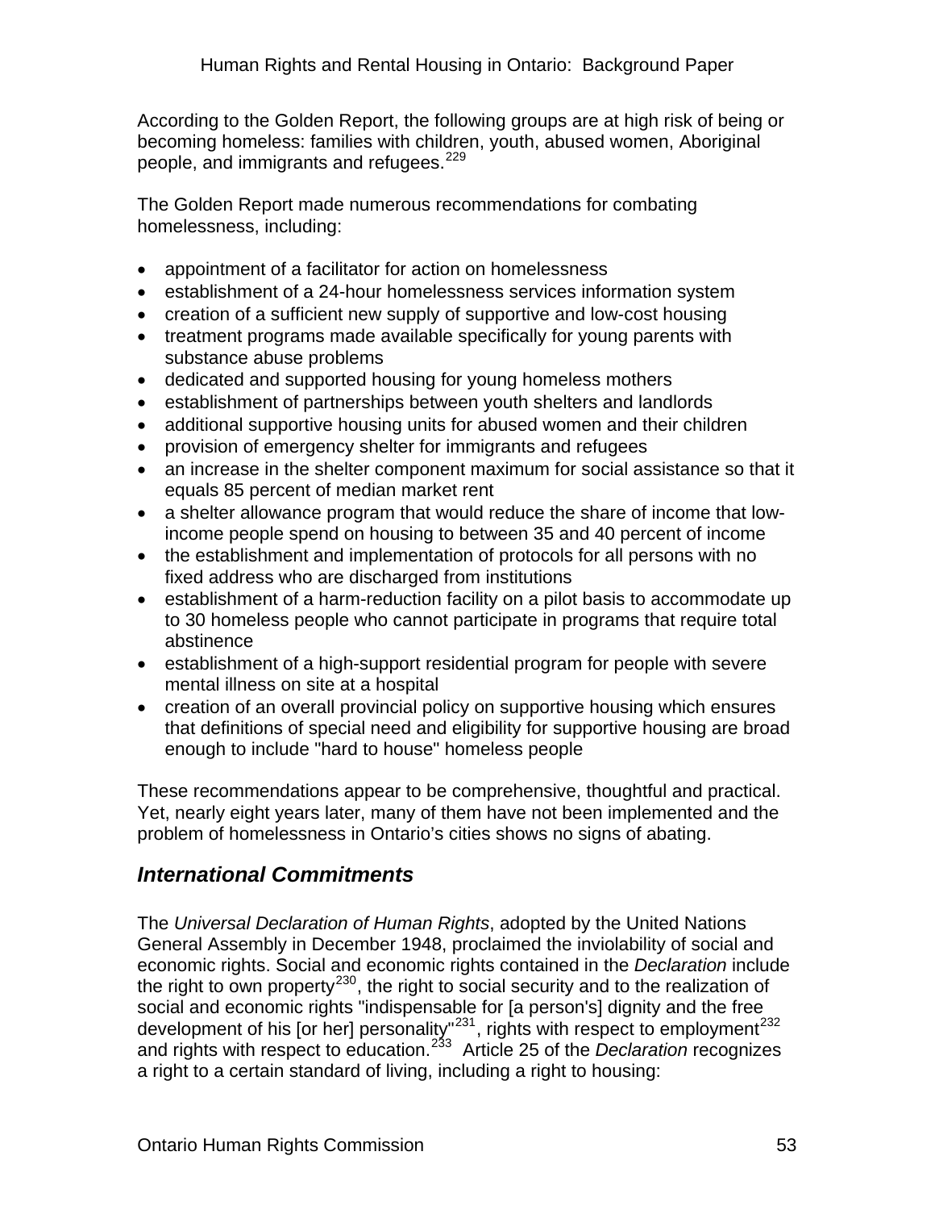According to the Golden Report, the following groups are at high risk of being or becoming homeless: families with children, youth, abused women, Aboriginal people, and immigrants and refugees.[229]

The Golden Report made numerous recommendations for combating homelessness, including:

- appointment of a facilitator for action on homelessness
- establishment of a 24-hour homelessness services information system
- creation of a sufficient new supply of supportive and low-cost housing
- treatment programs made available specifically for young parents with substance abuse problems
- dedicated and supported housing for young homeless mothers
- establishment of partnerships between youth shelters and landlords
- additional supportive housing units for abused women and their children
- provision of emergency shelter for immigrants and refugees
- an increase in the shelter component maximum for social assistance so that it equals 85 percent of median market rent
- a shelter allowance program that would reduce the share of income that low-income people spend on housing to between 35 and 40 percent of income
- the establishment and implementation of protocols for all persons with no fixed address who are discharged from institutions
- establishment of a harm-reduction facility on a pilot basis to accommodate up to 30 homeless people who cannot participate in programs that require total abstinence
- establishment of a high-support residential program for people with severe mental illness on site at a hospital
- creation of an overall provincial policy on supportive housing which ensures that definitions of special need and eligibility for supportive housing are broad enough to include "hard to house" homeless people

These recommendations appear to be comprehensive, thoughtful and practical. Yet, nearly eight years later, many of them have not been implemented and the problem of homelessness in Ontario's cities shows no signs of abating.

## *International Commitments*

The *Universal Declaration of Human Rights*, adopted by the United Nations General Assembly in December 1948, proclaimed the inviolability of social and economic rights. Social and economic rights contained in the *Declaration* include the right to own property[230], the right to social security and to the realization of social and economic rights "indispensable for [a person's] dignity and the free development of his [or her] personality"[231], rights with respect to employment[232] and rights with respect to education.[233] Article 25 of the *Declaration* recognizes a right to a certain standard of living, including a right to housing: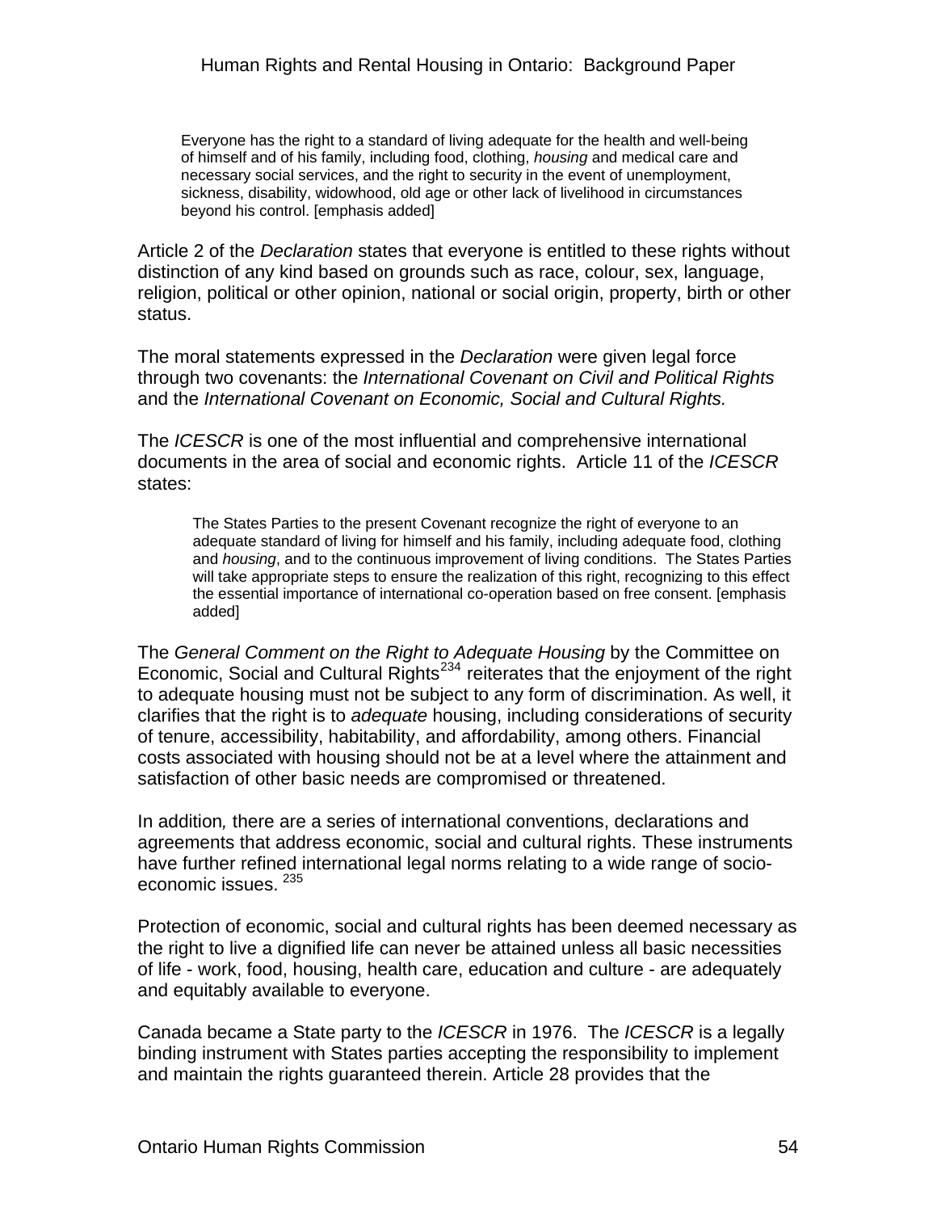> Everyone has the right to a standard of living adequate for the health and well-being of himself and of his family, including food, clothing, *housing* and medical care and necessary social services, and the right to security in the event of unemployment, sickness, disability, widowhood, old age or other lack of livelihood in circumstances beyond his control. [emphasis added]

Article 2 of the *Declaration* states that everyone is entitled to these rights without distinction of any kind based on grounds such as race, colour, sex, language, religion, political or other opinion, national or social origin, property, birth or other status.

The moral statements expressed in the *Declaration* were given legal force through two covenants: the *International Covenant on Civil and Political Rights* and the *International Covenant on Economic, Social and Cultural Rights.*

The *ICESCR* is one of the most influential and comprehensive international documents in the area of social and economic rights. Article 11 of the *ICESCR* states:

> The States Parties to the present Covenant recognize the right of everyone to an adequate standard of living for himself and his family, including adequate food, clothing and *housing*, and to the continuous improvement of living conditions. The States Parties will take appropriate steps to ensure the realization of this right, recognizing to this effect the essential importance of international co-operation based on free consent. [emphasis added]

The *General Comment on the Right to Adequate Housing* by the Committee on Economic, Social and Cultural Rights[234] reiterates that the enjoyment of the right to adequate housing must not be subject to any form of discrimination. As well, it clarifies that the right is to *adequate* housing, including considerations of security of tenure, accessibility, habitability, and affordability, among others. Financial costs associated with housing should not be at a level where the attainment and satisfaction of other basic needs are compromised or threatened.

In addition, there are a series of international conventions, declarations and agreements that address economic, social and cultural rights. These instruments have further refined international legal norms relating to a wide range of socio-economic issues. [235]

Protection of economic, social and cultural rights has been deemed necessary as the right to live a dignified life can never be attained unless all basic necessities of life - work, food, housing, health care, education and culture - are adequately and equitably available to everyone.

Canada became a State party to the *ICESCR* in 1976. The *ICESCR* is a legally binding instrument with States parties accepting the responsibility to implement and maintain the rights guaranteed therein. Article 28 provides that the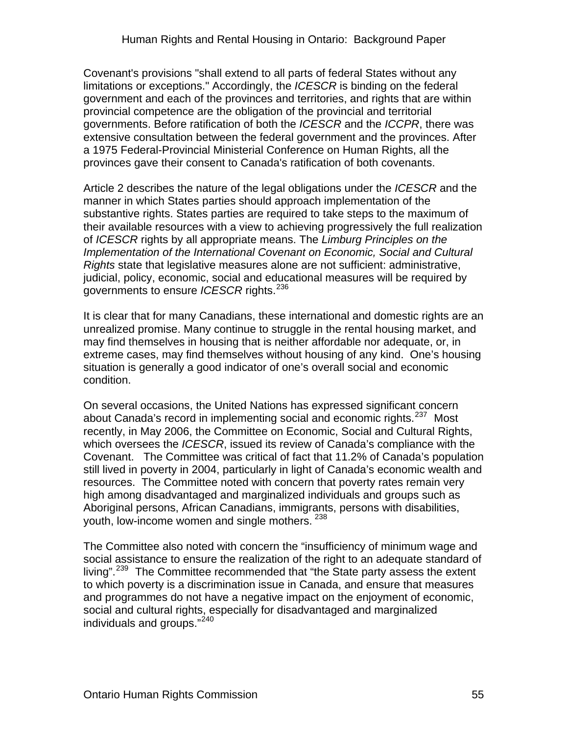Covenant's provisions "shall extend to all parts of federal States without any limitations or exceptions." Accordingly, the *ICESCR* is binding on the federal government and each of the provinces and territories, and rights that are within provincial competence are the obligation of the provincial and territorial governments. Before ratification of both the *ICESCR* and the *ICCPR*, there was extensive consultation between the federal government and the provinces. After a 1975 Federal-Provincial Ministerial Conference on Human Rights, all the provinces gave their consent to Canada's ratification of both covenants.

Article 2 describes the nature of the legal obligations under the *ICESCR* and the manner in which States parties should approach implementation of the substantive rights. States parties are required to take steps to the maximum of their available resources with a view to achieving progressively the full realization of *ICESCR* rights by all appropriate means. The *Limburg Principles on the Implementation of the International Covenant on Economic, Social and Cultural Rights* state that legislative measures alone are not sufficient: administrative, judicial, policy, economic, social and educational measures will be required by governments to ensure *ICESCR* rights.[236]

It is clear that for many Canadians, these international and domestic rights are an unrealized promise. Many continue to struggle in the rental housing market, and may find themselves in housing that is neither affordable nor adequate, or, in extreme cases, may find themselves without housing of any kind. One's housing situation is generally a good indicator of one's overall social and economic condition.

On several occasions, the United Nations has expressed significant concern about Canada's record in implementing social and economic rights.[237] Most recently, in May 2006, the Committee on Economic, Social and Cultural Rights, which oversees the *ICESCR*, issued its review of Canada's compliance with the Covenant. The Committee was critical of fact that 11.2% of Canada's population still lived in poverty in 2004, particularly in light of Canada's economic wealth and resources. The Committee noted with concern that poverty rates remain very high among disadvantaged and marginalized individuals and groups such as Aboriginal persons, African Canadians, immigrants, persons with disabilities, youth, low-income women and single mothers.[238]

The Committee also noted with concern the "insufficiency of minimum wage and social assistance to ensure the realization of the right to an adequate standard of living".[239] The Committee recommended that "the State party assess the extent to which poverty is a discrimination issue in Canada, and ensure that measures and programmes do not have a negative impact on the enjoyment of economic, social and cultural rights, especially for disadvantaged and marginalized individuals and groups."[240]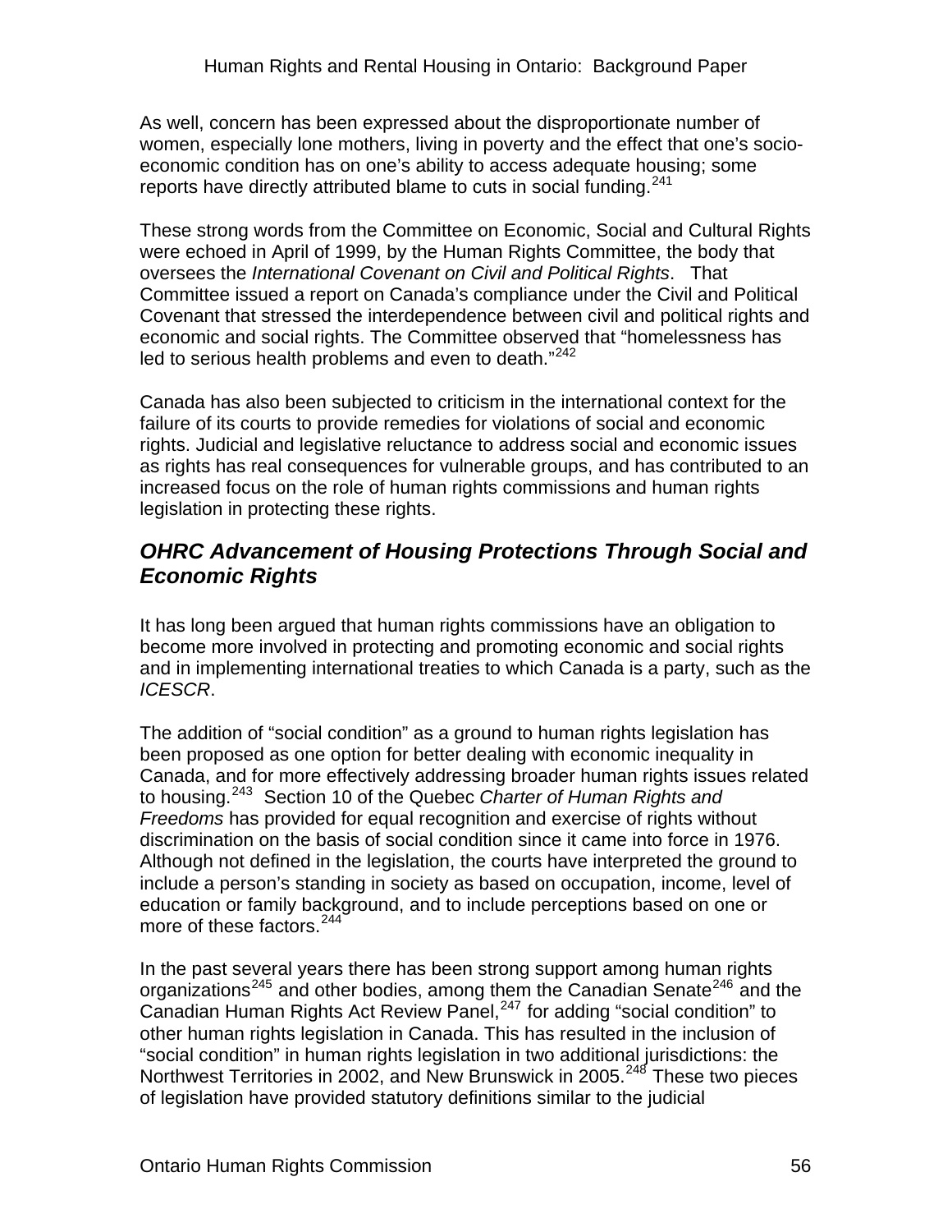As well, concern has been expressed about the disproportionate number of women, especially lone mothers, living in poverty and the effect that one's socio-economic condition has on one's ability to access adequate housing; some reports have directly attributed blame to cuts in social funding.[241]

These strong words from the Committee on Economic, Social and Cultural Rights were echoed in April of 1999, by the Human Rights Committee, the body that oversees the *International Covenant on Civil and Political Rights*. That Committee issued a report on Canada's compliance under the Civil and Political Covenant that stressed the interdependence between civil and political rights and economic and social rights. The Committee observed that "homelessness has led to serious health problems and even to death."[242]

Canada has also been subjected to criticism in the international context for the failure of its courts to provide remedies for violations of social and economic rights. Judicial and legislative reluctance to address social and economic issues as rights has real consequences for vulnerable groups, and has contributed to an increased focus on the role of human rights commissions and human rights legislation in protecting these rights.

## *OHRC Advancement of Housing Protections Through Social and Economic Rights*

It has long been argued that human rights commissions have an obligation to become more involved in protecting and promoting economic and social rights and in implementing international treaties to which Canada is a party, such as the *ICESCR*.

The addition of "social condition" as a ground to human rights legislation has been proposed as one option for better dealing with economic inequality in Canada, and for more effectively addressing broader human rights issues related to housing.[243] Section 10 of the Quebec *Charter of Human Rights and Freedoms* has provided for equal recognition and exercise of rights without discrimination on the basis of social condition since it came into force in 1976. Although not defined in the legislation, the courts have interpreted the ground to include a person's standing in society as based on occupation, income, level of education or family background, and to include perceptions based on one or more of these factors.[244]

In the past several years there has been strong support among human rights organizations[245] and other bodies, among them the Canadian Senate[246] and the Canadian Human Rights Act Review Panel,[247] for adding "social condition" to other human rights legislation in Canada. This has resulted in the inclusion of "social condition" in human rights legislation in two additional jurisdictions: the Northwest Territories in 2002, and New Brunswick in 2005.[248] These two pieces of legislation have provided statutory definitions similar to the judicial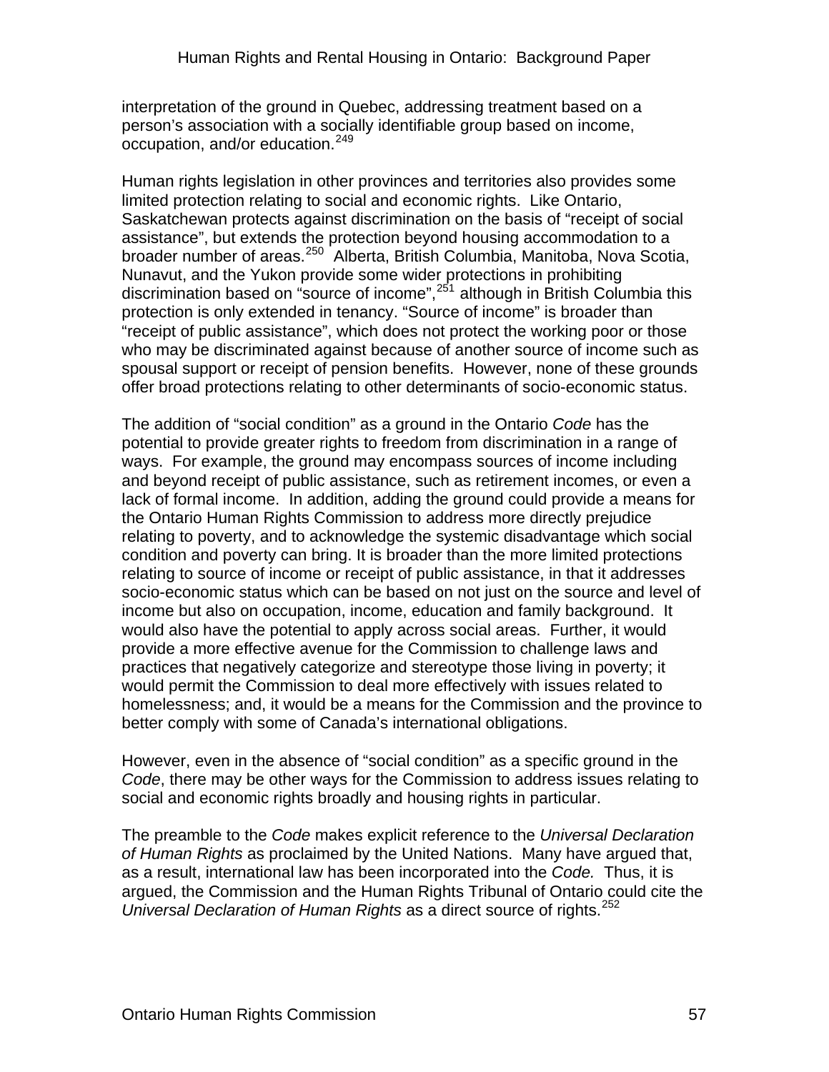interpretation of the ground in Quebec, addressing treatment based on a person's association with a socially identifiable group based on income, occupation, and/or education.[249]

Human rights legislation in other provinces and territories also provides some limited protection relating to social and economic rights. Like Ontario, Saskatchewan protects against discrimination on the basis of "receipt of social assistance", but extends the protection beyond housing accommodation to a broader number of areas.[250] Alberta, British Columbia, Manitoba, Nova Scotia, Nunavut, and the Yukon provide some wider protections in prohibiting discrimination based on "source of income",[251] although in British Columbia this protection is only extended in tenancy. "Source of income" is broader than "receipt of public assistance", which does not protect the working poor or those who may be discriminated against because of another source of income such as spousal support or receipt of pension benefits. However, none of these grounds offer broad protections relating to other determinants of socio-economic status.

The addition of "social condition" as a ground in the Ontario *Code* has the potential to provide greater rights to freedom from discrimination in a range of ways. For example, the ground may encompass sources of income including and beyond receipt of public assistance, such as retirement incomes, or even a lack of formal income. In addition, adding the ground could provide a means for the Ontario Human Rights Commission to address more directly prejudice relating to poverty, and to acknowledge the systemic disadvantage which social condition and poverty can bring. It is broader than the more limited protections relating to source of income or receipt of public assistance, in that it addresses socio-economic status which can be based on not just on the source and level of income but also on occupation, income, education and family background. It would also have the potential to apply across social areas. Further, it would provide a more effective avenue for the Commission to challenge laws and practices that negatively categorize and stereotype those living in poverty; it would permit the Commission to deal more effectively with issues related to homelessness; and, it would be a means for the Commission and the province to better comply with some of Canada's international obligations.

However, even in the absence of "social condition" as a specific ground in the *Code*, there may be other ways for the Commission to address issues relating to social and economic rights broadly and housing rights in particular.

The preamble to the *Code* makes explicit reference to the *Universal Declaration of Human Rights* as proclaimed by the United Nations. Many have argued that, as a result, international law has been incorporated into the *Code.* Thus, it is argued, the Commission and the Human Rights Tribunal of Ontario could cite the *Universal Declaration of Human Rights* as a direct source of rights.[252]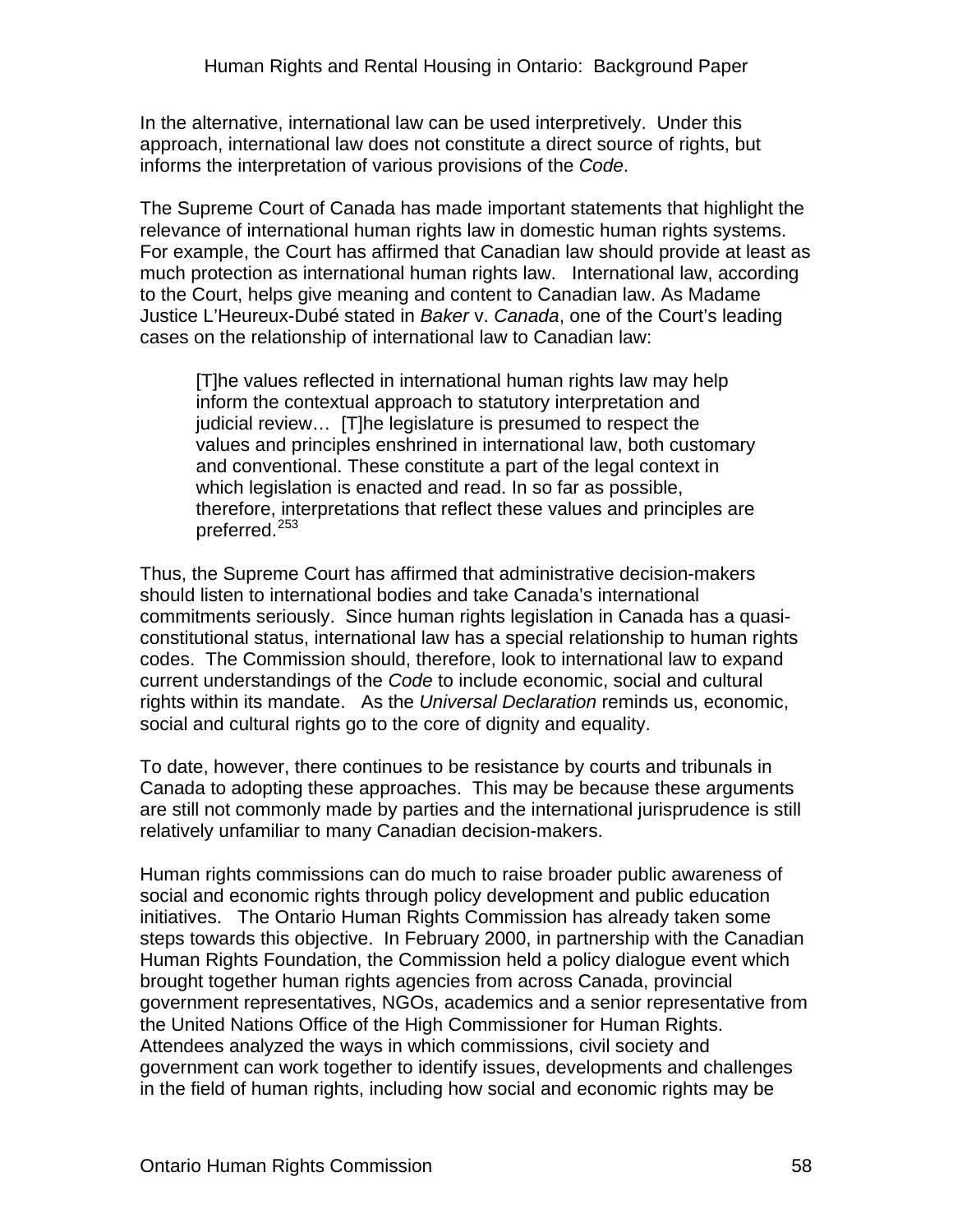In the alternative, international law can be used interpretively. Under this approach, international law does not constitute a direct source of rights, but informs the interpretation of various provisions of the *Code*.

The Supreme Court of Canada has made important statements that highlight the relevance of international human rights law in domestic human rights systems. For example, the Court has affirmed that Canadian law should provide at least as much protection as international human rights law. International law, according to the Court, helps give meaning and content to Canadian law. As Madame Justice L'Heureux-Dubé stated in *Baker* v. *Canada*, one of the Court's leading cases on the relationship of international law to Canadian law:

> [T]he values reflected in international human rights law may help inform the contextual approach to statutory interpretation and judicial review… [T]he legislature is presumed to respect the values and principles enshrined in international law, both customary and conventional. These constitute a part of the legal context in which legislation is enacted and read. In so far as possible, therefore, interpretations that reflect these values and principles are preferred.[253]

Thus, the Supreme Court has affirmed that administrative decision-makers should listen to international bodies and take Canada's international commitments seriously. Since human rights legislation in Canada has a quasi-constitutional status, international law has a special relationship to human rights codes. The Commission should, therefore, look to international law to expand current understandings of the *Code* to include economic, social and cultural rights within its mandate. As the *Universal Declaration* reminds us, economic, social and cultural rights go to the core of dignity and equality.

To date, however, there continues to be resistance by courts and tribunals in Canada to adopting these approaches. This may be because these arguments are still not commonly made by parties and the international jurisprudence is still relatively unfamiliar to many Canadian decision-makers.

Human rights commissions can do much to raise broader public awareness of social and economic rights through policy development and public education initiatives. The Ontario Human Rights Commission has already taken some steps towards this objective. In February 2000, in partnership with the Canadian Human Rights Foundation, the Commission held a policy dialogue event which brought together human rights agencies from across Canada, provincial government representatives, NGOs, academics and a senior representative from the United Nations Office of the High Commissioner for Human Rights. Attendees analyzed the ways in which commissions, civil society and government can work together to identify issues, developments and challenges in the field of human rights, including how social and economic rights may be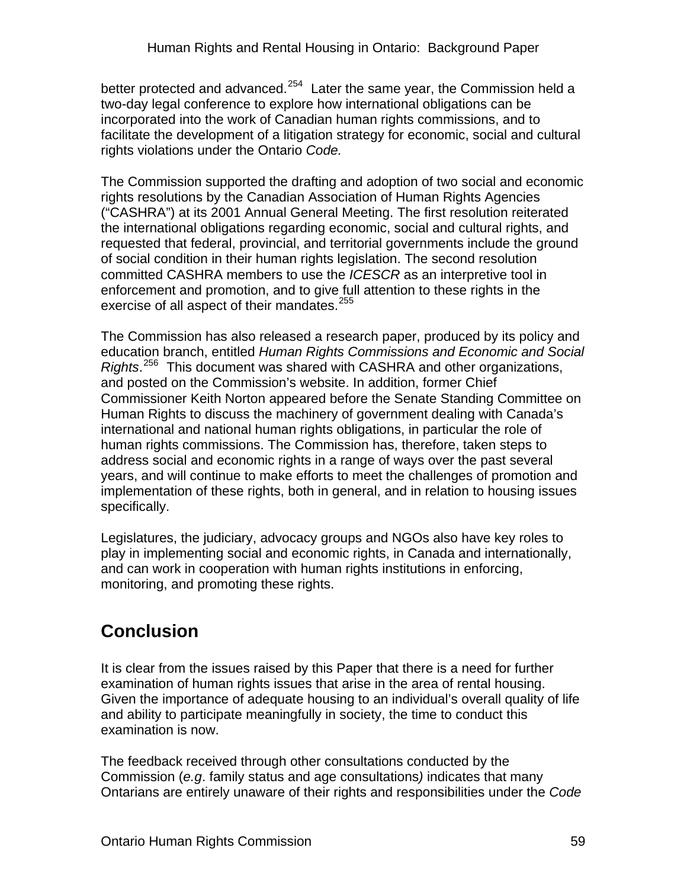better protected and advanced.[254] Later the same year, the Commission held a two-day legal conference to explore how international obligations can be incorporated into the work of Canadian human rights commissions, and to facilitate the development of a litigation strategy for economic, social and cultural rights violations under the Ontario *Code.*

The Commission supported the drafting and adoption of two social and economic rights resolutions by the Canadian Association of Human Rights Agencies ("CASHRA") at its 2001 Annual General Meeting. The first resolution reiterated the international obligations regarding economic, social and cultural rights, and requested that federal, provincial, and territorial governments include the ground of social condition in their human rights legislation. The second resolution committed CASHRA members to use the *ICESCR* as an interpretive tool in enforcement and promotion, and to give full attention to these rights in the exercise of all aspect of their mandates.[255]

The Commission has also released a research paper, produced by its policy and education branch, entitled *Human Rights Commissions and Economic and Social Rights*.[256] This document was shared with CASHRA and other organizations, and posted on the Commission's website. In addition, former Chief Commissioner Keith Norton appeared before the Senate Standing Committee on Human Rights to discuss the machinery of government dealing with Canada's international and national human rights obligations, in particular the role of human rights commissions. The Commission has, therefore, taken steps to address social and economic rights in a range of ways over the past several years, and will continue to make efforts to meet the challenges of promotion and implementation of these rights, both in general, and in relation to housing issues specifically.

Legislatures, the judiciary, advocacy groups and NGOs also have key roles to play in implementing social and economic rights, in Canada and internationally, and can work in cooperation with human rights institutions in enforcing, monitoring, and promoting these rights.

## Conclusion

It is clear from the issues raised by this Paper that there is a need for further examination of human rights issues that arise in the area of rental housing. Given the importance of adequate housing to an individual's overall quality of life and ability to participate meaningfully in society, the time to conduct this examination is now.

The feedback received through other consultations conducted by the Commission (*e.g*. family status and age consultations*)* indicates that many Ontarians are entirely unaware of their rights and responsibilities under the *Code*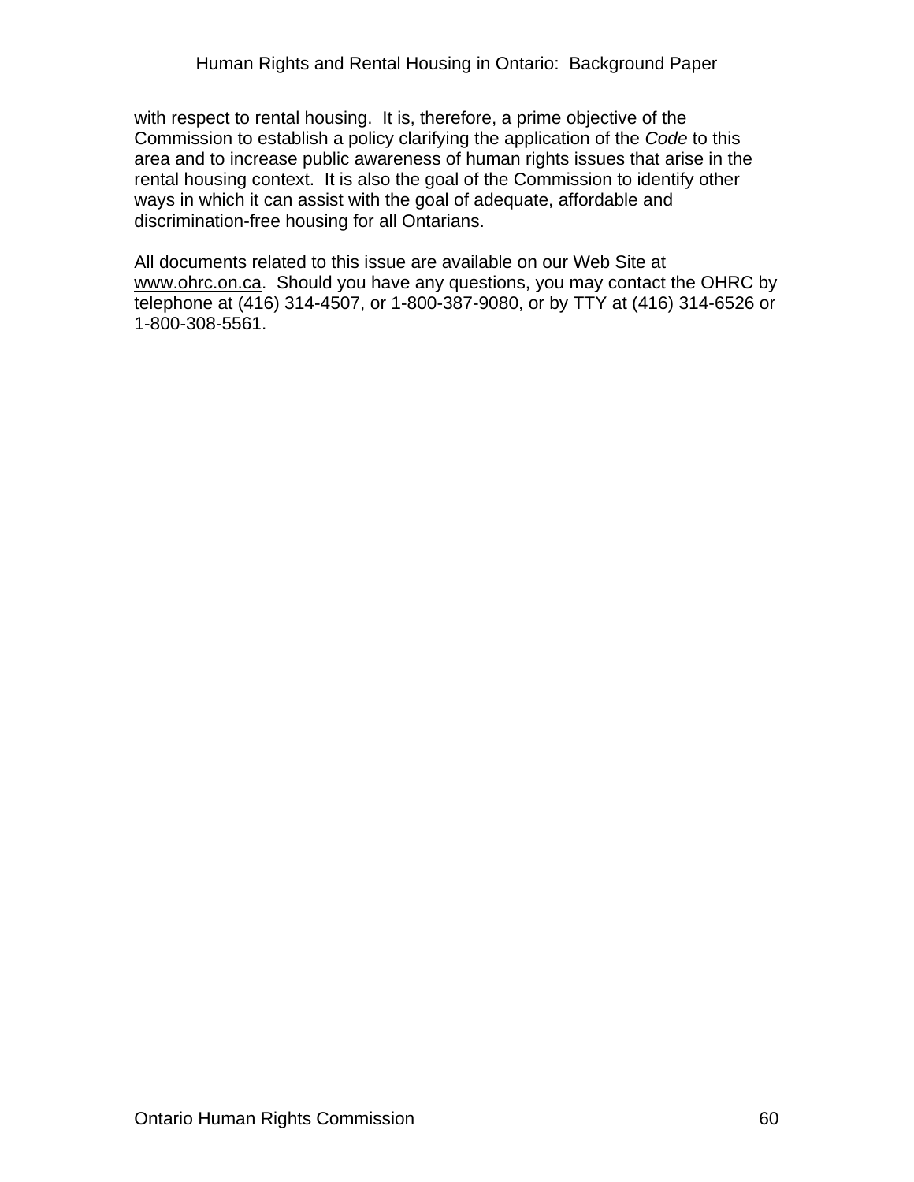with respect to rental housing. It is, therefore, a prime objective of the Commission to establish a policy clarifying the application of the *Code* to this area and to increase public awareness of human rights issues that arise in the rental housing context. It is also the goal of the Commission to identify other ways in which it can assist with the goal of adequate, affordable and discrimination-free housing for all Ontarians.

All documents related to this issue are available on our Web Site at www.ohrc.on.ca. Should you have any questions, you may contact the OHRC by telephone at (416) 314-4507, or 1-800-387-9080, or by TTY at (416) 314-6526 or 1-800-308-5561.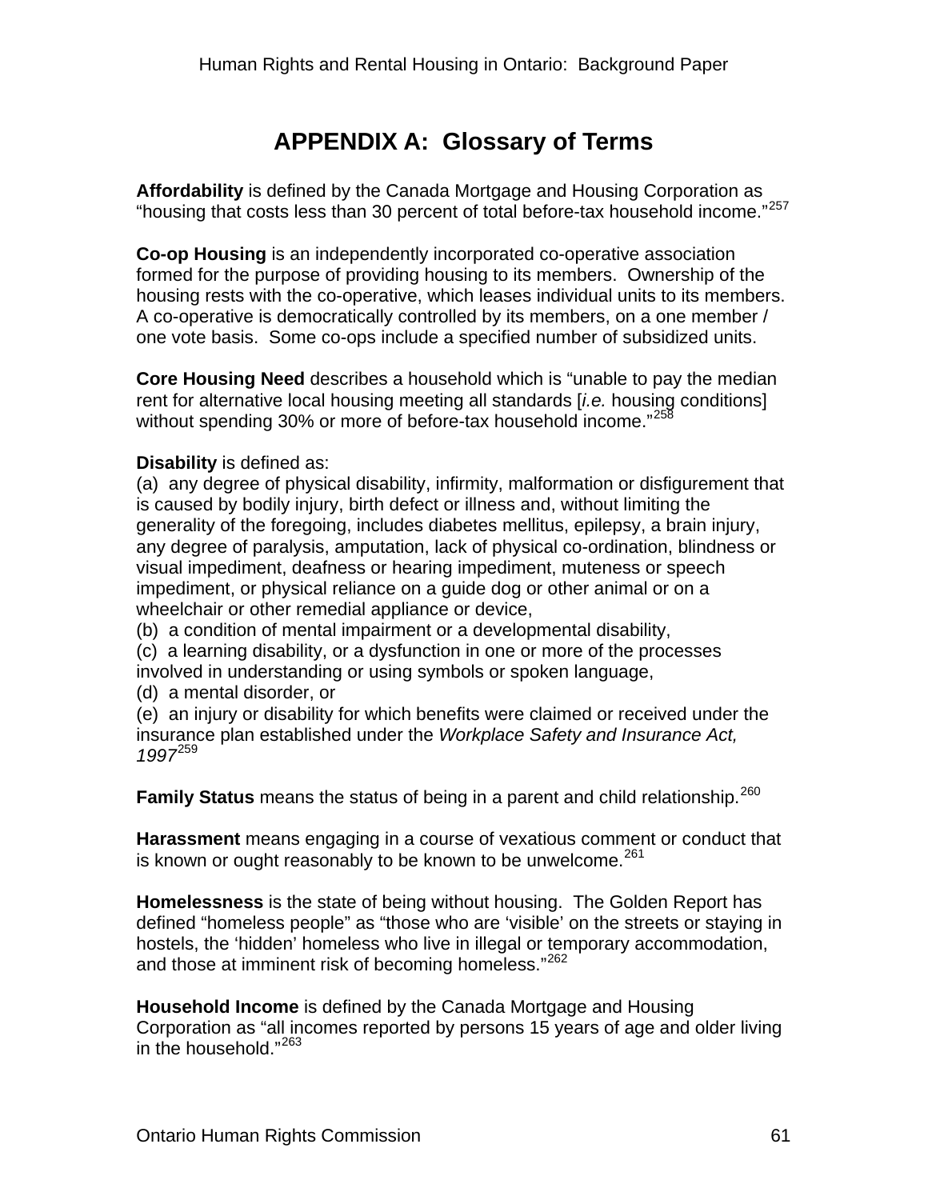# APPENDIX A: Glossary of Terms

**Affordability** is defined by the Canada Mortgage and Housing Corporation as "housing that costs less than 30 percent of total before-tax household income."[257]

**Co-op Housing** is an independently incorporated co-operative association formed for the purpose of providing housing to its members. Ownership of the housing rests with the co-operative, which leases individual units to its members. A co-operative is democratically controlled by its members, on a one member / one vote basis. Some co-ops include a specified number of subsidized units.

**Core Housing Need** describes a household which is "unable to pay the median rent for alternative local housing meeting all standards [*i.e.* housing conditions] without spending 30% or more of before-tax household income."[258]

**Disability** is defined as:
(a) any degree of physical disability, infirmity, malformation or disfigurement that is caused by bodily injury, birth defect or illness and, without limiting the generality of the foregoing, includes diabetes mellitus, epilepsy, a brain injury, any degree of paralysis, amputation, lack of physical co-ordination, blindness or visual impediment, deafness or hearing impediment, muteness or speech impediment, or physical reliance on a guide dog or other animal or on a wheelchair or other remedial appliance or device,
(b) a condition of mental impairment or a developmental disability,
(c) a learning disability, or a dysfunction in one or more of the processes involved in understanding or using symbols or spoken language,
(d) a mental disorder, or
(e) an injury or disability for which benefits were claimed or received under the insurance plan established under the *Workplace Safety and Insurance Act, 1997*[259]

**Family Status** means the status of being in a parent and child relationship.[260]

**Harassment** means engaging in a course of vexatious comment or conduct that is known or ought reasonably to be known to be unwelcome.[261]

**Homelessness** is the state of being without housing. The Golden Report has defined "homeless people" as "those who are 'visible' on the streets or staying in hostels, the 'hidden' homeless who live in illegal or temporary accommodation, and those at imminent risk of becoming homeless."[262]

**Household Income** is defined by the Canada Mortgage and Housing Corporation as "all incomes reported by persons 15 years of age and older living in the household."[263]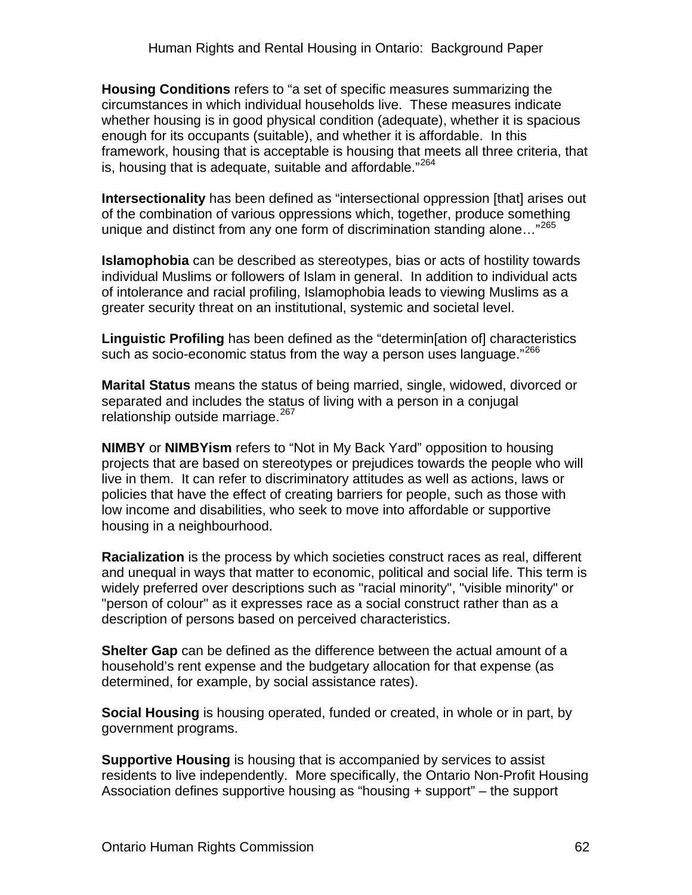**Housing Conditions** refers to "a set of specific measures summarizing the circumstances in which individual households live. These measures indicate whether housing is in good physical condition (adequate), whether it is spacious enough for its occupants (suitable), and whether it is affordable. In this framework, housing that is acceptable is housing that meets all three criteria, that is, housing that is adequate, suitable and affordable."[264]

**Intersectionality** has been defined as "intersectional oppression [that] arises out of the combination of various oppressions which, together, produce something unique and distinct from any one form of discrimination standing alone…"[265]

**Islamophobia** can be described as stereotypes, bias or acts of hostility towards individual Muslims or followers of Islam in general. In addition to individual acts of intolerance and racial profiling, Islamophobia leads to viewing Muslims as a greater security threat on an institutional, systemic and societal level.

**Linguistic Profiling** has been defined as the "determin[ation of] characteristics such as socio-economic status from the way a person uses language."[266]

**Marital Status** means the status of being married, single, widowed, divorced or separated and includes the status of living with a person in a conjugal relationship outside marriage.[267]

**NIMBY** or **NIMBYism** refers to "Not in My Back Yard" opposition to housing projects that are based on stereotypes or prejudices towards the people who will live in them. It can refer to discriminatory attitudes as well as actions, laws or policies that have the effect of creating barriers for people, such as those with low income and disabilities, who seek to move into affordable or supportive housing in a neighbourhood.

**Racialization** is the process by which societies construct races as real, different and unequal in ways that matter to economic, political and social life. This term is widely preferred over descriptions such as "racial minority", "visible minority" or "person of colour" as it expresses race as a social construct rather than as a description of persons based on perceived characteristics.

**Shelter Gap** can be defined as the difference between the actual amount of a household's rent expense and the budgetary allocation for that expense (as determined, for example, by social assistance rates).

**Social Housing** is housing operated, funded or created, in whole or in part, by government programs.

**Supportive Housing** is housing that is accompanied by services to assist residents to live independently. More specifically, the Ontario Non-Profit Housing Association defines supportive housing as "housing + support" – the support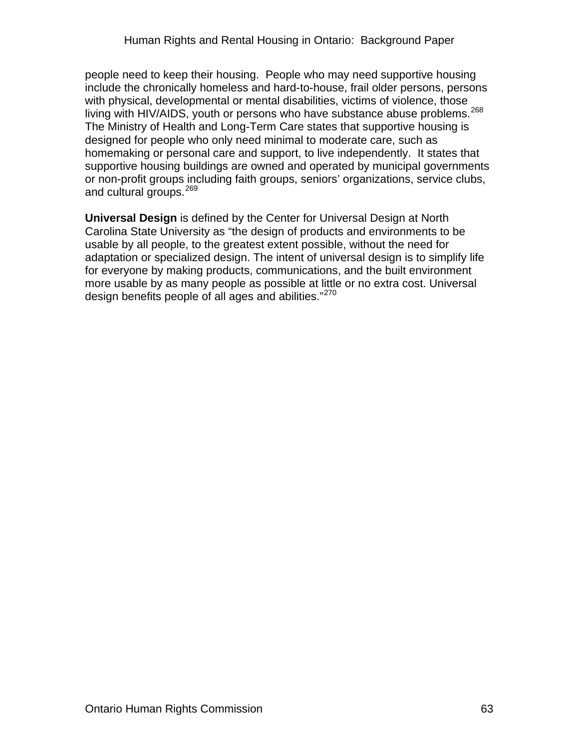people need to keep their housing. People who may need supportive housing include the chronically homeless and hard-to-house, frail older persons, persons with physical, developmental or mental disabilities, victims of violence, those living with HIV/AIDS, youth or persons who have substance abuse problems.[268] The Ministry of Health and Long-Term Care states that supportive housing is designed for people who only need minimal to moderate care, such as homemaking or personal care and support, to live independently. It states that supportive housing buildings are owned and operated by municipal governments or non-profit groups including faith groups, seniors' organizations, service clubs, and cultural groups.[269]

**Universal Design** is defined by the Center for Universal Design at North Carolina State University as "the design of products and environments to be usable by all people, to the greatest extent possible, without the need for adaptation or specialized design. The intent of universal design is to simplify life for everyone by making products, communications, and the built environment more usable by as many people as possible at little or no extra cost. Universal design benefits people of all ages and abilities."[270]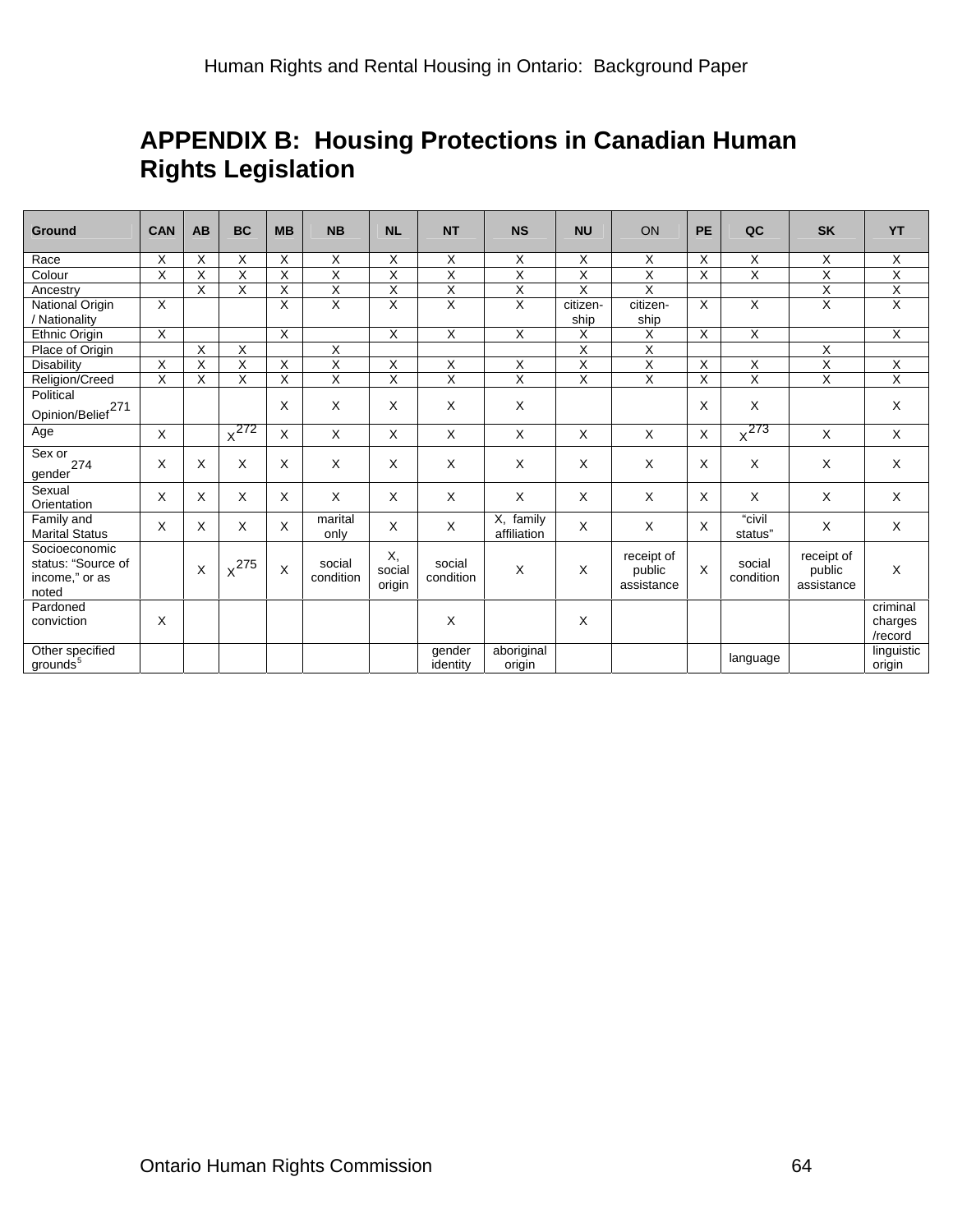# APPENDIX B: Housing Protections in Canadian Human Rights Legislation

| Ground | CAN | AB | BC | MB | NB | NL | NT | NS | NU | ON | PE | QC | SK | YT |
|---|---|---|---|---|---|---|---|---|---|---|---|---|---|---|
| Race | X | X | X | X | X | X | X | X | X | X | X | X | X | X |
| Colour | X | X | X | X | X | X | X | X | X | X | X | X | X | X |
| Ancestry | | X | X | X | X | X | X | X | X | X | | | X | X |
| National Origin / Nationality | X | | | X | X | X | X | X | citizen-ship | citizen-ship | X | X | X | X |
| Ethnic Origin | X | | | X | | X | X | X | X | X | X | X | | X |
| Place of Origin | | X | X | | X | | | | X | X | | | X | |
| Disability | X | X | X | X | X | X | X | X | X | X | X | X | X | X |
| Religion/Creed | X | X | X | X | X | X | X | X | X | X | X | X | X | X |
| Political Opinion/Belief[271] | | | | X | X | X | X | X | | | X | X | | X |
| Age | X | | X[272] | X | X | X | X | X | X | X | X | X[273] | X | X |
| Sex or gender[274] | X | X | X | X | X | X | X | X | X | X | X | X | X | X |
| Sexual Orientation | X | X | X | X | X | X | X | X | X | X | X | X | X | X |
| Family and Marital Status | X | X | X | X | marital only | X | X | X, family affiliation | X | X | X | "civil status" | X | X |
| Socioeconomic status: "Source of income," or as noted | | X | X[275] | X | social condition | X, social origin | social condition | X | X | receipt of public assistance | X | social condition | receipt of public assistance | X |
| Pardoned conviction | X | | | | | | X | | X | | | | | criminal charges /record |
| Other specified grounds[5] | | | | | | | gender identity | aboriginal origin | | | | language | | linguistic origin |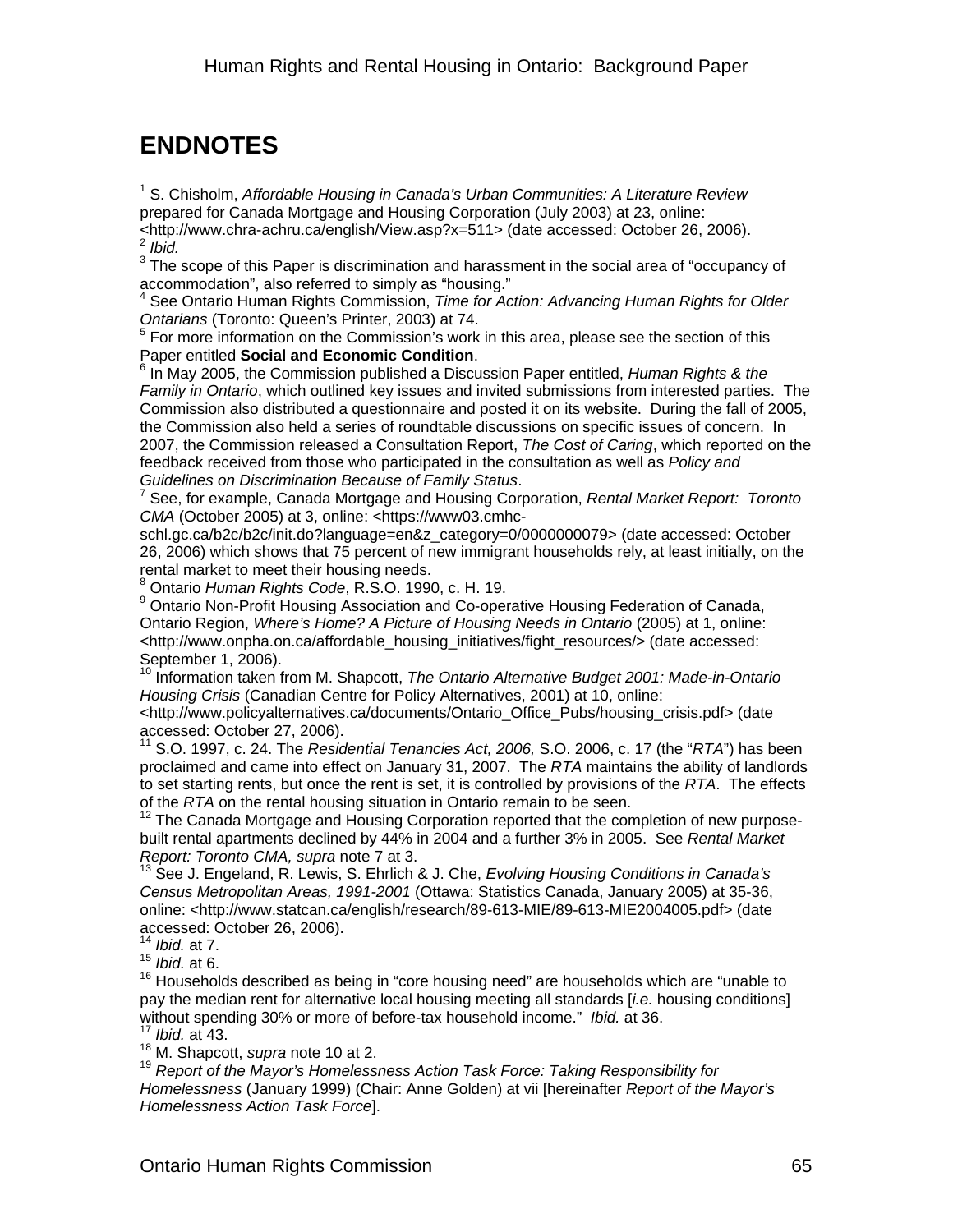## ENDNOTES

[1] S. Chisholm, *Affordable Housing in Canada's Urban Communities: A Literature Review* prepared for Canada Mortgage and Housing Corporation (July 2003) at 23, online: <http://www.chra-achru.ca/english/View.asp?x=511> (date accessed: October 26, 2006).

[2] *Ibid.*

[3] The scope of this Paper is discrimination and harassment in the social area of "occupancy of accommodation", also referred to simply as "housing."

[4] See Ontario Human Rights Commission, *Time for Action: Advancing Human Rights for Older Ontarians* (Toronto: Queen's Printer, 2003) at 74.

[5] For more information on the Commission's work in this area, please see the section of this Paper entitled **Social and Economic Condition**.

[6] In May 2005, the Commission published a Discussion Paper entitled, *Human Rights & the Family in Ontario*, which outlined key issues and invited submissions from interested parties. The Commission also distributed a questionnaire and posted it on its website. During the fall of 2005, the Commission also held a series of roundtable discussions on specific issues of concern. In 2007, the Commission released a Consultation Report, *The Cost of Caring*, which reported on the feedback received from those who participated in the consultation as well as *Policy and Guidelines on Discrimination Because of Family Status*.

[7] See, for example, Canada Mortgage and Housing Corporation, *Rental Market Report: Toronto CMA* (October 2005) at 3, online: <https://www03.cmhc-schl.gc.ca/b2c/b2c/init.do?language=en&z_category=0/0000000079> (date accessed: October 26, 2006) which shows that 75 percent of new immigrant households rely, at least initially, on the rental market to meet their housing needs.

[8] Ontario *Human Rights Code*, R.S.O. 1990, c. H. 19.

[9] Ontario Non-Profit Housing Association and Co-operative Housing Federation of Canada, Ontario Region, *Where's Home? A Picture of Housing Needs in Ontario* (2005) at 1, online: <http://www.onpha.on.ca/affordable_housing_initiatives/fight_resources/> (date accessed: September 1, 2006).

[10] Information taken from M. Shapcott, *The Ontario Alternative Budget 2001: Made-in-Ontario Housing Crisis* (Canadian Centre for Policy Alternatives, 2001) at 10, online: <http://www.policyalternatives.ca/documents/Ontario_Office_Pubs/housing_crisis.pdf> (date accessed: October 27, 2006).

[11] S.O. 1997, c. 24. The *Residential Tenancies Act, 2006,* S.O. 2006, c. 17 (the "*RTA*") has been proclaimed and came into effect on January 31, 2007. The *RTA* maintains the ability of landlords to set starting rents, but once the rent is set, it is controlled by provisions of the *RTA*. The effects of the *RTA* on the rental housing situation in Ontario remain to be seen.

[12] The Canada Mortgage and Housing Corporation reported that the completion of new purpose-built rental apartments declined by 44% in 2004 and a further 3% in 2005. See *Rental Market Report: Toronto CMA, supra* note 7 at 3.

[13] See J. Engeland, R. Lewis, S. Ehrlich & J. Che, *Evolving Housing Conditions in Canada's Census Metropolitan Areas, 1991-2001* (Ottawa: Statistics Canada, January 2005) at 35-36, online: <http://www.statcan.ca/english/research/89-613-MIE/89-613-MIE2004005.pdf> (date accessed: October 26, 2006).

[14] *Ibid.* at 7.

[15] *Ibid.* at 6.

[16] Households described as being in "core housing need" are households which are "unable to pay the median rent for alternative local housing meeting all standards [*i.e.* housing conditions] without spending 30% or more of before-tax household income." *Ibid.* at 36.

[17] *Ibid.* at 43.

[18] M. Shapcott, *supra* note 10 at 2.

[19] *Report of the Mayor's Homelessness Action Task Force: Taking Responsibility for Homelessness* (January 1999) (Chair: Anne Golden) at vii [hereinafter *Report of the Mayor's Homelessness Action Task Force*].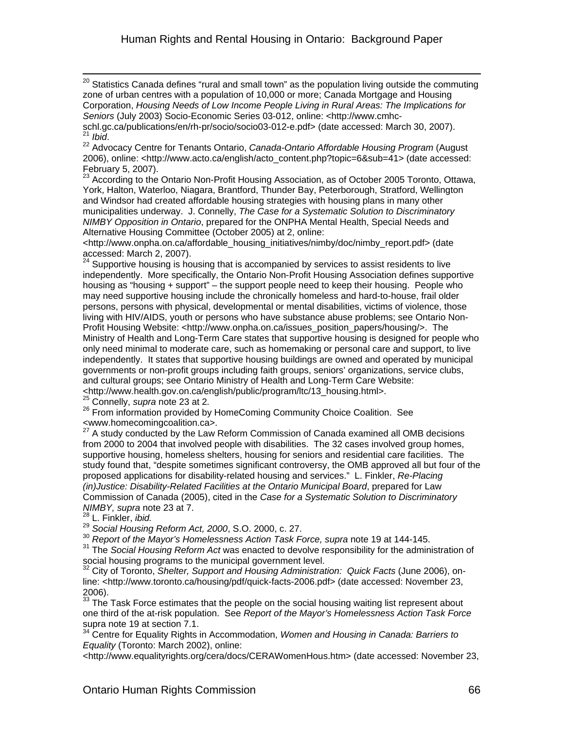[20] Statistics Canada defines "rural and small town" as the population living outside the commuting zone of urban centres with a population of 10,000 or more; Canada Mortgage and Housing Corporation, *Housing Needs of Low Income People Living in Rural Areas: The Implications for Seniors* (July 2003) Socio-Economic Series 03-012, online: <http://www.cmhc-schl.gc.ca/publications/en/rh-pr/socio/socio03-012-e.pdf> (date accessed: March 30, 2007).

[21] *Ibid*.

[22] Advocacy Centre for Tenants Ontario, *Canada-Ontario Affordable Housing Program* (August 2006), online: <http://www.acto.ca/english/acto_content.php?topic=6&sub=41> (date accessed: February 5, 2007).

[23] According to the Ontario Non-Profit Housing Association, as of October 2005 Toronto, Ottawa, York, Halton, Waterloo, Niagara, Brantford, Thunder Bay, Peterborough, Stratford, Wellington and Windsor had created affordable housing strategies with housing plans in many other municipalities underway. J. Connelly, *The Case for a Systematic Solution to Discriminatory NIMBY Opposition in Ontario*, prepared for the ONPHA Mental Health, Special Needs and Alternative Housing Committee (October 2005) at 2, online: <http://www.onpha.on.ca/affordable_housing_initiatives/nimby/doc/nimby_report.pdf> (date accessed: March 2, 2007).

[24] Supportive housing is housing that is accompanied by services to assist residents to live independently. More specifically, the Ontario Non-Profit Housing Association defines supportive housing as "housing + support" – the support people need to keep their housing. People who may need supportive housing include the chronically homeless and hard-to-house, frail older persons, persons with physical, developmental or mental disabilities, victims of violence, those living with HIV/AIDS, youth or persons who have substance abuse problems; see Ontario Non-Profit Housing Website: <http://www.onpha.on.ca/issues_position_papers/housing/>. The Ministry of Health and Long-Term Care states that supportive housing is designed for people who only need minimal to moderate care, such as homemaking or personal care and support, to live independently. It states that supportive housing buildings are owned and operated by municipal governments or non-profit groups including faith groups, seniors' organizations, service clubs, and cultural groups; see Ontario Ministry of Health and Long-Term Care Website: <http://www.health.gov.on.ca/english/public/program/ltc/13_housing.html>.

[25] Connelly, *supra* note 23 at 2.

[26] From information provided by HomeComing Community Choice Coalition. See <www.homecomingcoalition.ca>.

[27] A study conducted by the Law Reform Commission of Canada examined all OMB decisions from 2000 to 2004 that involved people with disabilities. The 32 cases involved group homes, supportive housing, homeless shelters, housing for seniors and residential care facilities. The study found that, "despite sometimes significant controversy, the OMB approved all but four of the proposed applications for disability-related housing and services." L. Finkler, *Re-Placing (in)Justice: Disability-Related Facilities at the Ontario Municipal Board*, prepared for Law Commission of Canada (2005), cited in the *Case for a Systematic Solution to Discriminatory NIMBY, supra* note 23 at 7.

[28] L. Finkler, *ibid.*

[29] *Social Housing Reform Act, 2000*, S.O. 2000, c. 27.

[30] *Report of the Mayor's Homelessness Action Task Force, supra* note 19 at 144-145.

[31] The *Social Housing Reform Act* was enacted to devolve responsibility for the administration of social housing programs to the municipal government level.

[32] City of Toronto, *Shelter, Support and Housing Administration: Quick Facts* (June 2006), on-line: <http://www.toronto.ca/housing/pdf/quick-facts-2006.pdf> (date accessed: November 23, 2006).

[33] The Task Force estimates that the people on the social housing waiting list represent about one third of the at-risk population. See *Report of the Mayor's Homelessness Action Task Force* supra note 19 at section 7.1.

[34] Centre for Equality Rights in Accommodation, *Women and Housing in Canada: Barriers to Equality* (Toronto: March 2002), online: <http://www.equalityrights.org/cera/docs/CERAWomenHous.htm> (date accessed: November 23,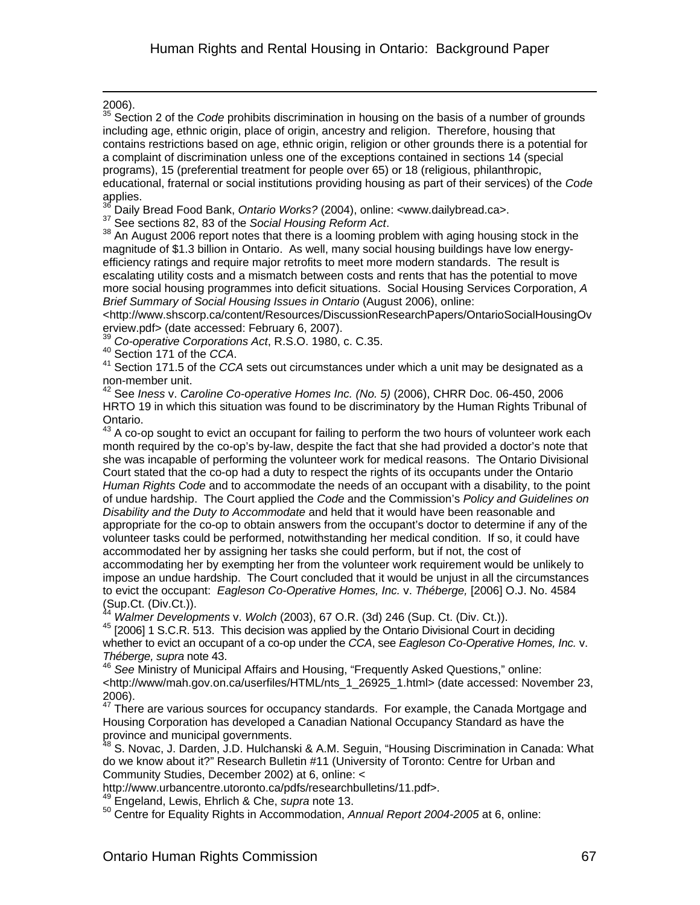2006).

[35] Section 2 of the *Code* prohibits discrimination in housing on the basis of a number of grounds including age, ethnic origin, place of origin, ancestry and religion. Therefore, housing that contains restrictions based on age, ethnic origin, religion or other grounds there is a potential for a complaint of discrimination unless one of the exceptions contained in sections 14 (special programs), 15 (preferential treatment for people over 65) or 18 (religious, philanthropic, educational, fraternal or social institutions providing housing as part of their services) of the *Code* applies.

[36] Daily Bread Food Bank, *Ontario Works?* (2004), online: <www.dailybread.ca>.

[37] See sections 82, 83 of the *Social Housing Reform Act*.

[38] An August 2006 report notes that there is a looming problem with aging housing stock in the magnitude of $1.3 billion in Ontario. As well, many social housing buildings have low energy-efficiency ratings and require major retrofits to meet more modern standards. The result is escalating utility costs and a mismatch between costs and rents that has the potential to move more social housing programmes into deficit situations. Social Housing Services Corporation, *A Brief Summary of Social Housing Issues in Ontario* (August 2006), online: <http://www.shscorp.ca/content/Resources/DiscussionResearchPapers/OntarioSocialHousingOverview.pdf> (date accessed: February 6, 2007).

[39] *Co-operative Corporations Act*, R.S.O. 1980, c. C.35.

[40] Section 171 of the *CCA*.

[41] Section 171.5 of the *CCA* sets out circumstances under which a unit may be designated as a non-member unit.

[42] See *Iness* v. *Caroline Co-operative Homes Inc. (No. 5)* (2006), CHRR Doc. 06-450, 2006 HRTO 19 in which this situation was found to be discriminatory by the Human Rights Tribunal of Ontario.

[43] A co-op sought to evict an occupant for failing to perform the two hours of volunteer work each month required by the co-op's by-law, despite the fact that she had provided a doctor's note that she was incapable of performing the volunteer work for medical reasons. The Ontario Divisional Court stated that the co-op had a duty to respect the rights of its occupants under the Ontario *Human Rights Code* and to accommodate the needs of an occupant with a disability, to the point of undue hardship. The Court applied the *Code* and the Commission's *Policy and Guidelines on Disability and the Duty to Accommodate* and held that it would have been reasonable and appropriate for the co-op to obtain answers from the occupant's doctor to determine if any of the volunteer tasks could be performed, notwithstanding her medical condition. If so, it could have accommodated her by assigning her tasks she could perform, but if not, the cost of accommodating her by exempting her from the volunteer work requirement would be unlikely to impose an undue hardship. The Court concluded that it would be unjust in all the circumstances to evict the occupant: *Eagleson Co-Operative Homes, Inc.* v. *Théberge,* [2006] O.J. No. 4584 (Sup.Ct. (Div.Ct.)).

[44] *Walmer Developments* v. *Wolch* (2003), 67 O.R. (3d) 246 (Sup. Ct. (Div. Ct.)).

[45] [2006] 1 S.C.R. 513. This decision was applied by the Ontario Divisional Court in deciding whether to evict an occupant of a co-op under the *CCA*, see *Eagleson Co-Operative Homes, Inc.* v. *Théberge, supra* note 43.

[46] *See* Ministry of Municipal Affairs and Housing, "Frequently Asked Questions," online: <http://www/mah.gov.on.ca/userfiles/HTML/nts_1_26925_1.html> (date accessed: November 23, 2006).

[47] There are various sources for occupancy standards. For example, the Canada Mortgage and Housing Corporation has developed a Canadian National Occupancy Standard as have the province and municipal governments.

[48] S. Novac, J. Darden, J.D. Hulchanski & A.M. Seguin, "Housing Discrimination in Canada: What do we know about it?" Research Bulletin #11 (University of Toronto: Centre for Urban and Community Studies, December 2002) at 6, online: < http://www.urbancentre.utoronto.ca/pdfs/researchbulletins/11.pdf>.

[49] Engeland, Lewis, Ehrlich & Che, *supra* note 13.

[50] Centre for Equality Rights in Accommodation, *Annual Report 2004-2005* at 6, online: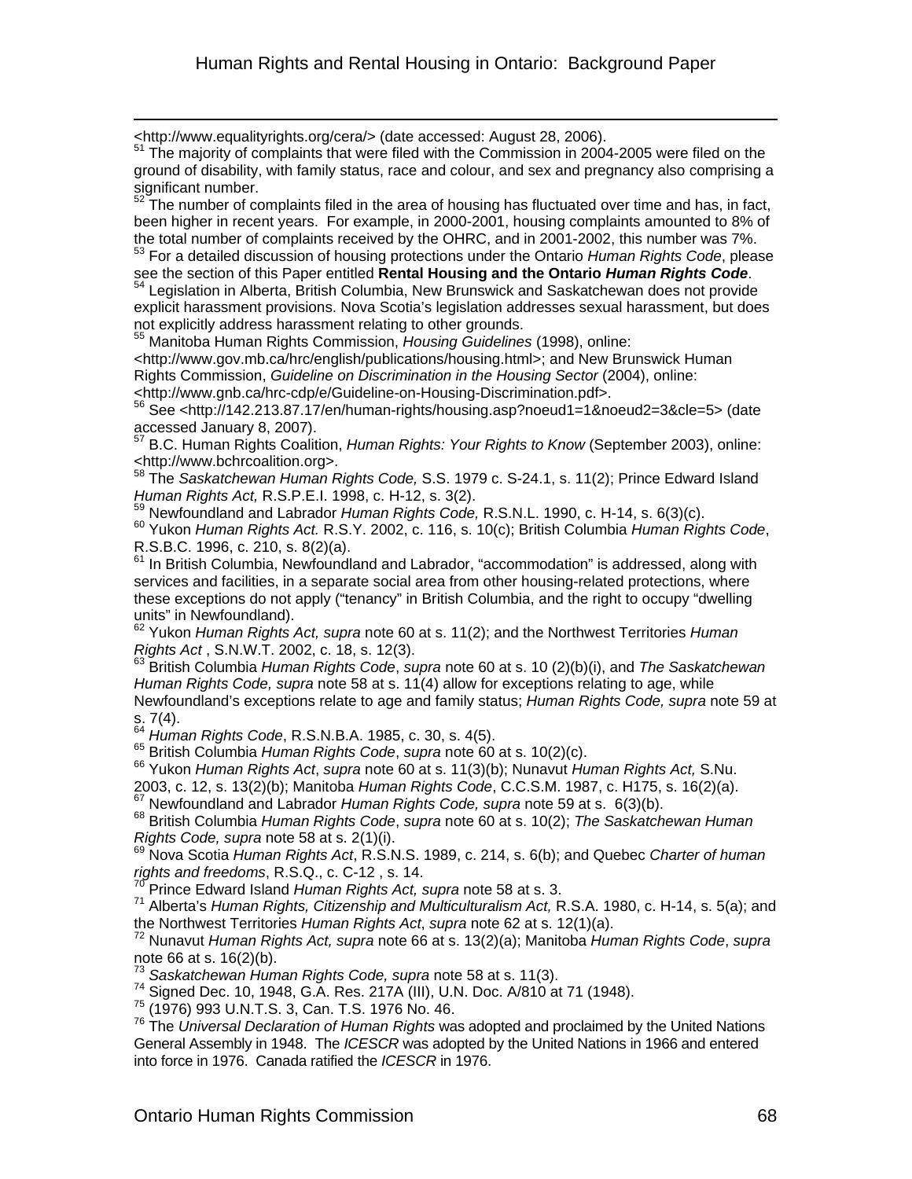<http://www.equalityrights.org/cera/> (date accessed: August 28, 2006).

[51] The majority of complaints that were filed with the Commission in 2004-2005 were filed on the ground of disability, with family status, race and colour, and sex and pregnancy also comprising a significant number.

[52] The number of complaints filed in the area of housing has fluctuated over time and has, in fact, been higher in recent years. For example, in 2000-2001, housing complaints amounted to 8% of the total number of complaints received by the OHRC, and in 2001-2002, this number was 7%.

[53] For a detailed discussion of housing protections under the Ontario *Human Rights Code*, please see the section of this Paper entitled **Rental Housing and the Ontario *Human Rights Code***.

[54] Legislation in Alberta, British Columbia, New Brunswick and Saskatchewan does not provide explicit harassment provisions. Nova Scotia's legislation addresses sexual harassment, but does not explicitly address harassment relating to other grounds.

[55] Manitoba Human Rights Commission, *Housing Guidelines* (1998), online: <http://www.gov.mb.ca/hrc/english/publications/housing.html>; and New Brunswick Human Rights Commission, *Guideline on Discrimination in the Housing Sector* (2004), online: <http://www.gnb.ca/hrc-cdp/e/Guideline-on-Housing-Discrimination.pdf>.

[56] See <http://142.213.87.17/en/human-rights/housing.asp?noeud1=1&noeud2=3&cle=5> (date accessed January 8, 2007).

[57] B.C. Human Rights Coalition, *Human Rights: Your Rights to Know* (September 2003), online: <http://www.bchrcoalition.org>.

[58] The *Saskatchewan Human Rights Code,* S.S. 1979 c. S-24.1, s. 11(2); Prince Edward Island *Human Rights Act,* R.S.P.E.I. 1998, c. H-12, s. 3(2).

[59] Newfoundland and Labrador *Human Rights Code,* R.S.N.L. 1990, c. H-14, s. 6(3)(c).

[60] Yukon *Human Rights Act.* R.S.Y. 2002, c. 116, s. 10(c); British Columbia *Human Rights Code*, R.S.B.C. 1996, c. 210, s. 8(2)(a).

[61] In British Columbia, Newfoundland and Labrador, "accommodation" is addressed, along with services and facilities, in a separate social area from other housing-related protections, where these exceptions do not apply ("tenancy" in British Columbia, and the right to occupy "dwelling units" in Newfoundland).

[62] Yukon *Human Rights Act, supra* note 60 at s. 11(2); and the Northwest Territories *Human Rights Act* , S.N.W.T. 2002, c. 18, s. 12(3).

[63] British Columbia *Human Rights Code*, *supra* note 60 at s. 10 (2)(b)(i), and *The Saskatchewan Human Rights Code, supra* note 58 at s. 11(4) allow for exceptions relating to age, while Newfoundland's exceptions relate to age and family status; *Human Rights Code, supra* note 59 at s. 7(4).

[64] *Human Rights Code*, R.S.N.B.A. 1985, c. 30, s. 4(5).

[65] British Columbia *Human Rights Code*, *supra* note 60 at s. 10(2)(c).

[66] Yukon *Human Rights Act*, *supra* note 60 at s. 11(3)(b); Nunavut *Human Rights Act,* S.Nu. 2003, c. 12, s. 13(2)(b); Manitoba *Human Rights Code*, C.C.S.M. 1987, c. H175, s. 16(2)(a).

[67] Newfoundland and Labrador *Human Rights Code, supra* note 59 at s. 6(3)(b).

[68] British Columbia *Human Rights Code*, *supra* note 60 at s. 10(2); *The Saskatchewan Human Rights Code, supra* note 58 at s. 2(1)(i).

[69] Nova Scotia *Human Rights Act*, R.S.N.S. 1989, c. 214, s. 6(b); and Quebec *Charter of human rights and freedoms*, R.S.Q., c. C-12 , s. 14.

[70] Prince Edward Island *Human Rights Act, supra* note 58 at s. 3.

[71] Alberta's *Human Rights, Citizenship and Multiculturalism Act,* R.S.A. 1980, c. H-14, s. 5(a); and the Northwest Territories *Human Rights Act*, *supra* note 62 at s. 12(1)(a).

[72] Nunavut *Human Rights Act, supra* note 66 at s. 13(2)(a); Manitoba *Human Rights Code*, *supra* note 66 at s. 16(2)(b).

[73] *Saskatchewan Human Rights Code, supra* note 58 at s. 11(3).

[74] Signed Dec. 10, 1948, G.A. Res. 217A (III), U.N. Doc. A/810 at 71 (1948).

[75] (1976) 993 U.N.T.S. 3, Can. T.S. 1976 No. 46.

[76] The *Universal Declaration of Human Rights* was adopted and proclaimed by the United Nations General Assembly in 1948. The *ICESCR* was adopted by the United Nations in 1966 and entered into force in 1976. Canada ratified the *ICESCR* in 1976.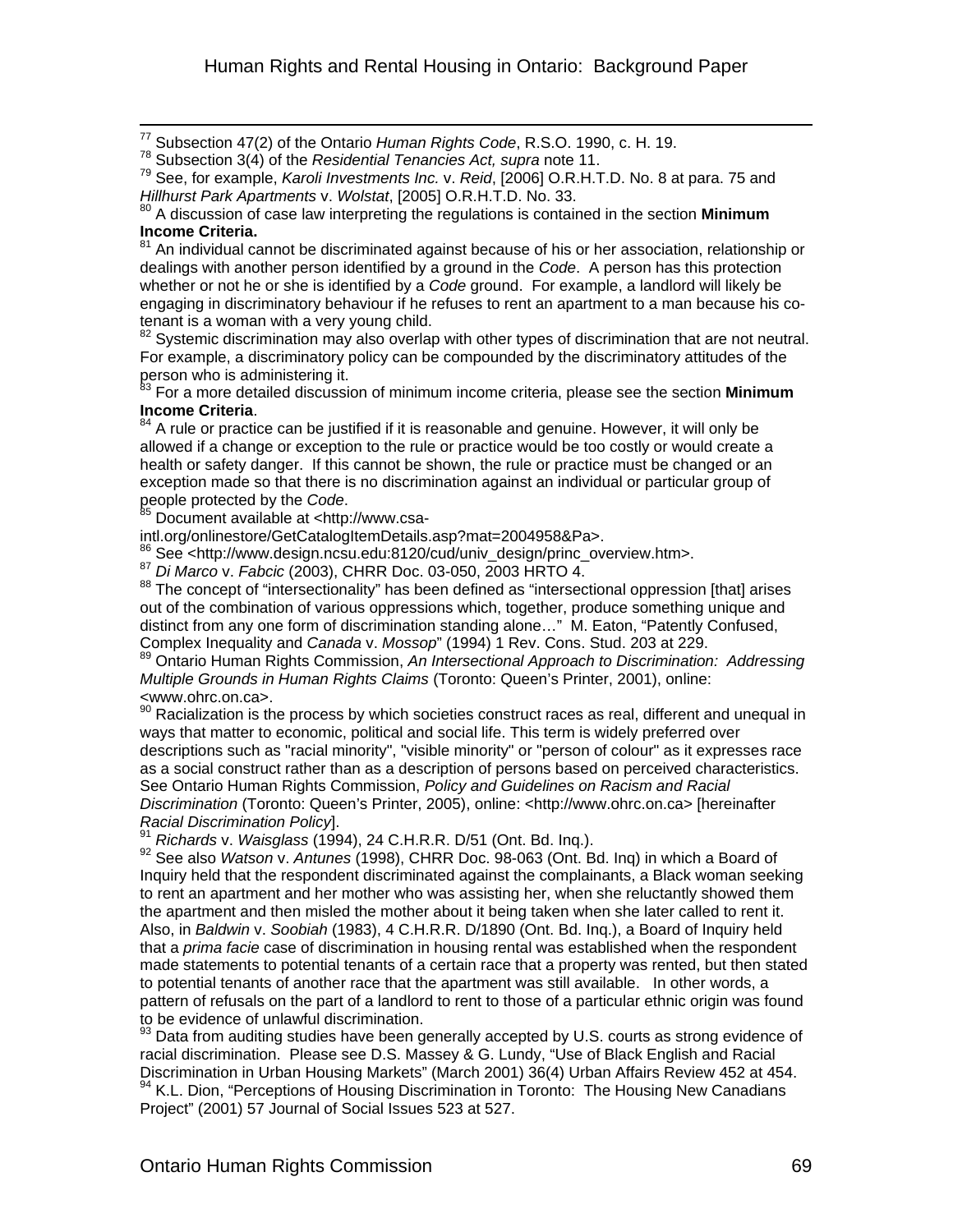[77] Subsection 47(2) of the Ontario *Human Rights Code*, R.S.O. 1990, c. H. 19.

[78] Subsection 3(4) of the *Residential Tenancies Act, supra* note 11.

[79] See, for example, *Karoli Investments Inc.* v. *Reid*, [2006] O.R.H.T.D. No. 8 at para. 75 and *Hillhurst Park Apartments* v. *Wolstat*, [2005] O.R.H.T.D. No. 33.

[80] A discussion of case law interpreting the regulations is contained in the section **Minimum Income Criteria.**

[81] An individual cannot be discriminated against because of his or her association, relationship or dealings with another person identified by a ground in the *Code*. A person has this protection whether or not he or she is identified by a *Code* ground. For example, a landlord will likely be engaging in discriminatory behaviour if he refuses to rent an apartment to a man because his co-tenant is a woman with a very young child.

[82] Systemic discrimination may also overlap with other types of discrimination that are not neutral. For example, a discriminatory policy can be compounded by the discriminatory attitudes of the person who is administering it.

[83] For a more detailed discussion of minimum income criteria, please see the section **Minimum Income Criteria**.

[84] A rule or practice can be justified if it is reasonable and genuine. However, it will only be allowed if a change or exception to the rule or practice would be too costly or would create a health or safety danger. If this cannot be shown, the rule or practice must be changed or an exception made so that there is no discrimination against an individual or particular group of people protected by the *Code*.

[85] Document available at <http://www.csa-intl.org/onlinestore/GetCatalogItemDetails.asp?mat=2004958&Pa>.

[86] See <http://www.design.ncsu.edu:8120/cud/univ_design/princ_overview.htm>.

[87] *Di Marco* v. *Fabcic* (2003), CHRR Doc. 03-050, 2003 HRTO 4.

[88] The concept of "intersectionality" has been defined as "intersectional oppression [that] arises out of the combination of various oppressions which, together, produce something unique and distinct from any one form of discrimination standing alone…" M. Eaton, "Patently Confused, Complex Inequality and *Canada* v. *Mossop*" (1994) 1 Rev. Cons. Stud. 203 at 229.

[89] Ontario Human Rights Commission, *An Intersectional Approach to Discrimination: Addressing Multiple Grounds in Human Rights Claims* (Toronto: Queen's Printer, 2001), online: <www.ohrc.on.ca>.

[90] Racialization is the process by which societies construct races as real, different and unequal in ways that matter to economic, political and social life. This term is widely preferred over descriptions such as "racial minority", "visible minority" or "person of colour" as it expresses race as a social construct rather than as a description of persons based on perceived characteristics. See Ontario Human Rights Commission, *Policy and Guidelines on Racism and Racial Discrimination* (Toronto: Queen's Printer, 2005), online: <http://www.ohrc.on.ca> [hereinafter *Racial Discrimination Policy*].

[91] *Richards* v. *Waisglass* (1994), 24 C.H.R.R. D/51 (Ont. Bd. Inq.).

[92] See also *Watson* v. *Antunes* (1998), CHRR Doc. 98-063 (Ont. Bd. Inq) in which a Board of Inquiry held that the respondent discriminated against the complainants, a Black woman seeking to rent an apartment and her mother who was assisting her, when she reluctantly showed them the apartment and then misled the mother about it being taken when she later called to rent it. Also, in *Baldwin* v. *Soobiah* (1983), 4 C.H.R.R. D/1890 (Ont. Bd. Inq.), a Board of Inquiry held that a *prima facie* case of discrimination in housing rental was established when the respondent made statements to potential tenants of a certain race that a property was rented, but then stated to potential tenants of another race that the apartment was still available. In other words, a pattern of refusals on the part of a landlord to rent to those of a particular ethnic origin was found to be evidence of unlawful discrimination.

[93] Data from auditing studies have been generally accepted by U.S. courts as strong evidence of racial discrimination. Please see D.S. Massey & G. Lundy, "Use of Black English and Racial Discrimination in Urban Housing Markets" (March 2001) 36(4) Urban Affairs Review 452 at 454.

[94] K.L. Dion, "Perceptions of Housing Discrimination in Toronto: The Housing New Canadians Project" (2001) 57 Journal of Social Issues 523 at 527.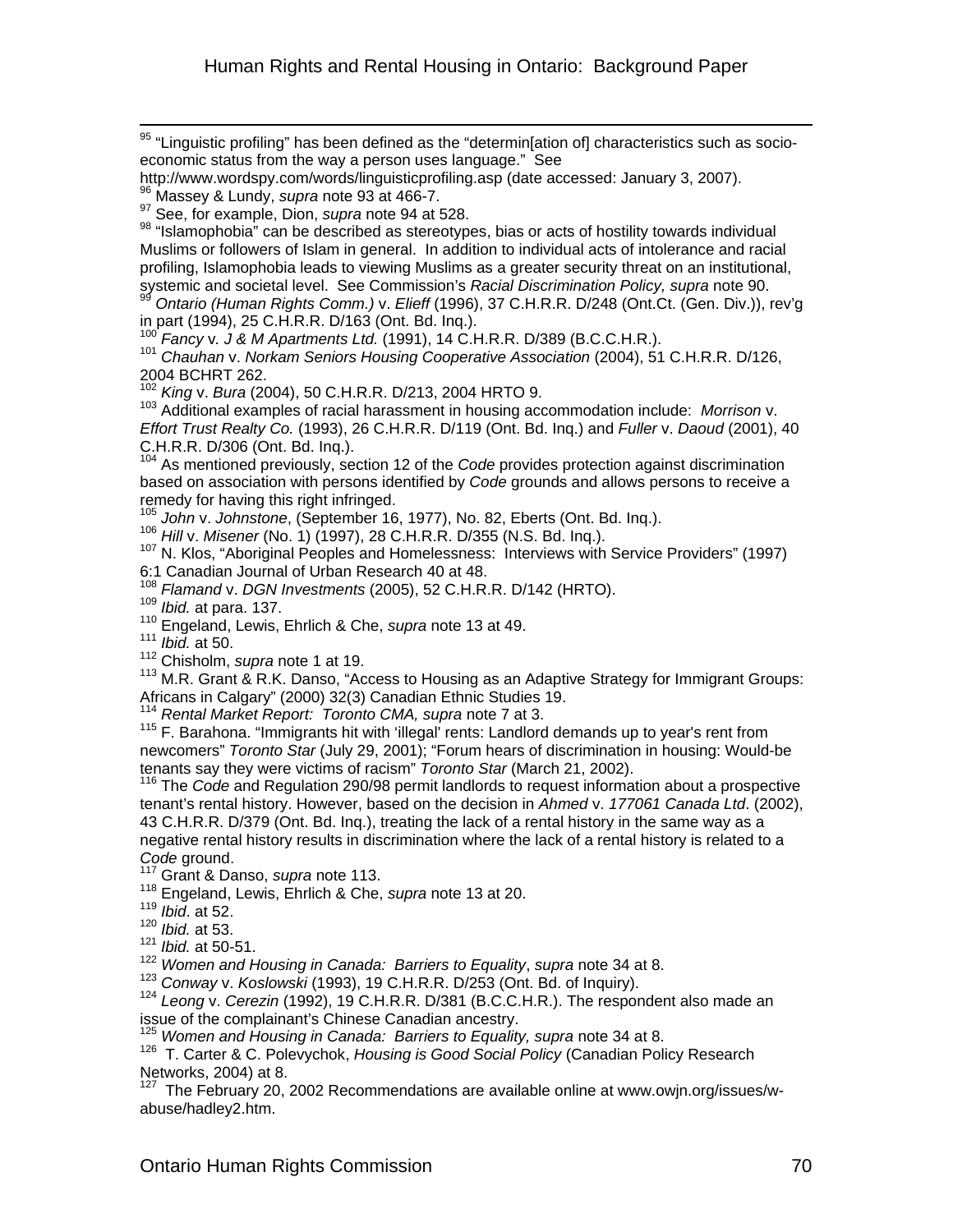[95] "Linguistic profiling" has been defined as the "determin[ation of] characteristics such as socio-economic status from the way a person uses language." See http://www.wordspy.com/words/linguisticprofiling.asp (date accessed: January 3, 2007).

[96] Massey & Lundy, *supra* note 93 at 466-7.

[97] See, for example, Dion, *supra* note 94 at 528.

[98] "Islamophobia" can be described as stereotypes, bias or acts of hostility towards individual Muslims or followers of Islam in general. In addition to individual acts of intolerance and racial profiling, Islamophobia leads to viewing Muslims as a greater security threat on an institutional, systemic and societal level. See Commission's *Racial Discrimination Policy, supra* note 90.

[99] *Ontario (Human Rights Comm.)* v. *Elieff* (1996), 37 C.H.R.R. D/248 (Ont.Ct. (Gen. Div.)), rev'g in part (1994), 25 C.H.R.R. D/163 (Ont. Bd. Inq.).

[100] *Fancy* v. *J & M Apartments Ltd.* (1991), 14 C.H.R.R. D/389 (B.C.C.H.R.).

[101] *Chauhan* v. *Norkam Seniors Housing Cooperative Association* (2004), 51 C.H.R.R. D/126, 2004 BCHRT 262.

[102] *King* v. *Bura* (2004), 50 C.H.R.R. D/213, 2004 HRTO 9.

[103] Additional examples of racial harassment in housing accommodation include: *Morrison* v. *Effort Trust Realty Co.* (1993), 26 C.H.R.R. D/119 (Ont. Bd. Inq.) and *Fuller* v. *Daoud* (2001), 40 C.H.R.R. D/306 (Ont. Bd. Inq.).

[104] As mentioned previously, section 12 of the *Code* provides protection against discrimination based on association with persons identified by *Code* grounds and allows persons to receive a remedy for having this right infringed.

[105] *John* v. *Johnstone*, (September 16, 1977), No. 82, Eberts (Ont. Bd. Inq.).

[106] *Hill* v. *Misener* (No. 1) (1997), 28 C.H.R.R. D/355 (N.S. Bd. Inq.).

[107] N. Klos, "Aboriginal Peoples and Homelessness: Interviews with Service Providers" (1997) 6:1 Canadian Journal of Urban Research 40 at 48.

[108] *Flamand* v. *DGN Investments* (2005), 52 C.H.R.R. D/142 (HRTO).

[109] *Ibid.* at para. 137.

[110] Engeland, Lewis, Ehrlich & Che, *supra* note 13 at 49.

[111] *Ibid.* at 50.

[112] Chisholm, *supra* note 1 at 19.

[113] M.R. Grant & R.K. Danso, "Access to Housing as an Adaptive Strategy for Immigrant Groups: Africans in Calgary" (2000) 32(3) Canadian Ethnic Studies 19.

[114] *Rental Market Report: Toronto CMA, supra* note 7 at 3.

[115] F. Barahona. "Immigrants hit with 'illegal' rents: Landlord demands up to year's rent from newcomers" *Toronto Star* (July 29, 2001); "Forum hears of discrimination in housing: Would-be tenants say they were victims of racism" *Toronto Star* (March 21, 2002).

[116] The *Code* and Regulation 290/98 permit landlords to request information about a prospective tenant's rental history. However, based on the decision in *Ahmed* v. *177061 Canada Ltd*. (2002), 43 C.H.R.R. D/379 (Ont. Bd. Inq.), treating the lack of a rental history in the same way as a negative rental history results in discrimination where the lack of a rental history is related to a *Code* ground.

[117] Grant & Danso, *supra* note 113.

[118] Engeland, Lewis, Ehrlich & Che, *supra* note 13 at 20.

[119] *Ibid*. at 52.

[120] *Ibid.* at 53.

[121] *Ibid.* at 50-51.

[122] *Women and Housing in Canada: Barriers to Equality*, *supra* note 34 at 8.

[123] *Conway* v. *Koslowski* (1993), 19 C.H.R.R. D/253 (Ont. Bd. of Inquiry).

[124] *Leong* v. *Cerezin* (1992), 19 C.H.R.R. D/381 (B.C.C.H.R.). The respondent also made an issue of the complainant's Chinese Canadian ancestry.

[125] *Women and Housing in Canada: Barriers to Equality, supra* note 34 at 8.

[126] T. Carter & C. Polevychok, *Housing is Good Social Policy* (Canadian Policy Research Networks, 2004) at 8.

[127] The February 20, 2002 Recommendations are available online at www.owjn.org/issues/w-abuse/hadley2.htm.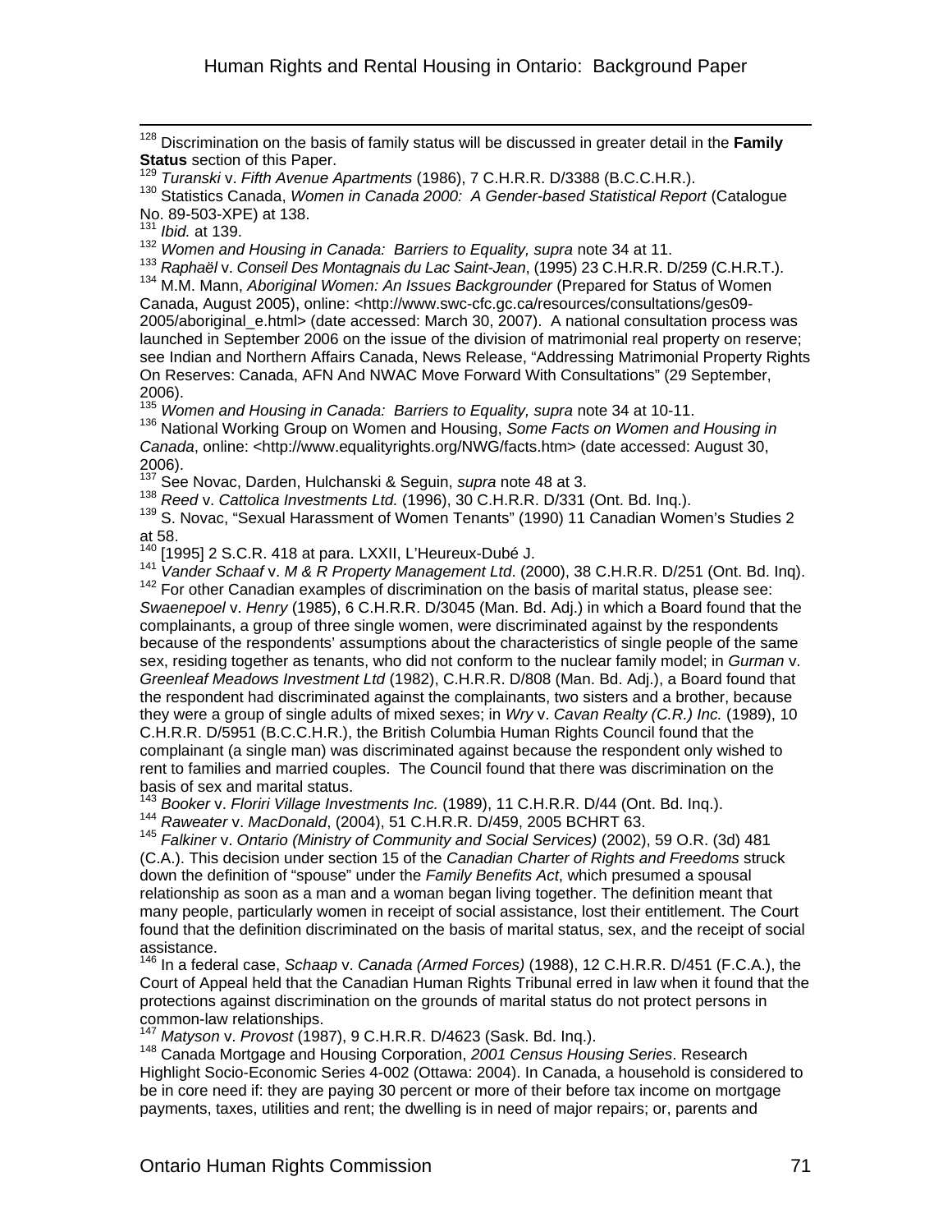[128] Discrimination on the basis of family status will be discussed in greater detail in the **Family Status** section of this Paper.

[129] *Turanski* v. *Fifth Avenue Apartments* (1986), 7 C.H.R.R. D/3388 (B.C.C.H.R.).

[130] Statistics Canada, *Women in Canada 2000: A Gender-based Statistical Report* (Catalogue No. 89-503-XPE) at 138.

[131] *Ibid.* at 139.

[132] *Women and Housing in Canada: Barriers to Equality, supra* note 34 at 11.

[133] *Raphaël* v. *Conseil Des Montagnais du Lac Saint-Jean*, (1995) 23 C.H.R.R. D/259 (C.H.R.T.).

[134] M.M. Mann, *Aboriginal Women: An Issues Backgrounder* (Prepared for Status of Women Canada, August 2005), online: <http://www.swc-cfc.gc.ca/resources/consultations/ges09-2005/aboriginal_e.html> (date accessed: March 30, 2007). A national consultation process was launched in September 2006 on the issue of the division of matrimonial real property on reserve; see Indian and Northern Affairs Canada, News Release, "Addressing Matrimonial Property Rights On Reserves: Canada, AFN And NWAC Move Forward With Consultations" (29 September, 2006).

[135] *Women and Housing in Canada: Barriers to Equality, supra* note 34 at 10-11.

[136] National Working Group on Women and Housing, *Some Facts on Women and Housing in Canada*, online: <http://www.equalityrights.org/NWG/facts.htm> (date accessed: August 30, 2006).

[137] See Novac, Darden, Hulchanski & Seguin, *supra* note 48 at 3.

[138] *Reed* v. *Cattolica Investments Ltd.* (1996), 30 C.H.R.R. D/331 (Ont. Bd. Inq.).

[139] S. Novac, "Sexual Harassment of Women Tenants" (1990) 11 Canadian Women's Studies 2 at 58.

[140] [1995] 2 S.C.R. 418 at para. LXXII, L'Heureux-Dubé J.

[141] *Vander Schaaf* v. *M & R Property Management Ltd*. (2000), 38 C.H.R.R. D/251 (Ont. Bd. Inq).

[142] For other Canadian examples of discrimination on the basis of marital status, please see: *Swaenepoel* v. *Henry* (1985), 6 C.H.R.R. D/3045 (Man. Bd. Adj.) in which a Board found that the complainants, a group of three single women, were discriminated against by the respondents because of the respondents' assumptions about the characteristics of single people of the same sex, residing together as tenants, who did not conform to the nuclear family model; in *Gurman* v. *Greenleaf Meadows Investment Ltd* (1982), C.H.R.R. D/808 (Man. Bd. Adj.), a Board found that the respondent had discriminated against the complainants, two sisters and a brother, because they were a group of single adults of mixed sexes; in *Wry* v. *Cavan Realty (C.R.) Inc.* (1989), 10 C.H.R.R. D/5951 (B.C.C.H.R.), the British Columbia Human Rights Council found that the complainant (a single man) was discriminated against because the respondent only wished to rent to families and married couples. The Council found that there was discrimination on the basis of sex and marital status.

[143] *Booker* v. *Floriri Village Investments Inc.* (1989), 11 C.H.R.R. D/44 (Ont. Bd. Inq.).

[144] *Raweater* v. *MacDonald*, (2004), 51 C.H.R.R. D/459, 2005 BCHRT 63.

[145] *Falkiner* v. *Ontario (Ministry of Community and Social Services)* (2002), 59 O.R. (3d) 481 (C.A.). This decision under section 15 of the *Canadian Charter of Rights and Freedoms* struck down the definition of "spouse" under the *Family Benefits Act*, which presumed a spousal relationship as soon as a man and a woman began living together. The definition meant that many people, particularly women in receipt of social assistance, lost their entitlement. The Court found that the definition discriminated on the basis of marital status, sex, and the receipt of social assistance.

[146] In a federal case, *Schaap* v. *Canada (Armed Forces)* (1988), 12 C.H.R.R. D/451 (F.C.A.), the Court of Appeal held that the Canadian Human Rights Tribunal erred in law when it found that the protections against discrimination on the grounds of marital status do not protect persons in common-law relationships.

[147] *Matyson* v. *Provost* (1987), 9 C.H.R.R. D/4623 (Sask. Bd. Inq.).

[148] Canada Mortgage and Housing Corporation, *2001 Census Housing Series*. Research Highlight Socio-Economic Series 4-002 (Ottawa: 2004). In Canada, a household is considered to be in core need if: they are paying 30 percent or more of their before tax income on mortgage payments, taxes, utilities and rent; the dwelling is in need of major repairs; or, parents and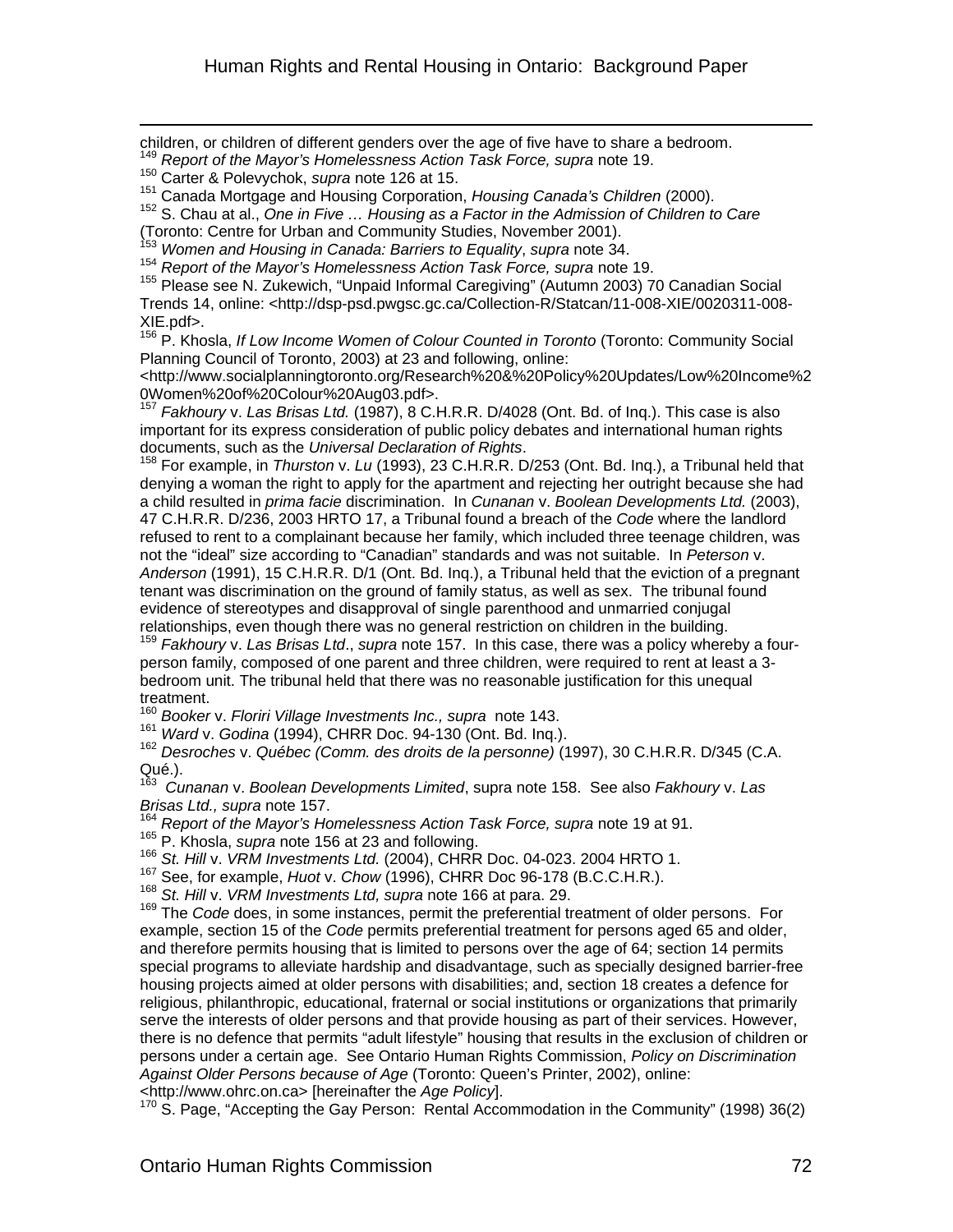children, or children of different genders over the age of five have to share a bedroom.

[149] *Report of the Mayor's Homelessness Action Task Force, supra* note 19.

[150] Carter & Polevychok, *supra* note 126 at 15.

[151] Canada Mortgage and Housing Corporation, *Housing Canada's Children* (2000).

[152] S. Chau at al., *One in Five … Housing as a Factor in the Admission of Children to Care* (Toronto: Centre for Urban and Community Studies, November 2001).

[153] *Women and Housing in Canada: Barriers to Equality*, *supra* note 34.

[154] *Report of the Mayor's Homelessness Action Task Force, supra* note 19.

[155] Please see N. Zukewich, "Unpaid Informal Caregiving" (Autumn 2003) 70 Canadian Social Trends 14, online: <http://dsp-psd.pwgsc.gc.ca/Collection-R/Statcan/11-008-XIE/0020311-008-XIE.pdf>.

[156] P. Khosla, *If Low Income Women of Colour Counted in Toronto* (Toronto: Community Social Planning Council of Toronto, 2003) at 23 and following, online: <http://www.socialplanningtoronto.org/Research%20&%20Policy%20Updates/Low%20Income%20Women%20of%20Colour%20Aug03.pdf>.

[157] *Fakhoury* v. *Las Brisas Ltd.* (1987), 8 C.H.R.R. D/4028 (Ont. Bd. of Inq.). This case is also important for its express consideration of public policy debates and international human rights documents, such as the *Universal Declaration of Rights*.

[158] For example, in *Thurston* v. *Lu* (1993), 23 C.H.R.R. D/253 (Ont. Bd. Inq.), a Tribunal held that denying a woman the right to apply for the apartment and rejecting her outright because she had a child resulted in *prima facie* discrimination. In *Cunanan* v. *Boolean Developments Ltd.* (2003), 47 C.H.R.R. D/236, 2003 HRTO 17, a Tribunal found a breach of the *Code* where the landlord refused to rent to a complainant because her family, which included three teenage children, was not the "ideal" size according to "Canadian" standards and was not suitable. In *Peterson* v. *Anderson* (1991), 15 C.H.R.R. D/1 (Ont. Bd. Inq.), a Tribunal held that the eviction of a pregnant tenant was discrimination on the ground of family status, as well as sex. The tribunal found evidence of stereotypes and disapproval of single parenthood and unmarried conjugal relationships, even though there was no general restriction on children in the building.

[159] *Fakhoury* v. *Las Brisas Ltd*., *supra* note 157. In this case, there was a policy whereby a four-person family, composed of one parent and three children, were required to rent at least a 3-bedroom unit. The tribunal held that there was no reasonable justification for this unequal treatment.

[160] *Booker* v. *Floriri Village Investments Inc., supra* note 143.

[161] *Ward* v. *Godina* (1994), CHRR Doc. 94-130 (Ont. Bd. Inq.).

[162] *Desroches* v. *Québec (Comm. des droits de la personne)* (1997), 30 C.H.R.R. D/345 (C.A. Qué.).

[163] *Cunanan* v. *Boolean Developments Limited*, supra note 158. See also *Fakhoury* v. *Las Brisas Ltd., supra* note 157.

[164] *Report of the Mayor's Homelessness Action Task Force, supra* note 19 at 91.

[165] P. Khosla, *supra* note 156 at 23 and following.

[166] *St. Hill* v. *VRM Investments Ltd.* (2004), CHRR Doc. 04-023. 2004 HRTO 1.

[167] See, for example, *Huot* v. *Chow* (1996), CHRR Doc 96-178 (B.C.C.H.R.).

[168] *St. Hill* v. *VRM Investments Ltd, supra* note 166 at para. 29.

[169] The *Code* does, in some instances, permit the preferential treatment of older persons. For example, section 15 of the *Code* permits preferential treatment for persons aged 65 and older, and therefore permits housing that is limited to persons over the age of 64; section 14 permits special programs to alleviate hardship and disadvantage, such as specially designed barrier-free housing projects aimed at older persons with disabilities; and, section 18 creates a defence for religious, philanthropic, educational, fraternal or social institutions or organizations that primarily serve the interests of older persons and that provide housing as part of their services. However, there is no defence that permits "adult lifestyle" housing that results in the exclusion of children or persons under a certain age. See Ontario Human Rights Commission, *Policy on Discrimination Against Older Persons because of Age* (Toronto: Queen's Printer, 2002), online: <http://www.ohrc.on.ca> [hereinafter the *Age Policy*].

[170] S. Page, "Accepting the Gay Person: Rental Accommodation in the Community" (1998) 36(2)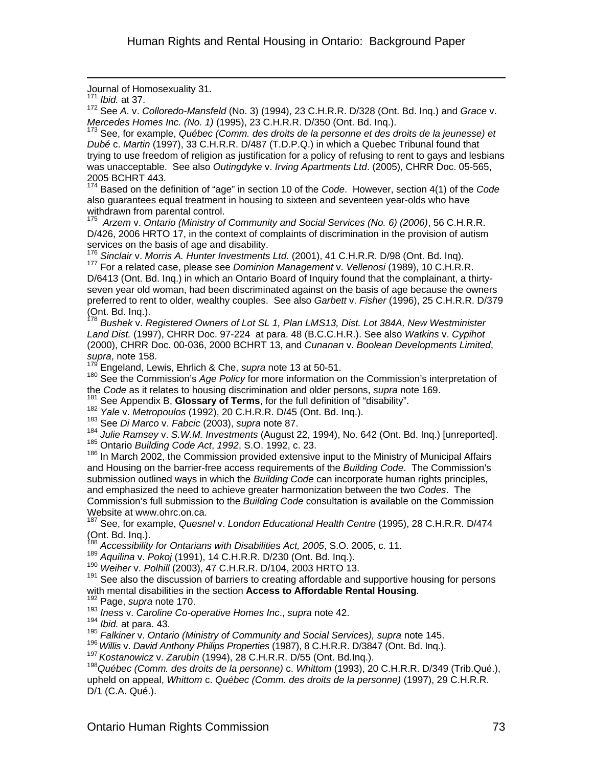Journal of Homosexuality 31.

[171] *Ibid.* at 37.

[172] See *A*. v. *Colloredo-Mansfeld* (No. 3) (1994), 23 C.H.R.R. D/328 (Ont. Bd. Inq.) and *Grace* v. *Mercedes Homes Inc. (No. 1)* (1995), 23 C.H.R.R. D/350 (Ont. Bd. Inq.).

[173] See, for example, *Québec (Comm. des droits de la personne et des droits de la jeunesse) et Dubé* c. *Martin* (1997), 33 C.H.R.R. D/487 (T.D.P.Q.) in which a Quebec Tribunal found that trying to use freedom of religion as justification for a policy of refusing to rent to gays and lesbians was unacceptable. See also *Outingdyke* v. *Irving Apartments Ltd*. (2005), CHRR Doc. 05-565, 2005 BCHRT 443.

[174] Based on the definition of "age" in section 10 of the *Code*. However, section 4(1) of the *Code* also guarantees equal treatment in housing to sixteen and seventeen year-olds who have withdrawn from parental control.

[175] *Arzem* v. *Ontario (Ministry of Community and Social Services (No. 6) (2006)*, 56 C.H.R.R. D/426, 2006 HRTO 17, in the context of complaints of discrimination in the provision of autism services on the basis of age and disability.

[176] *Sinclair* v. *Morris A. Hunter Investments Ltd.* (2001), 41 C.H.R.R. D/98 (Ont. Bd. Inq).

[177] For a related case, please see *Dominion Management* v. *Vellenosi* (1989), 10 C.H.R.R. D/6413 (Ont. Bd. Inq.) in which an Ontario Board of Inquiry found that the complainant, a thirty-seven year old woman, had been discriminated against on the basis of age because the owners preferred to rent to older, wealthy couples. See also *Garbett* v. *Fisher* (1996), 25 C.H.R.R. D/379 (Ont. Bd. Inq.).

[178] *Bushek* v. *Registered Owners of Lot SL 1, Plan LMS13, Dist. Lot 384A, New Westminister Land Dist.* (1997), CHRR Doc. 97-224 at para. 48 (B.C.C.H.R.). See also *Watkins* v. *Cypihot* (2000), CHRR Doc. 00-036, 2000 BCHRT 13, and *Cunanan* v. *Boolean Developments Limited*, *supra*, note 158.

[179] Engeland, Lewis, Ehrlich & Che, *supra* note 13 at 50-51.

[180] See the Commission's *Age Policy* for more information on the Commission's interpretation of the *Code* as it relates to housing discrimination and older persons, *supra* note 169.

[181] See Appendix B, **Glossary of Terms**, for the full definition of "disability".

[182] *Yale* v. *Metropoulos* (1992), 20 C.H.R.R. D/45 (Ont. Bd. Inq.).

[183] See *Di Marco* v. *Fabcic* (2003), *supra* note 87.

[184] *Julie Ramsey* v. *S.W.M. Investments* (August 22, 1994), No. 642 (Ont. Bd. Inq.) [unreported].

[185] Ontario *Building Code Act*, *1992*, S.O. 1992, c. 23.

[186] In March 2002, the Commission provided extensive input to the Ministry of Municipal Affairs and Housing on the barrier-free access requirements of the *Building Code*. The Commission's submission outlined ways in which the *Building Code* can incorporate human rights principles, and emphasized the need to achieve greater harmonization between the two *Codes*. The Commission's full submission to the *Building Code* consultation is available on the Commission Website at www.ohrc.on.ca.

[187] See, for example, *Quesnel* v. *London Educational Health Centre* (1995), 28 C.H.R.R. D/474 (Ont. Bd. Inq.).

[188] *Accessibility for Ontarians with Disabilities Act, 2005*, S.O. 2005, c. 11.

[189] *Aquilina* v. *Pokoj* (1991), 14 C.H.R.R. D/230 (Ont. Bd. Inq.).

[190] *Weiher* v. *Polhill* (2003), 47 C.H.R.R. D/104, 2003 HRTO 13.

[191] See also the discussion of barriers to creating affordable and supportive housing for persons with mental disabilities in the section **Access to Affordable Rental Housing**.

[192] Page, *supra* note 170.

[193] *Iness* v. *Caroline Co-operative Homes Inc*., *supra* note 42.

[194] *Ibid.* at para. 43.

[195] *Falkiner* v. *Ontario (Ministry of Community and Social Services), supra* note 145.

[196] *Willis* v. *David Anthony Philips Properties* (1987), 8 C.H.R.R. D/3847 (Ont. Bd. Inq.).

[197] *Kostanowicz* v. *Zarubin* (1994), 28 C.H.R.R. D/55 (Ont. Bd.Inq.).

[198] *Québec (Comm. des droits de la personne)* c. *Whittom* (1993), 20 C.H.R.R. D/349 (Trib.Qué.), upheld on appeal, *Whittom* c. *Québec (Comm. des droits de la personne)* (1997), 29 C.H.R.R. D/1 (C.A. Qué.).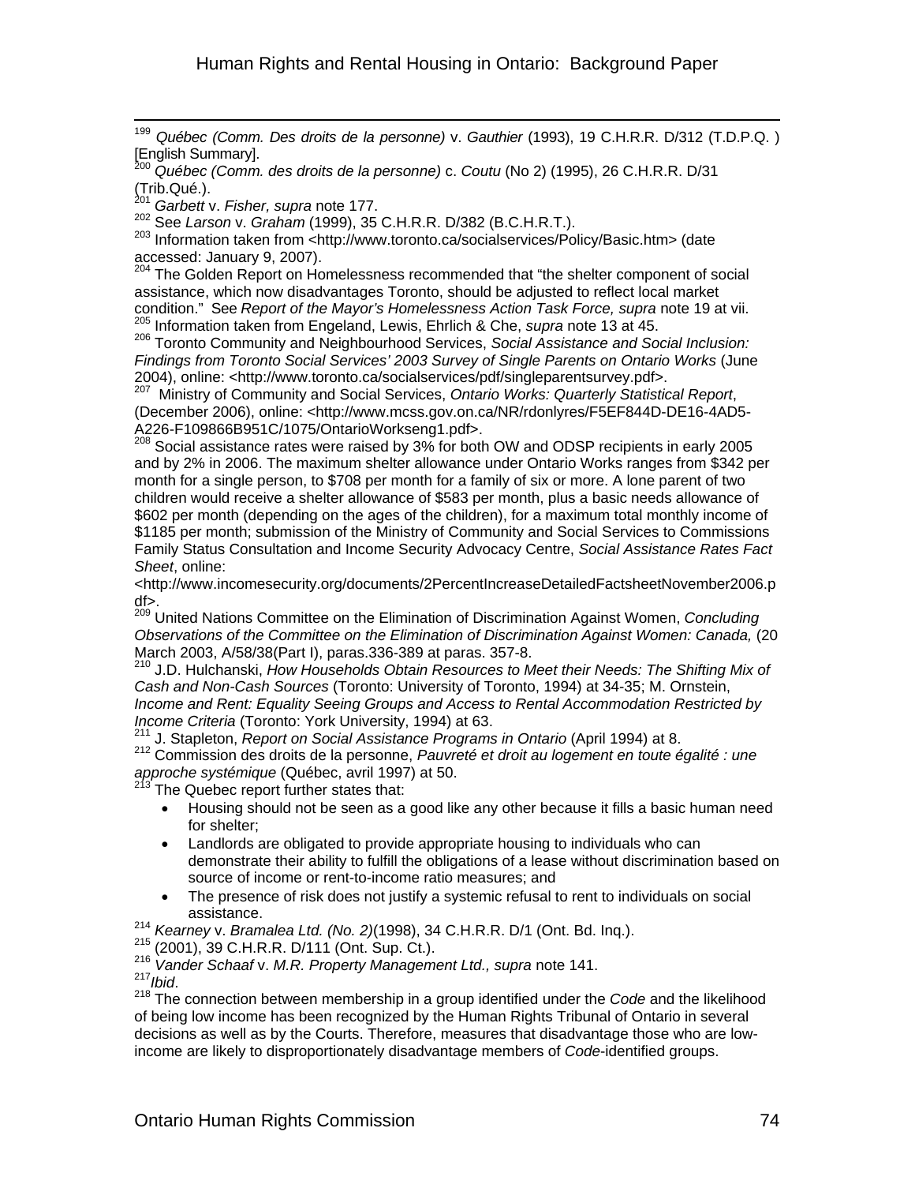[199] *Québec (Comm. Des droits de la personne)* v. *Gauthier* (1993), 19 C.H.R.R. D/312 (T.D.P.Q. ) [English Summary].

[200] *Québec (Comm. des droits de la personne)* c. *Coutu* (No 2) (1995), 26 C.H.R.R. D/31 (Trib.Qué.).

[201] *Garbett* v. *Fisher, supra* note 177.

[202] See *Larson* v. *Graham* (1999), 35 C.H.R.R. D/382 (B.C.H.R.T.).

[203] Information taken from <http://www.toronto.ca/socialservices/Policy/Basic.htm> (date accessed: January 9, 2007).

[204] The Golden Report on Homelessness recommended that "the shelter component of social assistance, which now disadvantages Toronto, should be adjusted to reflect local market condition." See *Report of the Mayor's Homelessness Action Task Force, supra* note 19 at vii.

[205] Information taken from Engeland, Lewis, Ehrlich & Che, *supra* note 13 at 45.

[206] Toronto Community and Neighbourhood Services, *Social Assistance and Social Inclusion: Findings from Toronto Social Services' 2003 Survey of Single Parents on Ontario Works* (June 2004), online: <http://www.toronto.ca/socialservices/pdf/singleparentsurvey.pdf>.

[207] Ministry of Community and Social Services, *Ontario Works: Quarterly Statistical Report*, (December 2006), online: <http://www.mcss.gov.on.ca/NR/rdonlyres/F5EF844D-DE16-4AD5-A226-F109866B951C/1075/OntarioWorkseng1.pdf>.

[208] Social assistance rates were raised by 3% for both OW and ODSP recipients in early 2005 and by 2% in 2006. The maximum shelter allowance under Ontario Works ranges from $342 per month for a single person, to $708 per month for a family of six or more. A lone parent of two children would receive a shelter allowance of $583 per month, plus a basic needs allowance of $602 per month (depending on the ages of the children), for a maximum total monthly income of $1185 per month; submission of the Ministry of Community and Social Services to Commissions Family Status Consultation and Income Security Advocacy Centre, *Social Assistance Rates Fact Sheet*, online:
<http://www.incomesecurity.org/documents/2PercentIncreaseDetailedFactsheetNovember2006.pdf>.

[209] United Nations Committee on the Elimination of Discrimination Against Women, *Concluding Observations of the Committee on the Elimination of Discrimination Against Women: Canada,* (20 March 2003, A/58/38(Part I), paras.336-389 at paras. 357-8.

[210] J.D. Hulchanski, *How Households Obtain Resources to Meet their Needs: The Shifting Mix of Cash and Non-Cash Sources* (Toronto: University of Toronto, 1994) at 34-35; M. Ornstein, *Income and Rent: Equality Seeing Groups and Access to Rental Accommodation Restricted by Income Criteria* (Toronto: York University, 1994) at 63.

[211] J. Stapleton, *Report on Social Assistance Programs in Ontario* (April 1994) at 8.

[212] Commission des droits de la personne, *Pauvreté et droit au logement en toute égalité : une approche systémique* (Québec, avril 1997) at 50.

[213] The Quebec report further states that:

- Housing should not be seen as a good like any other because it fills a basic human need for shelter;
- Landlords are obligated to provide appropriate housing to individuals who can demonstrate their ability to fulfill the obligations of a lease without discrimination based on source of income or rent-to-income ratio measures; and
- The presence of risk does not justify a systemic refusal to rent to individuals on social assistance.

[214] *Kearney* v. *Bramalea Ltd. (No. 2)*(1998), 34 C.H.R.R. D/1 (Ont. Bd. Inq.).

[215] (2001), 39 C.H.R.R. D/111 (Ont. Sup. Ct.).

[216] *Vander Schaaf* v. *M.R. Property Management Ltd., supra* note 141.

[217] *Ibid*.

[218] The connection between membership in a group identified under the *Code* and the likelihood of being low income has been recognized by the Human Rights Tribunal of Ontario in several decisions as well as by the Courts. Therefore, measures that disadvantage those who are low-income are likely to disproportionately disadvantage members of *Code*-identified groups.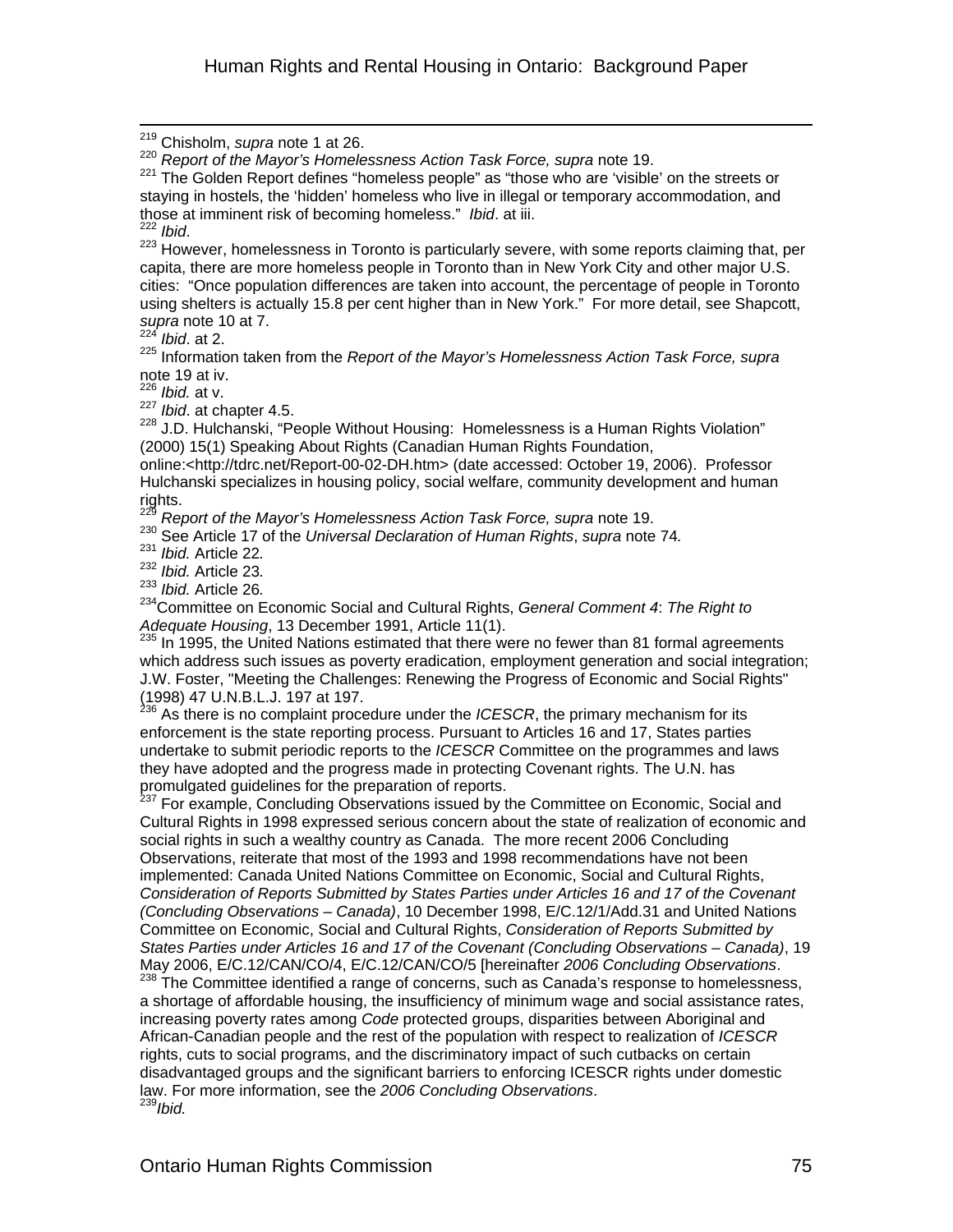[219] Chisholm, *supra* note 1 at 26.

[220] *Report of the Mayor's Homelessness Action Task Force, supra* note 19.

[221] The Golden Report defines "homeless people" as "those who are 'visible' on the streets or staying in hostels, the 'hidden' homeless who live in illegal or temporary accommodation, and those at imminent risk of becoming homeless." *Ibid*. at iii.

[222] *Ibid*.

[223] However, homelessness in Toronto is particularly severe, with some reports claiming that, per capita, there are more homeless people in Toronto than in New York City and other major U.S. cities: "Once population differences are taken into account, the percentage of people in Toronto using shelters is actually 15.8 per cent higher than in New York." For more detail, see Shapcott, *supra* note 10 at 7.

[224] *Ibid*. at 2.

[225] Information taken from the *Report of the Mayor's Homelessness Action Task Force, supra* note 19 at iv.

[226] *Ibid.* at v.

[227] *Ibid*. at chapter 4.5.

[228] J.D. Hulchanski, "People Without Housing: Homelessness is a Human Rights Violation" (2000) 15(1) Speaking About Rights (Canadian Human Rights Foundation, online:<http://tdrc.net/Report-00-02-DH.htm> (date accessed: October 19, 2006). Professor Hulchanski specializes in housing policy, social welfare, community development and human rights.

[229] *Report of the Mayor's Homelessness Action Task Force, supra* note 19.

[230] See Article 17 of the *Universal Declaration of Human Rights*, *supra* note 74*.*

[231] *Ibid.* Article 22*.*

[232] *Ibid.* Article 23*.*

[233] *Ibid.* Article 26*.*

[234] Committee on Economic Social and Cultural Rights, *General Comment 4*: *The Right to Adequate Housing*, 13 December 1991, Article 11(1).

[235] In 1995, the United Nations estimated that there were no fewer than 81 formal agreements which address such issues as poverty eradication, employment generation and social integration; J.W. Foster, "Meeting the Challenges: Renewing the Progress of Economic and Social Rights" (1998) 47 U.N.B.L.J. 197 at 197.

[236] As there is no complaint procedure under the *ICESCR*, the primary mechanism for its enforcement is the state reporting process. Pursuant to Articles 16 and 17, States parties undertake to submit periodic reports to the *ICESCR* Committee on the programmes and laws they have adopted and the progress made in protecting Covenant rights. The U.N. has promulgated guidelines for the preparation of reports.

[237] For example, Concluding Observations issued by the Committee on Economic, Social and Cultural Rights in 1998 expressed serious concern about the state of realization of economic and social rights in such a wealthy country as Canada. The more recent 2006 Concluding Observations, reiterate that most of the 1993 and 1998 recommendations have not been implemented: Canada United Nations Committee on Economic, Social and Cultural Rights, *Consideration of Reports Submitted by States Parties under Articles 16 and 17 of the Covenant (Concluding Observations – Canada)*, 10 December 1998, E/C.12/1/Add.31 and United Nations Committee on Economic, Social and Cultural Rights, *Consideration of Reports Submitted by States Parties under Articles 16 and 17 of the Covenant (Concluding Observations – Canada)*, 19 May 2006, E/C.12/CAN/CO/4, E/C.12/CAN/CO/5 [hereinafter *2006 Concluding Observations*.

[238] The Committee identified a range of concerns, such as Canada's response to homelessness, a shortage of affordable housing, the insufficiency of minimum wage and social assistance rates, increasing poverty rates among *Code* protected groups, disparities between Aboriginal and African-Canadian people and the rest of the population with respect to realization of *ICESCR* rights, cuts to social programs, and the discriminatory impact of such cutbacks on certain disadvantaged groups and the significant barriers to enforcing ICESCR rights under domestic law. For more information, see the *2006 Concluding Observations*.

[239] *Ibid.*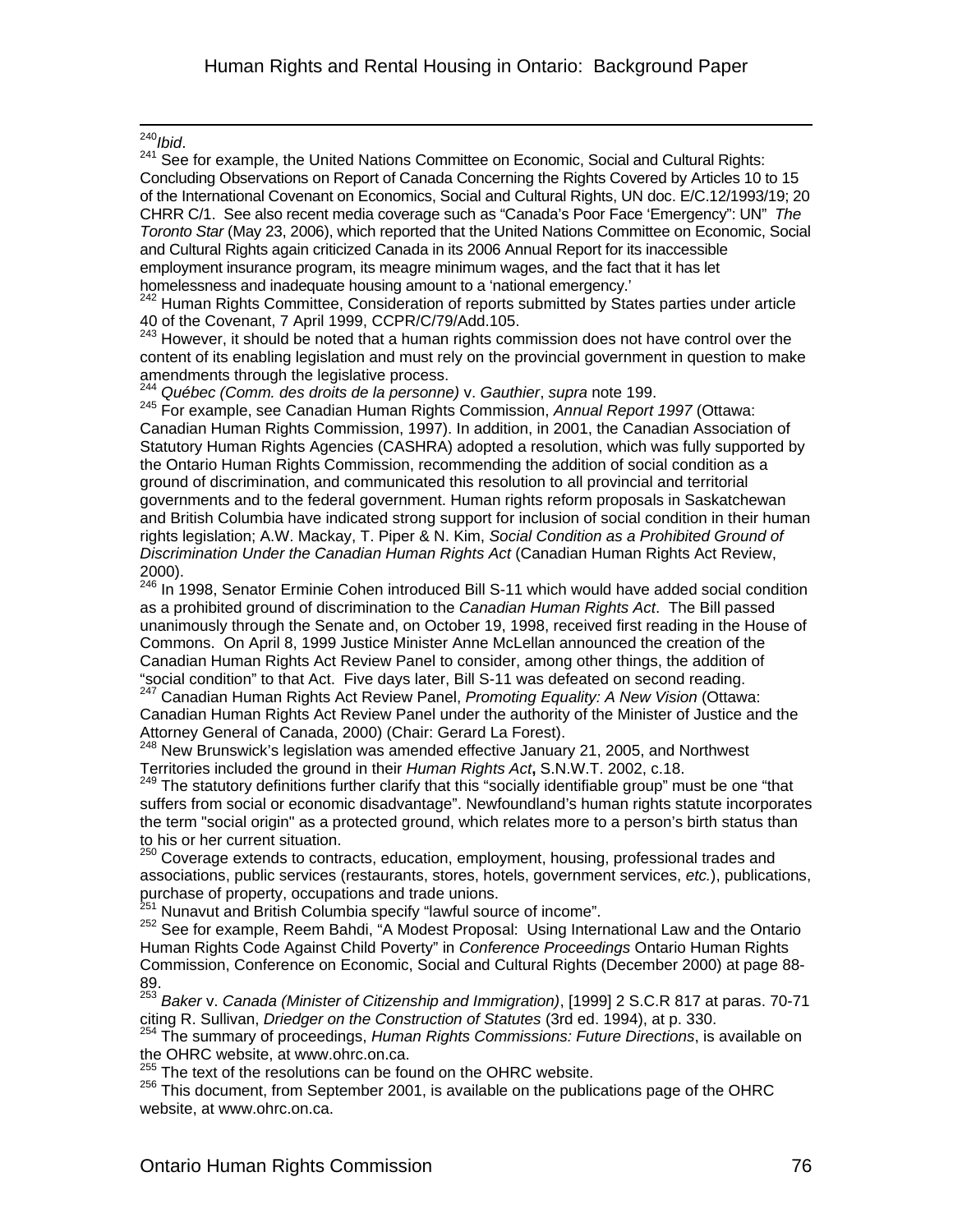[240] *Ibid*.

[241] See for example, the United Nations Committee on Economic, Social and Cultural Rights: Concluding Observations on Report of Canada Concerning the Rights Covered by Articles 10 to 15 of the International Covenant on Economics, Social and Cultural Rights, UN doc. E/C.12/1993/19; 20 CHRR C/1. See also recent media coverage such as "Canada's Poor Face 'Emergency": UN" *The Toronto Star* (May 23, 2006), which reported that the United Nations Committee on Economic, Social and Cultural Rights again criticized Canada in its 2006 Annual Report for its inaccessible employment insurance program, its meagre minimum wages, and the fact that it has let homelessness and inadequate housing amount to a 'national emergency.'

[242] Human Rights Committee, Consideration of reports submitted by States parties under article 40 of the Covenant, 7 April 1999, CCPR/C/79/Add.105.

[243] However, it should be noted that a human rights commission does not have control over the content of its enabling legislation and must rely on the provincial government in question to make amendments through the legislative process.

[244] *Québec (Comm. des droits de la personne)* v. *Gauthier*, *supra* note 199.

[245] For example, see Canadian Human Rights Commission, *Annual Report 1997* (Ottawa: Canadian Human Rights Commission, 1997). In addition, in 2001, the Canadian Association of Statutory Human Rights Agencies (CASHRA) adopted a resolution, which was fully supported by the Ontario Human Rights Commission, recommending the addition of social condition as a ground of discrimination, and communicated this resolution to all provincial and territorial governments and to the federal government. Human rights reform proposals in Saskatchewan and British Columbia have indicated strong support for inclusion of social condition in their human rights legislation; A.W. Mackay, T. Piper & N. Kim, *Social Condition as a Prohibited Ground of Discrimination Under the Canadian Human Rights Act* (Canadian Human Rights Act Review, 2000).

[246] In 1998, Senator Erminie Cohen introduced Bill S-11 which would have added social condition as a prohibited ground of discrimination to the *Canadian Human Rights Act*. The Bill passed unanimously through the Senate and, on October 19, 1998, received first reading in the House of Commons. On April 8, 1999 Justice Minister Anne McLellan announced the creation of the Canadian Human Rights Act Review Panel to consider, among other things, the addition of "social condition" to that Act. Five days later, Bill S-11 was defeated on second reading.

[247] Canadian Human Rights Act Review Panel, *Promoting Equality: A New Vision* (Ottawa: Canadian Human Rights Act Review Panel under the authority of the Minister of Justice and the Attorney General of Canada, 2000) (Chair: Gerard La Forest).

[248] New Brunswick's legislation was amended effective January 21, 2005, and Northwest Territories included the ground in their *Human Rights Act*, S.N.W.T. 2002, c.18.

[249] The statutory definitions further clarify that this "socially identifiable group" must be one "that suffers from social or economic disadvantage". Newfoundland's human rights statute incorporates the term "social origin" as a protected ground, which relates more to a person's birth status than to his or her current situation.

[250] Coverage extends to contracts, education, employment, housing, professional trades and associations, public services (restaurants, stores, hotels, government services, *etc.*), publications, purchase of property, occupations and trade unions.

[251] Nunavut and British Columbia specify "lawful source of income".

[252] See for example, Reem Bahdi, "A Modest Proposal: Using International Law and the Ontario Human Rights Code Against Child Poverty" in *Conference Proceedings* Ontario Human Rights Commission, Conference on Economic, Social and Cultural Rights (December 2000) at page 88-89.

[253] *Baker* v. *Canada (Minister of Citizenship and Immigration)*, [1999] 2 S.C.R 817 at paras. 70-71 citing R. Sullivan, *Driedger on the Construction of Statutes* (3rd ed. 1994), at p. 330.

[254] The summary of proceedings, *Human Rights Commissions: Future Directions*, is available on the OHRC website, at www.ohrc.on.ca.

[255] The text of the resolutions can be found on the OHRC website.

[256] This document, from September 2001, is available on the publications page of the OHRC website, at www.ohrc.on.ca.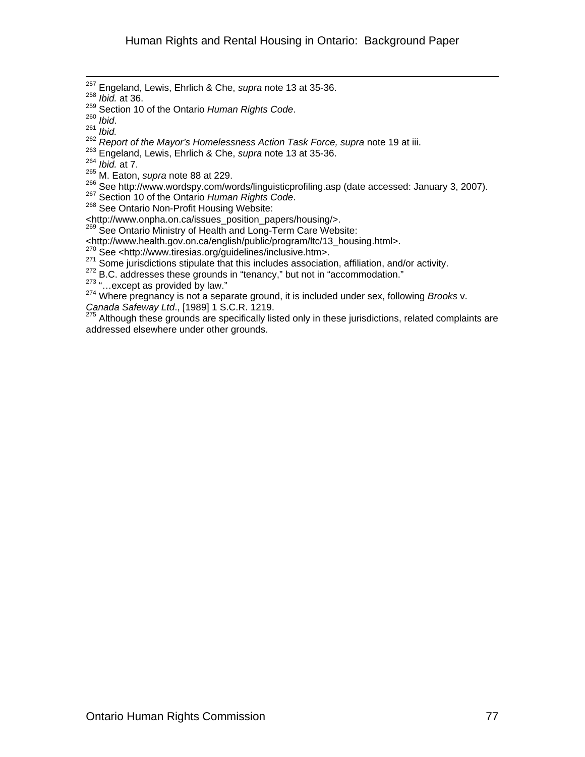[257] Engeland, Lewis, Ehrlich & Che, *supra* note 13 at 35-36.
[258] *Ibid.* at 36.
[259] Section 10 of the Ontario *Human Rights Code*.
[260] *Ibid*.
[261] *Ibid.*
[262] *Report of the Mayor's Homelessness Action Task Force, supra* note 19 at iii.
[263] Engeland, Lewis, Ehrlich & Che, *supra* note 13 at 35-36.
[264] *Ibid.* at 7.
[265] M. Eaton, *supra* note 88 at 229.
[266] See http://www.wordspy.com/words/linguisticprofiling.asp (date accessed: January 3, 2007).
[267] Section 10 of the Ontario *Human Rights Code*.
[268] See Ontario Non-Profit Housing Website:
<http://www.onpha.on.ca/issues_position_papers/housing/>.
[269] See Ontario Ministry of Health and Long-Term Care Website:
<http://www.health.gov.on.ca/english/public/program/ltc/13_housing.html>.
[270] See <http://www.tiresias.org/guidelines/inclusive.htm>.
[271] Some jurisdictions stipulate that this includes association, affiliation, and/or activity.
[272] B.C. addresses these grounds in "tenancy," but not in "accommodation."
[273] "…except as provided by law."
[274] Where pregnancy is not a separate ground, it is included under sex, following *Brooks* v. *Canada Safeway Ltd*., [1989] 1 S.C.R. 1219.
[275] Although these grounds are specifically listed only in these jurisdictions, related complaints are addressed elsewhere under other grounds.